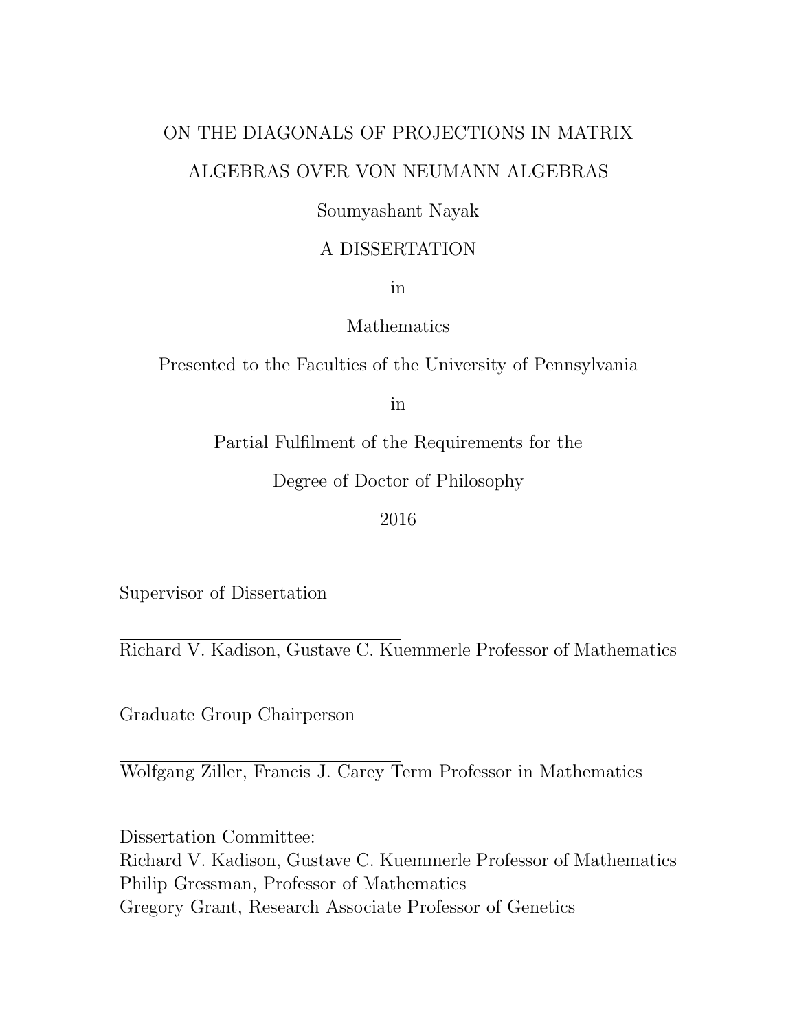# ON THE DIAGONALS OF PROJECTIONS IN MATRIX ALGEBRAS OVER VON NEUMANN ALGEBRAS

Soumyashant Nayak

A DISSERTATION

in

Mathematics

Presented to the Faculties of the University of Pennsylvania

in

Partial Fulfilment of the Requirements for the

Degree of Doctor of Philosophy

2016

Supervisor of Dissertation

______________________________

Richard V. Kadison, Gustave C. Kuemmerle Professor of Mathematics

Graduate Group Chairperson

______________________________

Wolfgang Ziller, Francis J. Carey Term Professor in Mathematics

Dissertation Committee:
Richard V. Kadison, Gustave C. Kuemmerle Professor of Mathematics
Philip Gressman, Professor of Mathematics
Gregory Grant, Research Associate Professor of Genetics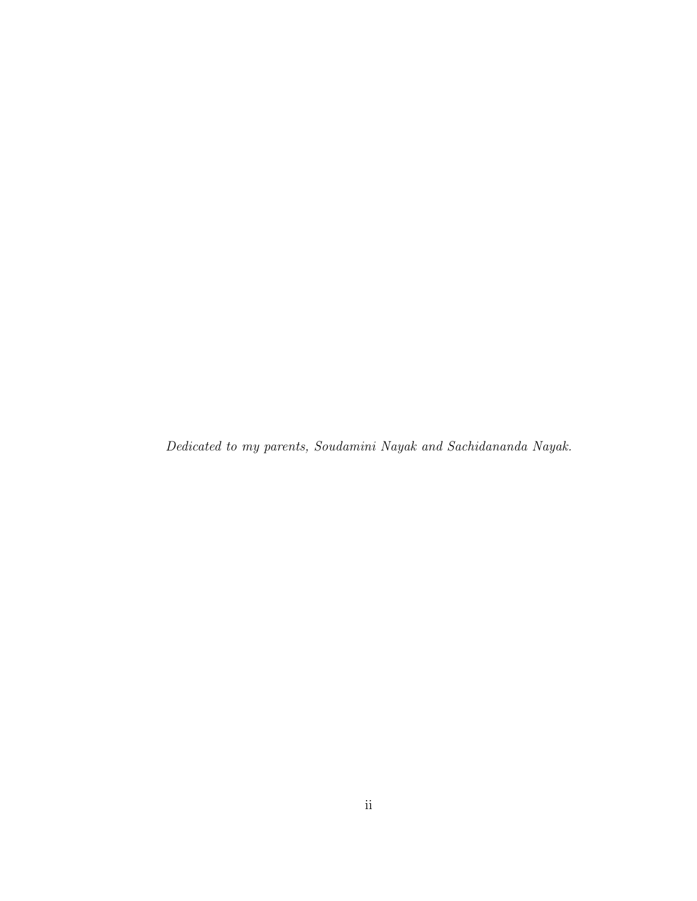*Dedicated to my parents, Soudamini Nayak and Sachidananda Nayak.*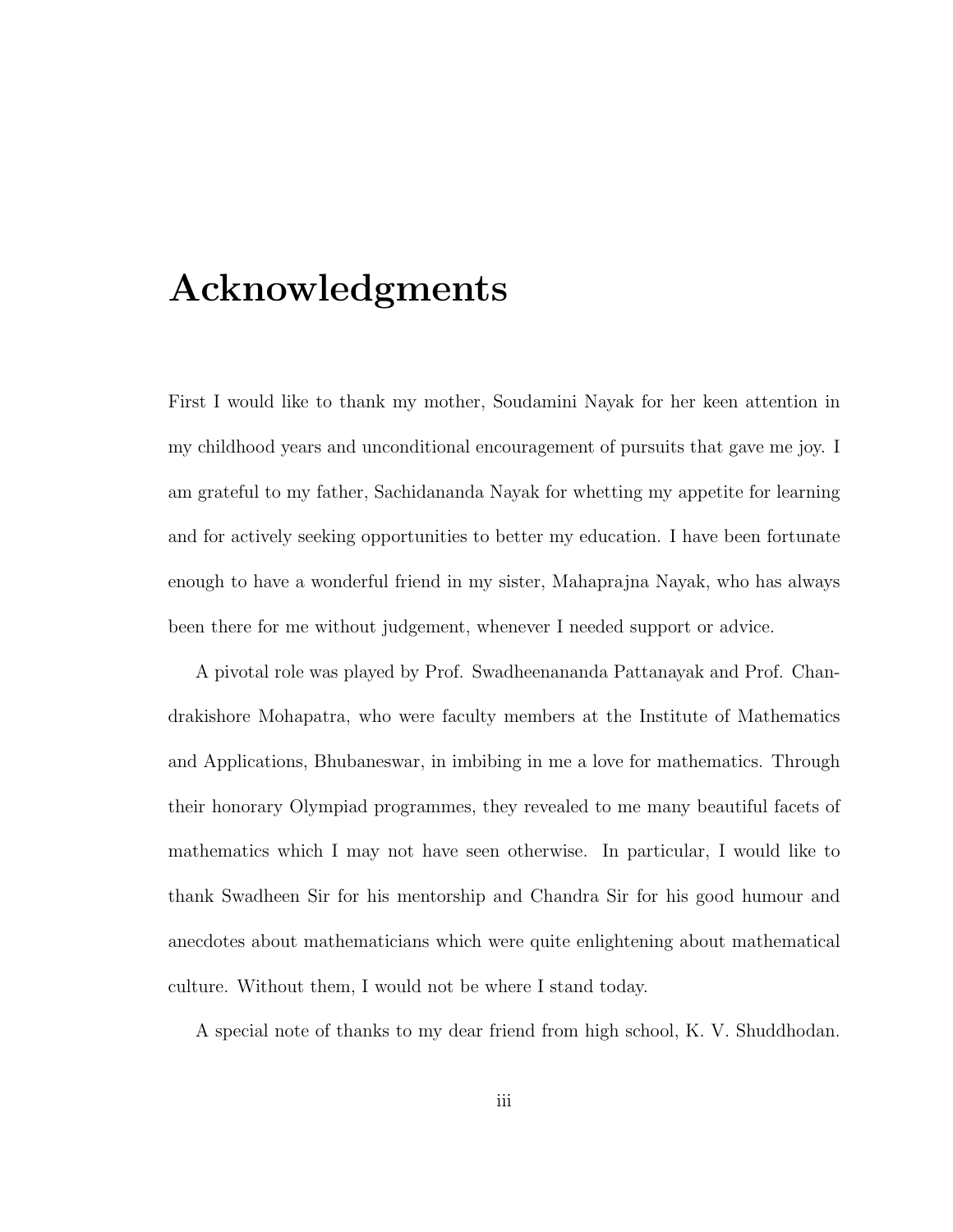# Acknowledgments

First I would like to thank my mother, Soudamini Nayak for her keen attention in my childhood years and unconditional encouragement of pursuits that gave me joy. I am grateful to my father, Sachidananda Nayak for whetting my appetite for learning and for actively seeking opportunities to better my education. I have been fortunate enough to have a wonderful friend in my sister, Mahaprajna Nayak, who has always been there for me without judgement, whenever I needed support or advice.

A pivotal role was played by Prof. Swadheenananda Pattanayak and Prof. Chandrakishore Mohapatra, who were faculty members at the Institute of Mathematics and Applications, Bhubaneswar, in imbibing in me a love for mathematics. Through their honorary Olympiad programmes, they revealed to me many beautiful facets of mathematics which I may not have seen otherwise. In particular, I would like to thank Swadheen Sir for his mentorship and Chandra Sir for his good humour and anecdotes about mathematicians which were quite enlightening about mathematical culture. Without them, I would not be where I stand today.

A special note of thanks to my dear friend from high school, K. V. Shuddhodan.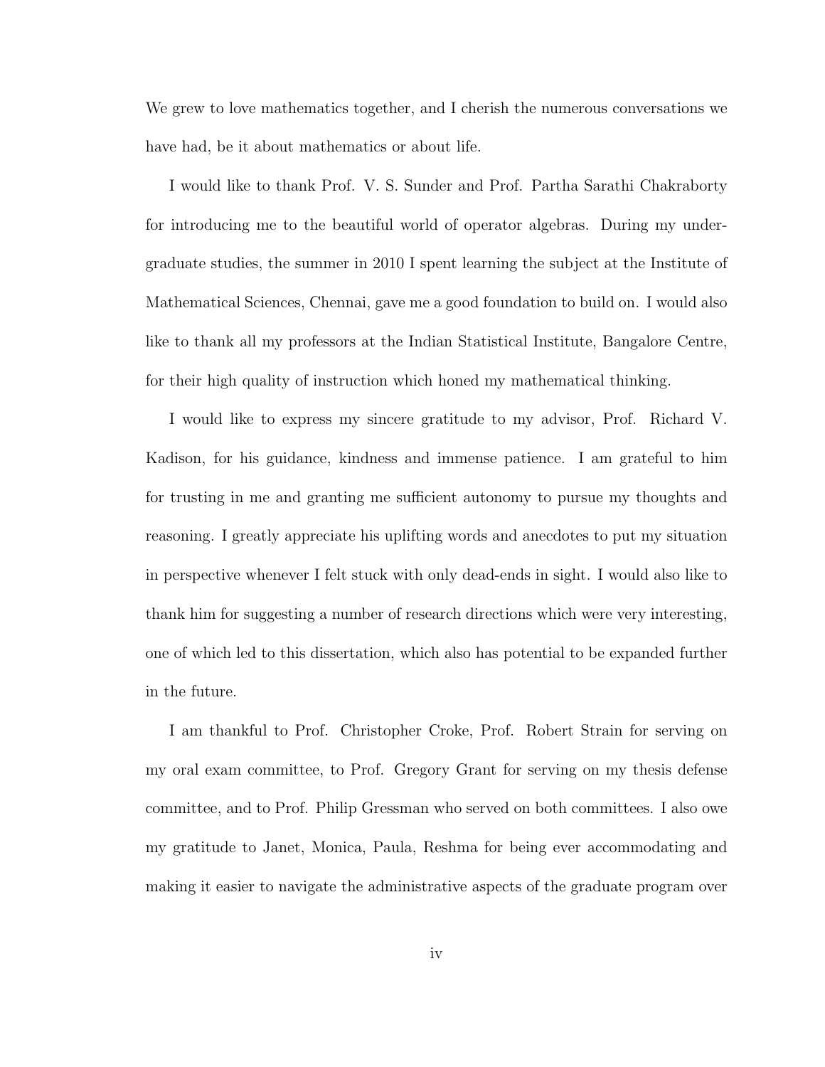We grew to love mathematics together, and I cherish the numerous conversations we have had, be it about mathematics or about life.

I would like to thank Prof. V. S. Sunder and Prof. Partha Sarathi Chakraborty for introducing me to the beautiful world of operator algebras. During my undergraduate studies, the summer in 2010 I spent learning the subject at the Institute of Mathematical Sciences, Chennai, gave me a good foundation to build on. I would also like to thank all my professors at the Indian Statistical Institute, Bangalore Centre, for their high quality of instruction which honed my mathematical thinking.

I would like to express my sincere gratitude to my advisor, Prof. Richard V. Kadison, for his guidance, kindness and immense patience. I am grateful to him for trusting in me and granting me sufficient autonomy to pursue my thoughts and reasoning. I greatly appreciate his uplifting words and anecdotes to put my situation in perspective whenever I felt stuck with only dead-ends in sight. I would also like to thank him for suggesting a number of research directions which were very interesting, one of which led to this dissertation, which also has potential to be expanded further in the future.

I am thankful to Prof. Christopher Croke, Prof. Robert Strain for serving on my oral exam committee, to Prof. Gregory Grant for serving on my thesis defense committee, and to Prof. Philip Gressman who served on both committees. I also owe my gratitude to Janet, Monica, Paula, Reshma for being ever accommodating and making it easier to navigate the administrative aspects of the graduate program over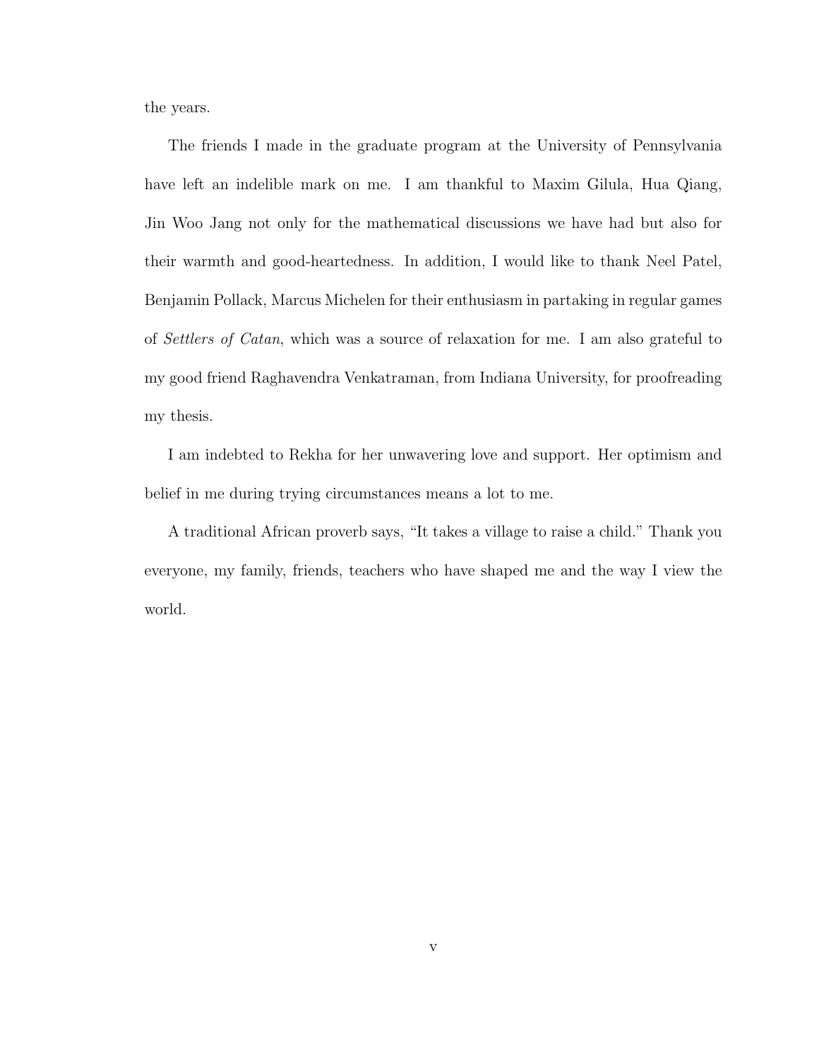the years.

The friends I made in the graduate program at the University of Pennsylvania have left an indelible mark on me. I am thankful to Maxim Gilula, Hua Qiang, Jin Woo Jang not only for the mathematical discussions we have had but also for their warmth and good-heartedness. In addition, I would like to thank Neel Patel, Benjamin Pollack, Marcus Michelen for their enthusiasm in partaking in regular games of *Settlers of Catan*, which was a source of relaxation for me. I am also grateful to my good friend Raghavendra Venkatraman, from Indiana University, for proofreading my thesis.

I am indebted to Rekha for her unwavering love and support. Her optimism and belief in me during trying circumstances means a lot to me.

A traditional African proverb says, "It takes a village to raise a child." Thank you everyone, my family, friends, teachers who have shaped me and the way I view the world.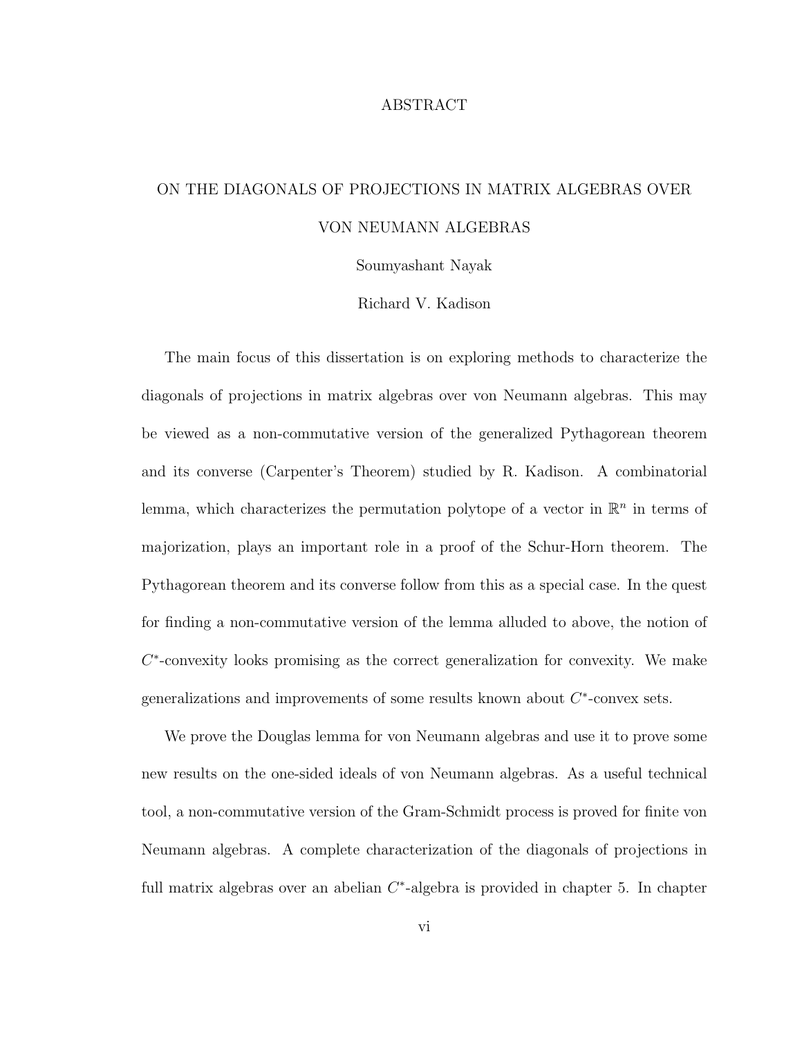# ABSTRACT

## ON THE DIAGONALS OF PROJECTIONS IN MATRIX ALGEBRAS OVER VON NEUMANN ALGEBRAS

Soumyashant Nayak

Richard V. Kadison

The main focus of this dissertation is on exploring methods to characterize the diagonals of projections in matrix algebras over von Neumann algebras. This may be viewed as a non-commutative version of the generalized Pythagorean theorem and its converse (Carpenter's Theorem) studied by R. Kadison. A combinatorial lemma, which characterizes the permutation polytope of a vector in $\mathbb{R}^n$ in terms of majorization, plays an important role in a proof of the Schur-Horn theorem. The Pythagorean theorem and its converse follow from this as a special case. In the quest for finding a non-commutative version of the lemma alluded to above, the notion of $C^*$-convexity looks promising as the correct generalization for convexity. We make generalizations and improvements of some results known about $C^*$-convex sets.

We prove the Douglas lemma for von Neumann algebras and use it to prove some new results on the one-sided ideals of von Neumann algebras. As a useful technical tool, a non-commutative version of the Gram-Schmidt process is proved for finite von Neumann algebras. A complete characterization of the diagonals of projections in full matrix algebras over an abelian $C^*$-algebra is provided in chapter 5. In chapter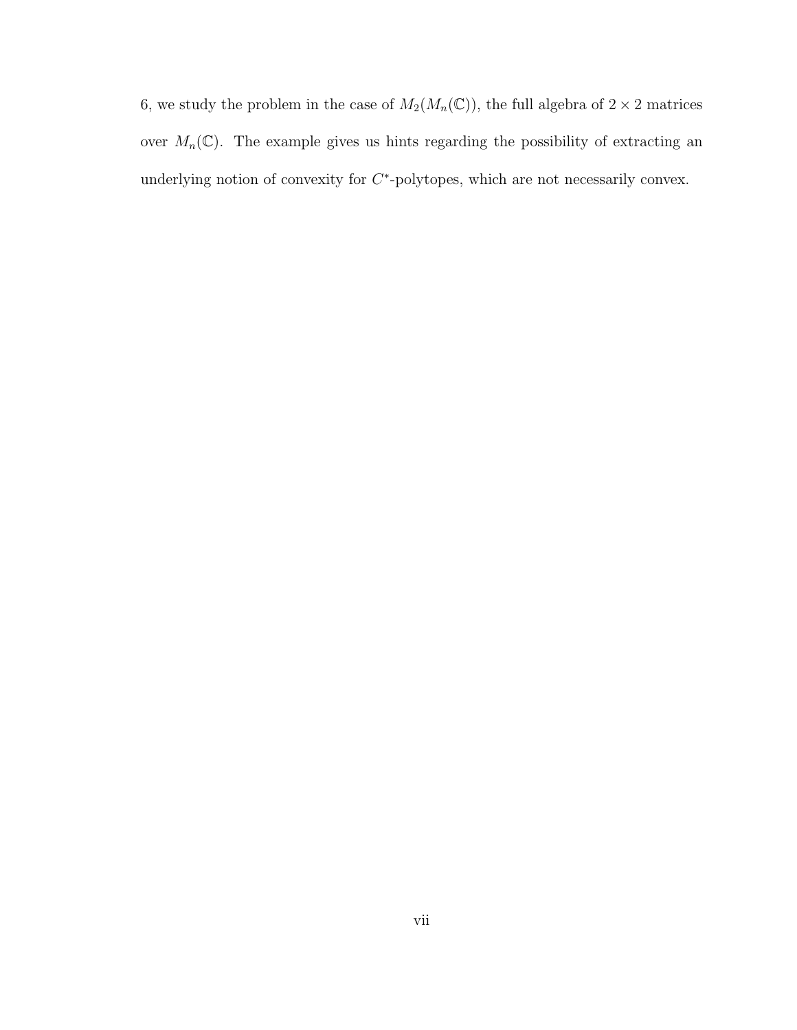6, we study the problem in the case of $M_2(M_n(\mathbb{C}))$, the full algebra of $2 \times 2$ matrices over $M_n(\mathbb{C})$. The example gives us hints regarding the possibility of extracting an underlying notion of convexity for $C^*$-polytopes, which are not necessarily convex.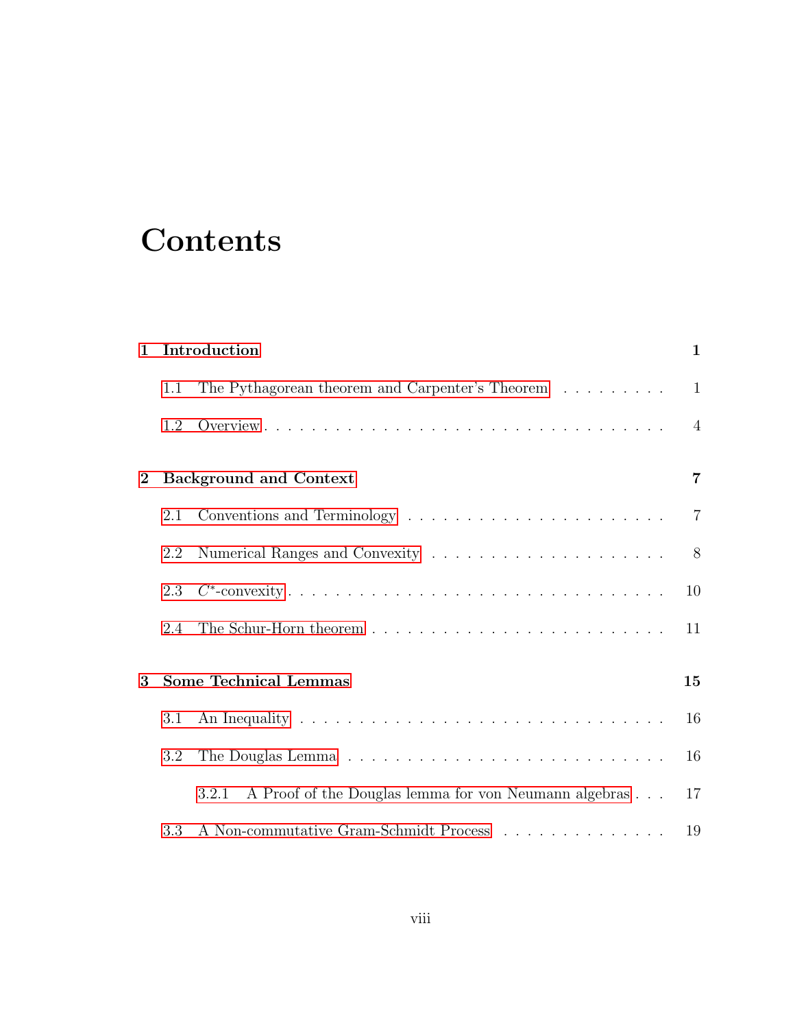# Contents

**1 Introduction** **1**

- 1.1 The Pythagorean theorem and Carpenter's Theorem . . . . . . . . . 1
- 1.2 Overview . . . . . . . . . . . . . . . . . . . . . . . . . . . . . . . . . 4

**2 Background and Context** **7**

- 2.1 Conventions and Terminology . . . . . . . . . . . . . . . . . . . . . 7
- 2.2 Numerical Ranges and Convexity . . . . . . . . . . . . . . . . . . . 8
- 2.3 $C^*$-convexity . . . . . . . . . . . . . . . . . . . . . . . . . . . . . . 10
- 2.4 The Schur-Horn theorem . . . . . . . . . . . . . . . . . . . . . . . . 11

**3 Some Technical Lemmas** **15**

- 3.1 An Inequality . . . . . . . . . . . . . . . . . . . . . . . . . . . . . . 16
- 3.2 The Douglas Lemma . . . . . . . . . . . . . . . . . . . . . . . . . . 16
  - 3.2.1 A Proof of the Douglas lemma for von Neumann algebras . . . 17
- 3.3 A Non-commutative Gram-Schmidt Process . . . . . . . . . . . . . . 19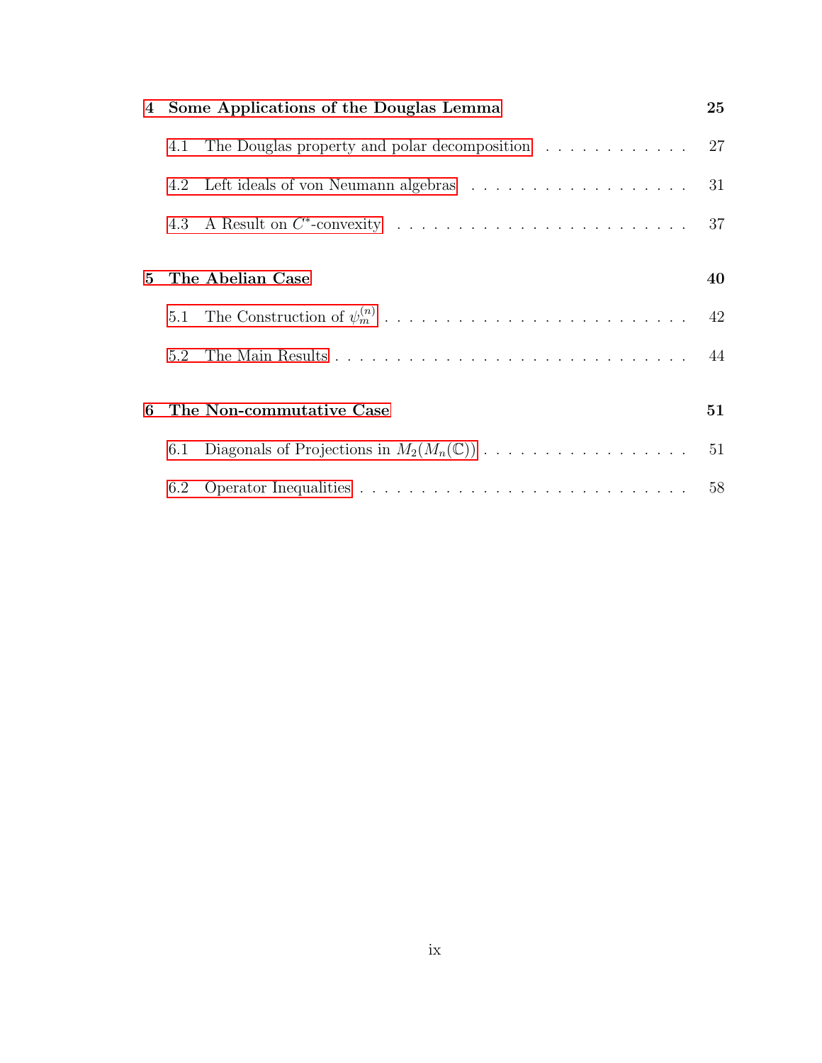**4 Some Applications of the Douglas Lemma** **25**

4.1 The Douglas property and polar decomposition . . . . . . . . . . . . . 27

4.2 Left ideals of von Neumann algebras . . . . . . . . . . . . . . . . . . . 31

4.3 A Result on $C^*$-convexity . . . . . . . . . . . . . . . . . . . . . . . . . 37

**5 The Abelian Case** **40**

5.1 The Construction of $\psi_m^{(n)}$ . . . . . . . . . . . . . . . . . . . . . . . . . 42

5.2 The Main Results . . . . . . . . . . . . . . . . . . . . . . . . . . . . . 44

**6 The Non-commutative Case** **51**

6.1 Diagonals of Projections in $M_2(M_n(\mathbb{C}))$ . . . . . . . . . . . . . . . . . . 51

6.2 Operator Inequalities . . . . . . . . . . . . . . . . . . . . . . . . . . . 58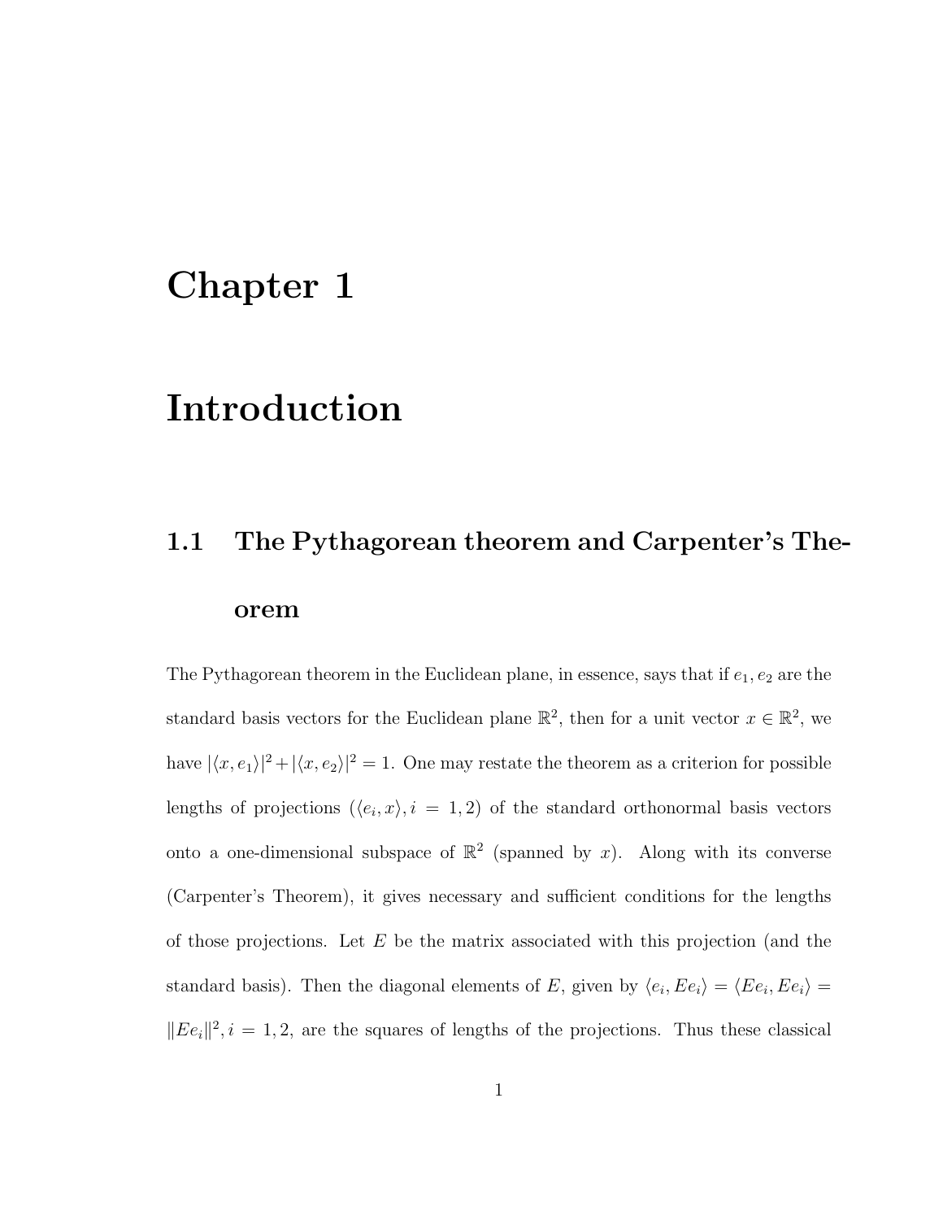# Chapter 1

# Introduction

## 1.1 The Pythagorean theorem and Carpenter's Theorem

The Pythagorean theorem in the Euclidean plane, in essence, says that if $e_1, e_2$ are the standard basis vectors for the Euclidean plane $\mathbb{R}^2$, then for a unit vector $x \in \mathbb{R}^2$, we have $|\langle x, e_1 \rangle|^2 + |\langle x, e_2 \rangle|^2 = 1$. One may restate the theorem as a criterion for possible lengths of projections ($\langle e_i, x \rangle, i = 1, 2$) of the standard orthonormal basis vectors onto a one-dimensional subspace of $\mathbb{R}^2$ (spanned by $x$). Along with its converse (Carpenter's Theorem), it gives necessary and sufficient conditions for the lengths of those projections. Let $E$ be the matrix associated with this projection (and the standard basis). Then the diagonal elements of $E$, given by $\langle e_i, Ee_i \rangle = \langle Ee_i, Ee_i \rangle = \|Ee_i\|^2, i = 1, 2$, are the squares of lengths of the projections. Thus these classical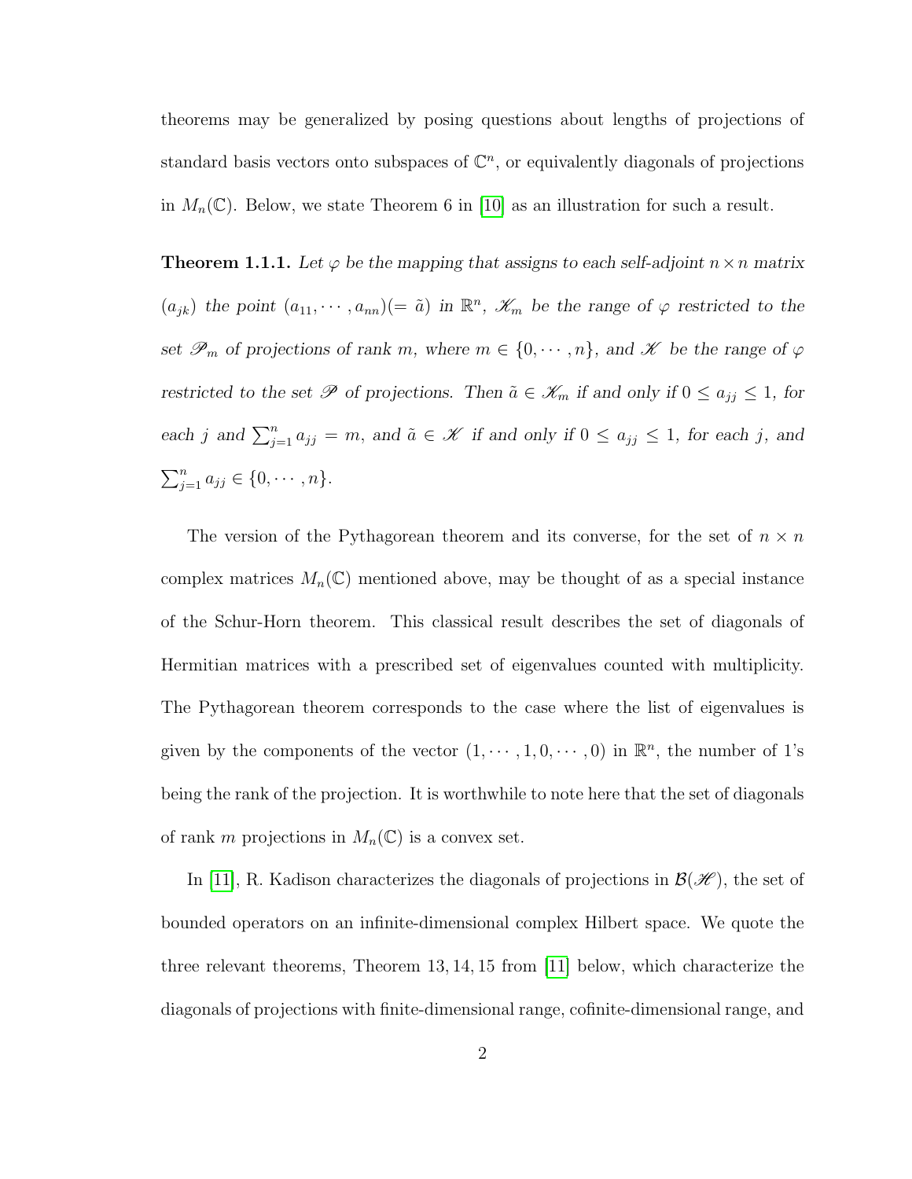theorems may be generalized by posing questions about lengths of projections of standard basis vectors onto subspaces of $\mathbb{C}^n$, or equivalently diagonals of projections in $M_n(\mathbb{C})$. Below, we state Theorem 6 in [10] as an illustration for such a result.

**Theorem 1.1.1.** *Let $\varphi$ be the mapping that assigns to each self-adjoint $n \times n$ matrix $(a_{jk})$ the point $(a_{11}, \cdots, a_{nn})(= \tilde{a})$ in $\mathbb{R}^n$, $\mathscr{K}_m$ be the range of $\varphi$ restricted to the set $\mathscr{P}_m$ of projections of rank $m$, where $m \in \{0, \cdots, n\}$, and $\mathscr{K}$ be the range of $\varphi$ restricted to the set $\mathscr{P}$ of projections. Then $\tilde{a} \in \mathscr{K}_m$ if and only if $0 \leq a_{jj} \leq 1$, for each $j$ and $\sum_{j=1}^{n} a_{jj} = m$, and $\tilde{a} \in \mathscr{K}$ if and only if $0 \leq a_{jj} \leq 1$, for each $j$, and $\sum_{j=1}^{n} a_{jj} \in \{0, \cdots, n\}$.*

The version of the Pythagorean theorem and its converse, for the set of $n \times n$ complex matrices $M_n(\mathbb{C})$ mentioned above, may be thought of as a special instance of the Schur-Horn theorem. This classical result describes the set of diagonals of Hermitian matrices with a prescribed set of eigenvalues counted with multiplicity. The Pythagorean theorem corresponds to the case where the list of eigenvalues is given by the components of the vector $(1, \cdots, 1, 0, \cdots, 0)$ in $\mathbb{R}^n$, the number of 1's being the rank of the projection. It is worthwhile to note here that the set of diagonals of rank $m$ projections in $M_n(\mathbb{C})$ is a convex set.

In [11], R. Kadison characterizes the diagonals of projections in $\mathcal{B}(\mathscr{H})$, the set of bounded operators on an infinite-dimensional complex Hilbert space. We quote the three relevant theorems, Theorem 13, 14, 15 from [11] below, which characterize the diagonals of projections with finite-dimensional range, cofinite-dimensional range, and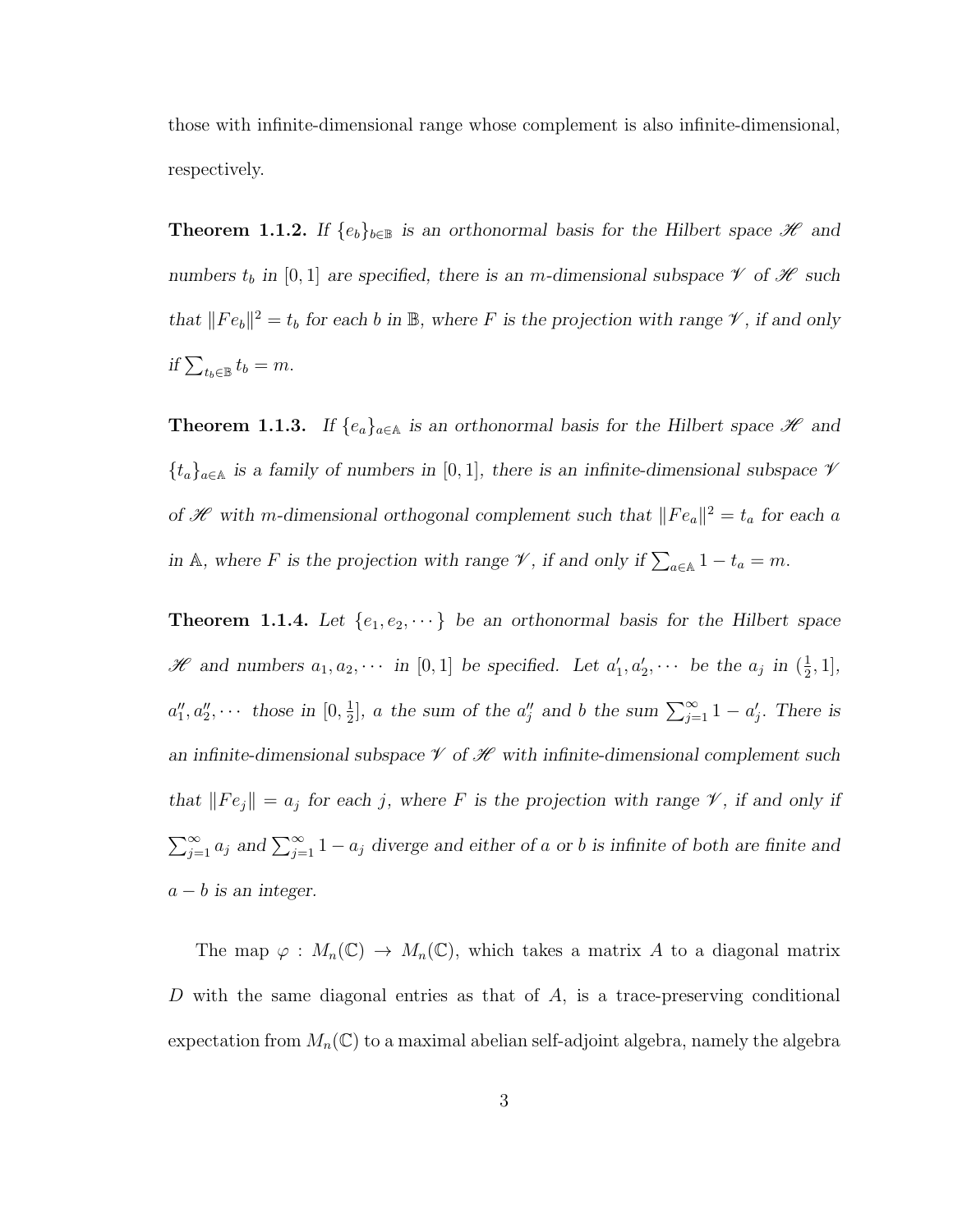those with infinite-dimensional range whose complement is also infinite-dimensional, respectively.

**Theorem 1.1.2.** *If $\{e_b\}_{b\in\mathbb{B}}$ is an orthonormal basis for the Hilbert space $\mathscr{H}$ and numbers $t_b$ in $[0,1]$ are specified, there is an $m$-dimensional subspace $\mathscr{V}$ of $\mathscr{H}$ such that $\|Fe_b\|^2 = t_b$ for each $b$ in $\mathbb{B}$, where $F$ is the projection with range $\mathscr{V}$, if and only if $\sum_{t_b\in\mathbb{B}} t_b = m$.*

**Theorem 1.1.3.** *If $\{e_a\}_{a\in\mathbb{A}}$ is an orthonormal basis for the Hilbert space $\mathscr{H}$ and $\{t_a\}_{a\in\mathbb{A}}$ is a family of numbers in $[0,1]$, there is an infinite-dimensional subspace $\mathscr{V}$ of $\mathscr{H}$ with $m$-dimensional orthogonal complement such that $\|Fe_a\|^2 = t_a$ for each $a$ in $\mathbb{A}$, where $F$ is the projection with range $\mathscr{V}$, if and only if $\sum_{a\in\mathbb{A}} 1 - t_a = m$.*

**Theorem 1.1.4.** *Let $\{e_1, e_2, \cdots\}$ be an orthonormal basis for the Hilbert space $\mathscr{H}$ and numbers $a_1, a_2, \cdots$ in $[0,1]$ be specified. Let $a'_1, a'_2, \cdots$ be the $a_j$ in $(\frac{1}{2}, 1]$, $a''_1, a''_2, \cdots$ those in $[0, \frac{1}{2}]$, $a$ the sum of the $a''_j$ and $b$ the sum $\sum_{j=1}^{\infty} 1 - a'_j$. There is an infinite-dimensional subspace $\mathscr{V}$ of $\mathscr{H}$ with infinite-dimensional complement such that $\|Fe_j\| = a_j$ for each $j$, where $F$ is the projection with range $\mathscr{V}$, if and only if $\sum_{j=1}^{\infty} a_j$ and $\sum_{j=1}^{\infty} 1 - a_j$ diverge and either of $a$ or $b$ is infinite of both are finite and $a - b$ is an integer.*

The map $\varphi : M_n(\mathbb{C}) \to M_n(\mathbb{C})$, which takes a matrix $A$ to a diagonal matrix $D$ with the same diagonal entries as that of $A$, is a trace-preserving conditional expectation from $M_n(\mathbb{C})$ to a maximal abelian self-adjoint algebra, namely the algebra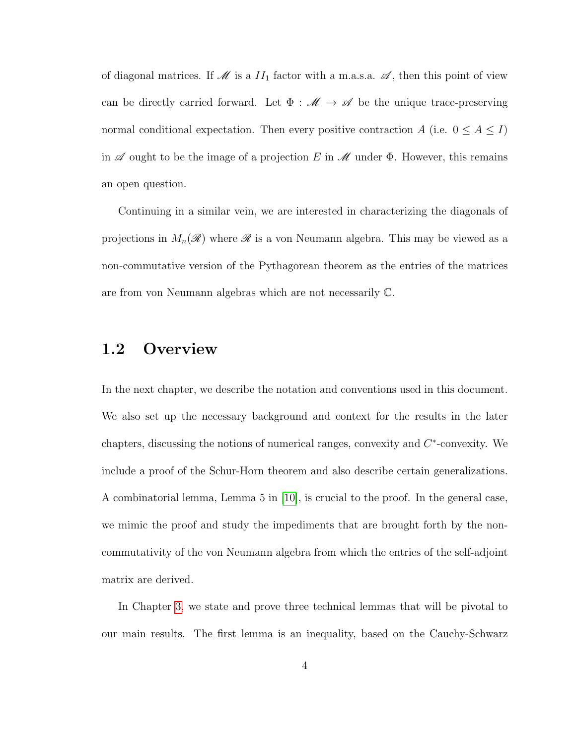of diagonal matrices. If $\mathscr{M}$ is a $II_1$ factor with a m.a.s.a. $\mathscr{A}$, then this point of view can be directly carried forward. Let $\Phi : \mathscr{M} \to \mathscr{A}$ be the unique trace-preserving normal conditional expectation. Then every positive contraction $A$ (i.e. $0 \leq A \leq I$) in $\mathscr{A}$ ought to be the image of a projection $E$ in $\mathscr{M}$ under $\Phi$. However, this remains an open question.

Continuing in a similar vein, we are interested in characterizing the diagonals of projections in $M_n(\mathscr{R})$ where $\mathscr{R}$ is a von Neumann algebra. This may be viewed as a non-commutative version of the Pythagorean theorem as the entries of the matrices are from von Neumann algebras which are not necessarily $\mathbb{C}$.

## 1.2 Overview

In the next chapter, we describe the notation and conventions used in this document. We also set up the necessary background and context for the results in the later chapters, discussing the notions of numerical ranges, convexity and $C^*$-convexity. We include a proof of the Schur-Horn theorem and also describe certain generalizations. A combinatorial lemma, Lemma 5 in [10], is crucial to the proof. In the general case, we mimic the proof and study the impediments that are brought forth by the non-commutativity of the von Neumann algebra from which the entries of the self-adjoint matrix are derived.

In Chapter 3, we state and prove three technical lemmas that will be pivotal to our main results. The first lemma is an inequality, based on the Cauchy-Schwarz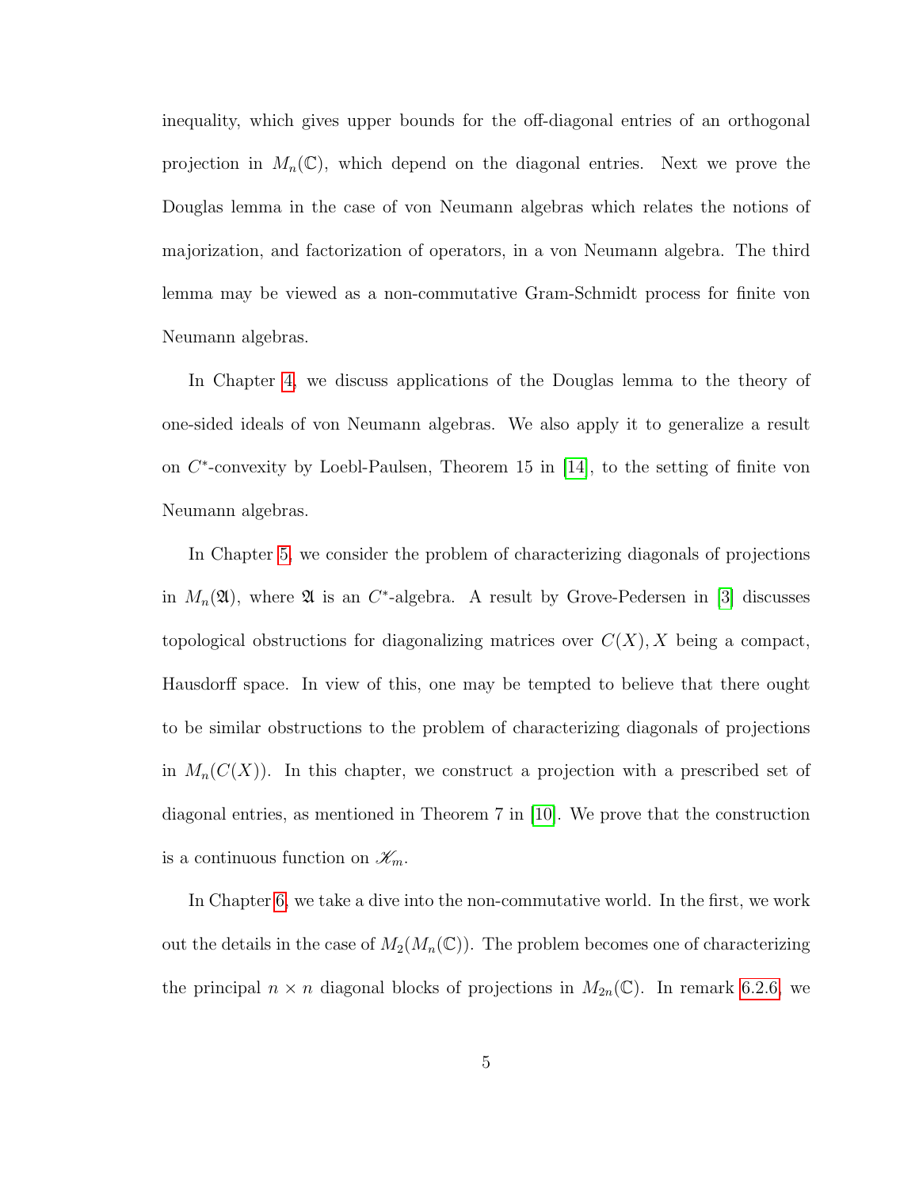inequality, which gives upper bounds for the off-diagonal entries of an orthogonal projection in $M_n(\mathbb{C})$, which depend on the diagonal entries. Next we prove the Douglas lemma in the case of von Neumann algebras which relates the notions of majorization, and factorization of operators, in a von Neumann algebra. The third lemma may be viewed as a non-commutative Gram-Schmidt process for finite von Neumann algebras.

In Chapter 4, we discuss applications of the Douglas lemma to the theory of one-sided ideals of von Neumann algebras. We also apply it to generalize a result on $C^*$-convexity by Loebl-Paulsen, Theorem 15 in [14], to the setting of finite von Neumann algebras.

In Chapter 5, we consider the problem of characterizing diagonals of projections in $M_n(\mathfrak{A})$, where $\mathfrak{A}$ is an $C^*$-algebra. A result by Grove-Pedersen in [3] discusses topological obstructions for diagonalizing matrices over $C(X), X$ being a compact, Hausdorff space. In view of this, one may be tempted to believe that there ought to be similar obstructions to the problem of characterizing diagonals of projections in $M_n(C(X))$. In this chapter, we construct a projection with a prescribed set of diagonal entries, as mentioned in Theorem 7 in [10]. We prove that the construction is a continuous function on $\mathscr{K}_m$.

In Chapter 6, we take a dive into the non-commutative world. In the first, we work out the details in the case of $M_2(M_n(\mathbb{C}))$. The problem becomes one of characterizing the principal $n \times n$ diagonal blocks of projections in $M_{2n}(\mathbb{C})$. In remark 6.2.6, we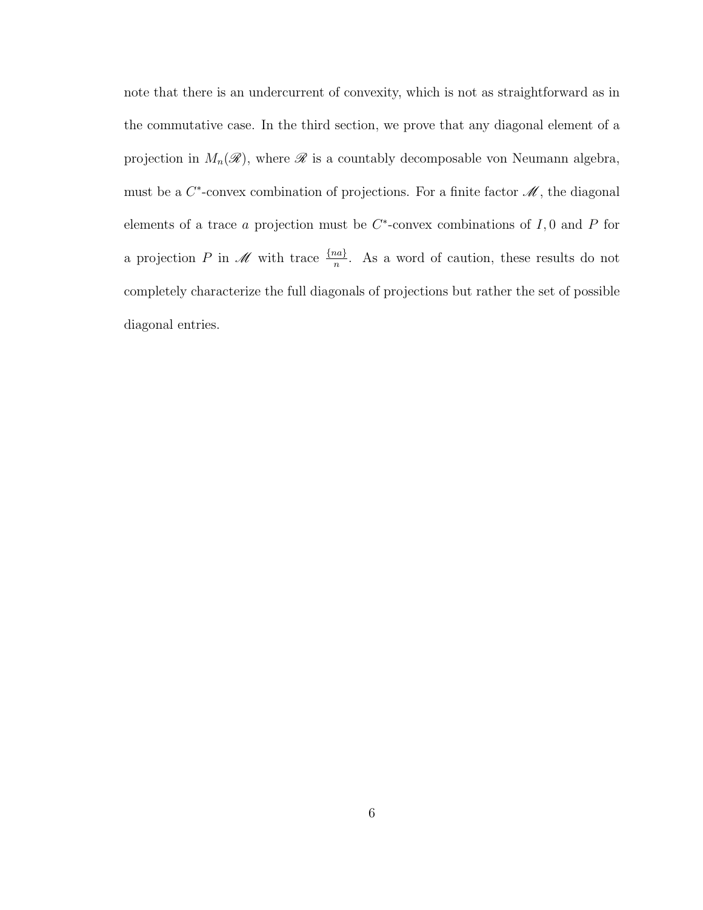note that there is an undercurrent of convexity, which is not as straightforward as in the commutative case. In the third section, we prove that any diagonal element of a projection in $M_n(\mathscr{R})$, where $\mathscr{R}$ is a countably decomposable von Neumann algebra, must be a $C^*$-convex combination of projections. For a finite factor $\mathscr{M}$, the diagonal elements of a trace $a$ projection must be $C^*$-convex combinations of $I, 0$ and $P$ for a projection $P$ in $\mathscr{M}$ with trace $\frac{\{na\}}{n}$. As a word of caution, these results do not completely characterize the full diagonals of projections but rather the set of possible diagonal entries.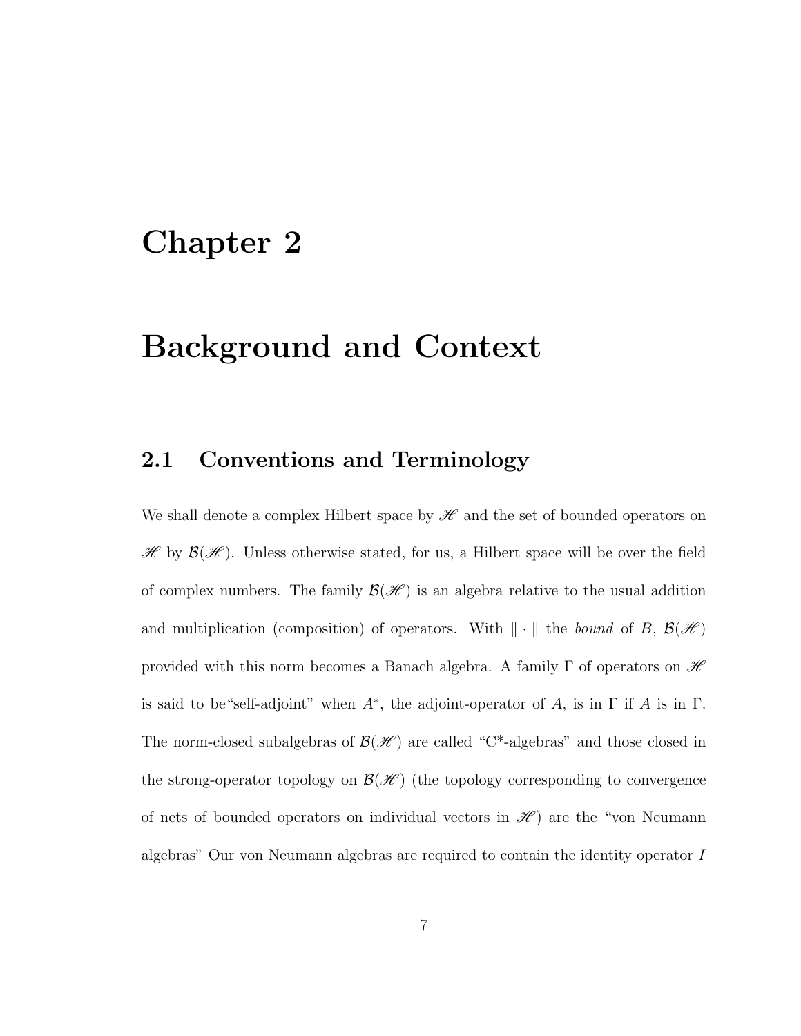# Chapter 2

# Background and Context

## 2.1 Conventions and Terminology

We shall denote a complex Hilbert space by $\mathscr{H}$ and the set of bounded operators on $\mathscr{H}$ by $\mathcal{B}(\mathscr{H})$. Unless otherwise stated, for us, a Hilbert space will be over the field of complex numbers. The family $\mathcal{B}(\mathscr{H})$ is an algebra relative to the usual addition and multiplication (composition) of operators. With $\|\cdot\|$ the *bound* of $B$, $\mathcal{B}(\mathscr{H})$ provided with this norm becomes a Banach algebra. A family $\Gamma$ of operators on $\mathscr{H}$ is said to be"self-adjoint" when $A^*$, the adjoint-operator of $A$, is in $\Gamma$ if $A$ is in $\Gamma$. The norm-closed subalgebras of $\mathcal{B}(\mathscr{H})$ are called "C*-algebras" and those closed in the strong-operator topology on $\mathcal{B}(\mathscr{H})$ (the topology corresponding to convergence of nets of bounded operators on individual vectors in $\mathscr{H}$) are the "von Neumann algebras" Our von Neumann algebras are required to contain the identity operator $I$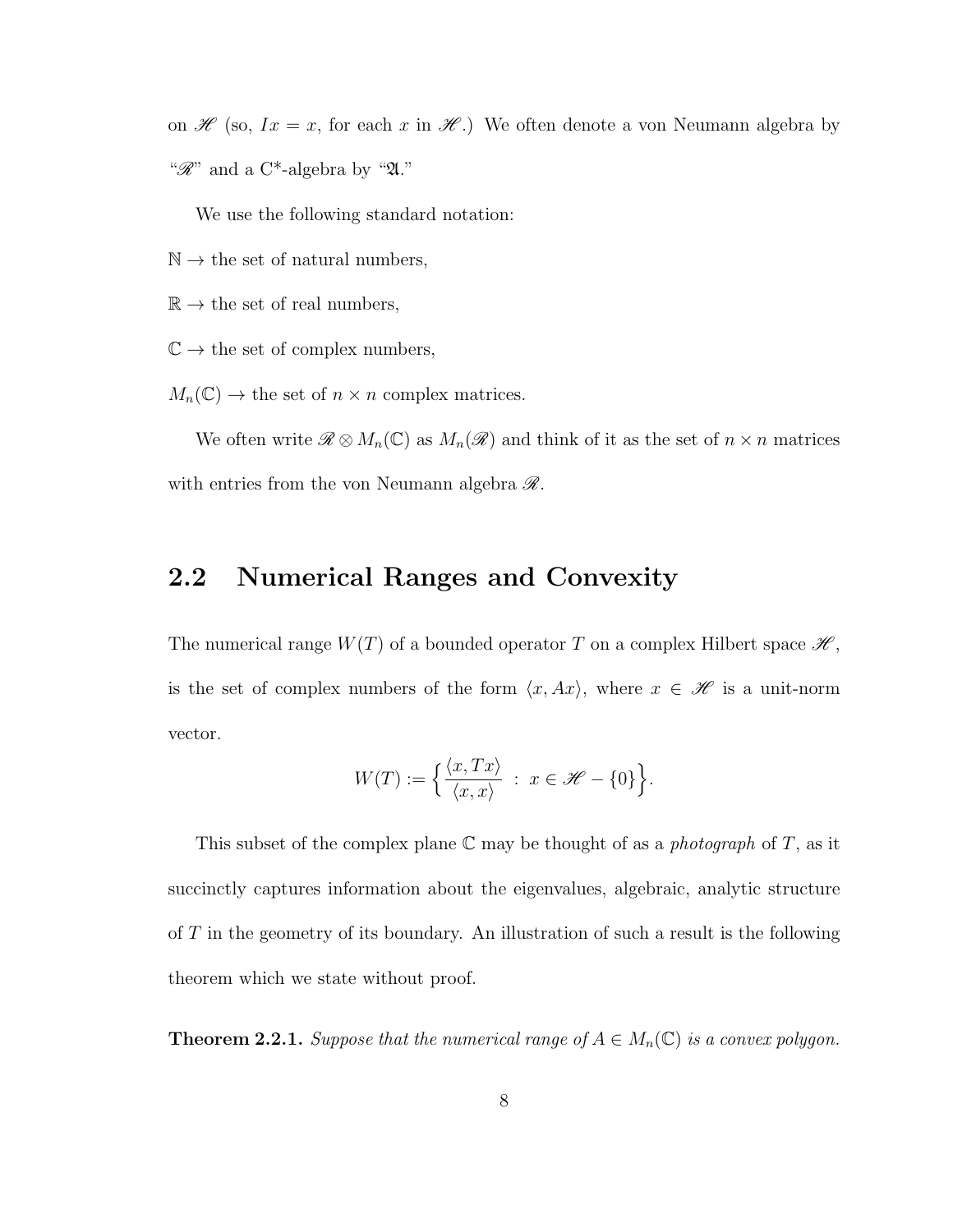on $\mathscr{H}$ (so, $Ix = x$, for each $x$ in $\mathscr{H}$.) We often denote a von Neumann algebra by "$\mathscr{R}$" and a C*-algebra by "$\mathfrak{A}$."

We use the following standard notation:

$\mathbb{N} \to$ the set of natural numbers,

$\mathbb{R} \to$ the set of real numbers,

$\mathbb{C} \to$ the set of complex numbers,

$M_n(\mathbb{C}) \to$ the set of $n \times n$ complex matrices.

We often write $\mathscr{R} \otimes M_n(\mathbb{C})$ as $M_n(\mathscr{R})$ and think of it as the set of $n \times n$ matrices with entries from the von Neumann algebra $\mathscr{R}$.

## 2.2 Numerical Ranges and Convexity

The numerical range $W(T)$ of a bounded operator $T$ on a complex Hilbert space $\mathscr{H}$, is the set of complex numbers of the form $\langle x, Ax \rangle$, where $x \in \mathscr{H}$ is a unit-norm vector.

$$W(T) := \Big\{ \frac{\langle x, Tx \rangle}{\langle x, x \rangle} \ : \ x \in \mathscr{H} - \{0\} \Big\}.$$

This subset of the complex plane $\mathbb{C}$ may be thought of as a *photograph* of $T$, as it succinctly captures information about the eigenvalues, algebraic, analytic structure of $T$ in the geometry of its boundary. An illustration of such a result is the following theorem which we state without proof.

**Theorem 2.2.1.** *Suppose that the numerical range of $A \in M_n(\mathbb{C})$ is a convex polygon.*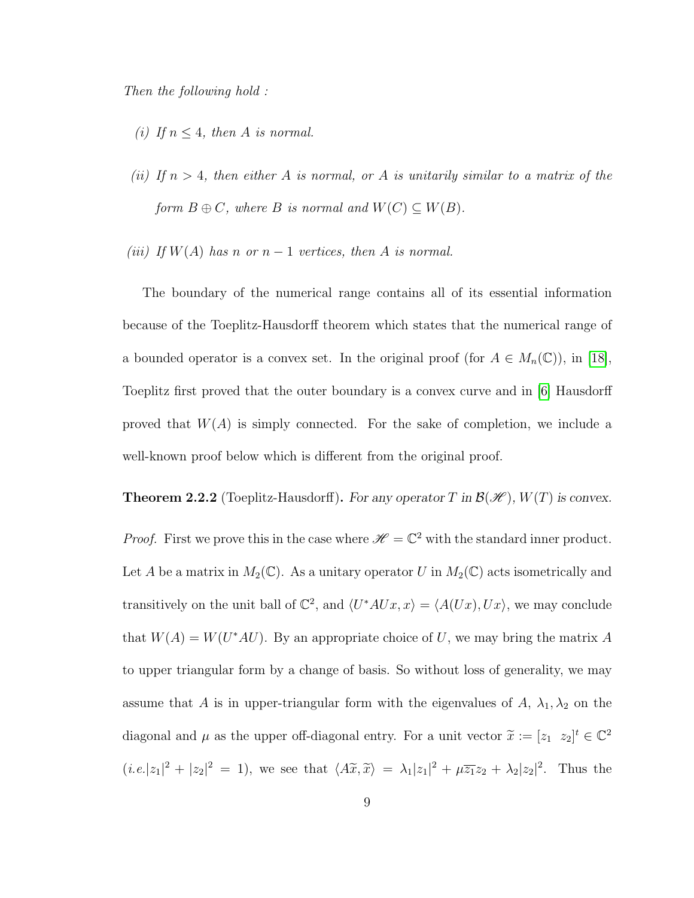*Then the following hold :*

*(i) If $n \leq 4$, then $A$ is normal.*

*(ii) If $n > 4$, then either $A$ is normal, or $A$ is unitarily similar to a matrix of the form $B \oplus C$, where $B$ is normal and $W(C) \subseteq W(B)$.*

*(iii) If $W(A)$ has $n$ or $n-1$ vertices, then $A$ is normal.*

The boundary of the numerical range contains all of its essential information because of the Toeplitz-Hausdorff theorem which states that the numerical range of a bounded operator is a convex set. In the original proof (for $A \in M_n(\mathbb{C})$), in [18], Toeplitz first proved that the outer boundary is a convex curve and in [6] Hausdorff proved that $W(A)$ is simply connected. For the sake of completion, we include a well-known proof below which is different from the original proof.

**Theorem 2.2.2** (Toeplitz-Hausdorff)**.** *For any operator $T$ in $\mathcal{B}(\mathscr{H})$, $W(T)$ is convex.*

*Proof.* First we prove this in the case where $\mathscr{H} = \mathbb{C}^2$ with the standard inner product. Let $A$ be a matrix in $M_2(\mathbb{C})$. As a unitary operator $U$ in $M_2(\mathbb{C})$ acts isometrically and transitively on the unit ball of $\mathbb{C}^2$, and $\langle U^*AUx, x\rangle = \langle A(Ux), Ux\rangle$, we may conclude that $W(A) = W(U^*AU)$. By an appropriate choice of $U$, we may bring the matrix $A$ to upper triangular form by a change of basis. So without loss of generality, we may assume that $A$ is in upper-triangular form with the eigenvalues of $A$, $\lambda_1, \lambda_2$ on the diagonal and $\mu$ as the upper off-diagonal entry. For a unit vector $\widetilde{x} := [z_1 \;\; z_2]^t \in \mathbb{C}^2$ (*i.e.*$|z_1|^2 + |z_2|^2 = 1$), we see that $\langle A\widetilde{x}, \widetilde{x}\rangle = \lambda_1|z_1|^2 + \mu\overline{z_1}z_2 + \lambda_2|z_2|^2$. Thus the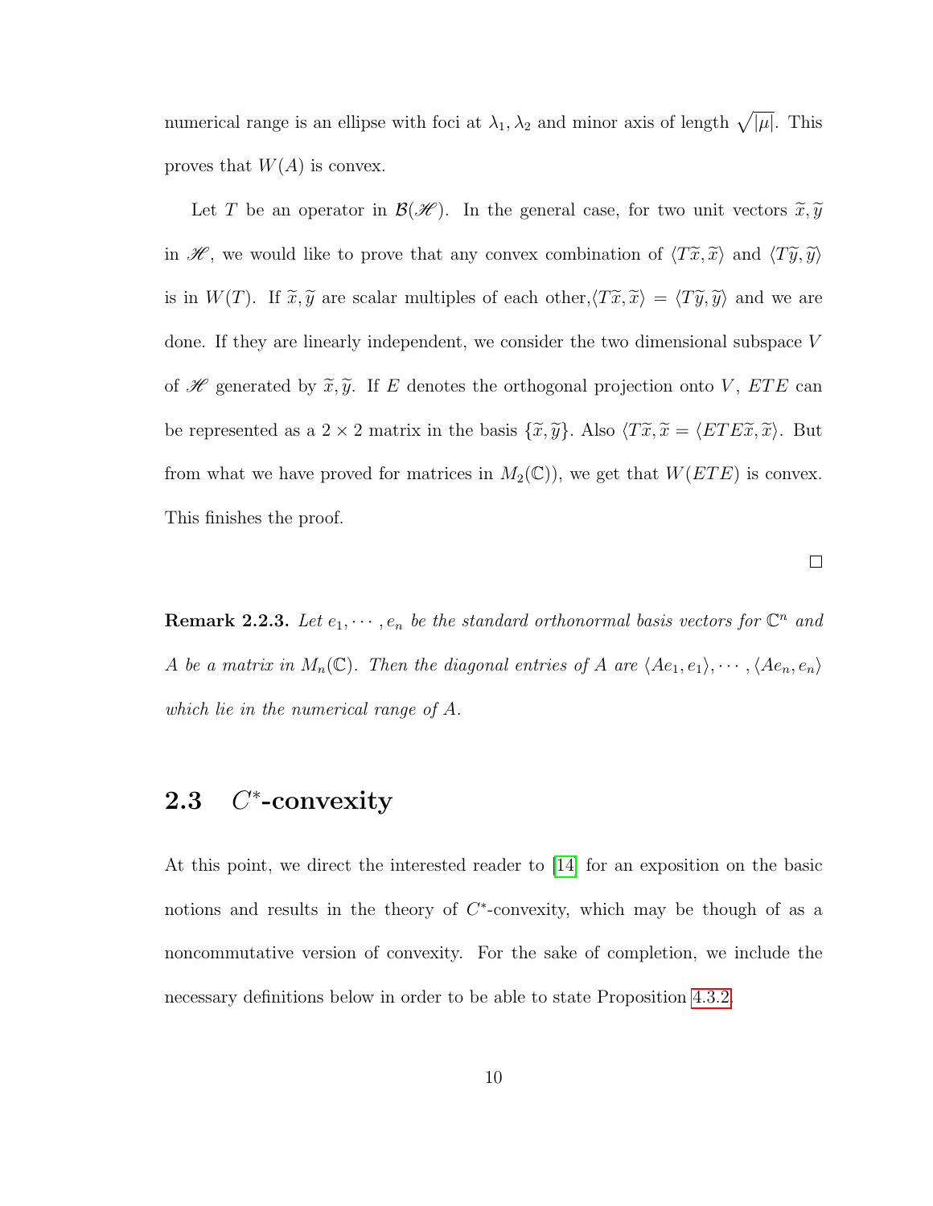numerical range is an ellipse with foci at $\lambda_1, \lambda_2$ and minor axis of length $\sqrt{|\mu|}$. This proves that $W(A)$ is convex.

Let $T$ be an operator in $\mathcal{B}(\mathscr{H})$. In the general case, for two unit vectors $\widetilde{x}, \widetilde{y}$ in $\mathscr{H}$, we would like to prove that any convex combination of $\langle T\widetilde{x}, \widetilde{x}\rangle$ and $\langle T\widetilde{y}, \widetilde{y}\rangle$ is in $W(T)$. If $\widetilde{x}, \widetilde{y}$ are scalar multiples of each other,$\langle T\widetilde{x}, \widetilde{x}\rangle = \langle T\widetilde{y}, \widetilde{y}\rangle$ and we are done. If they are linearly independent, we consider the two dimensional subspace $V$ of $\mathscr{H}$ generated by $\widetilde{x}, \widetilde{y}$. If $E$ denotes the orthogonal projection onto $V$, $ETE$ can be represented as a $2 \times 2$ matrix in the basis $\{\widetilde{x}, \widetilde{y}\}$. Also $\langle T\widetilde{x}, \widetilde{x} = \langle ETE\widetilde{x}, \widetilde{x}\rangle$. But from what we have proved for matrices in $M_2(\mathbb{C})$), we get that $W(ETE)$ is convex. This finishes the proof.

□

**Remark 2.2.3.** *Let $e_1, \cdots, e_n$ be the standard orthonormal basis vectors for $\mathbb{C}^n$ and $A$ be a matrix in $M_n(\mathbb{C})$. Then the diagonal entries of $A$ are $\langle Ae_1, e_1\rangle, \cdots, \langle Ae_n, e_n\rangle$ which lie in the numerical range of $A$.*

## 2.3 $C^*$-convexity

At this point, we direct the interested reader to [14] for an exposition on the basic notions and results in the theory of $C^*$-convexity, which may be though of as a noncommutative version of convexity. For the sake of completion, we include the necessary definitions below in order to be able to state Proposition 4.3.2.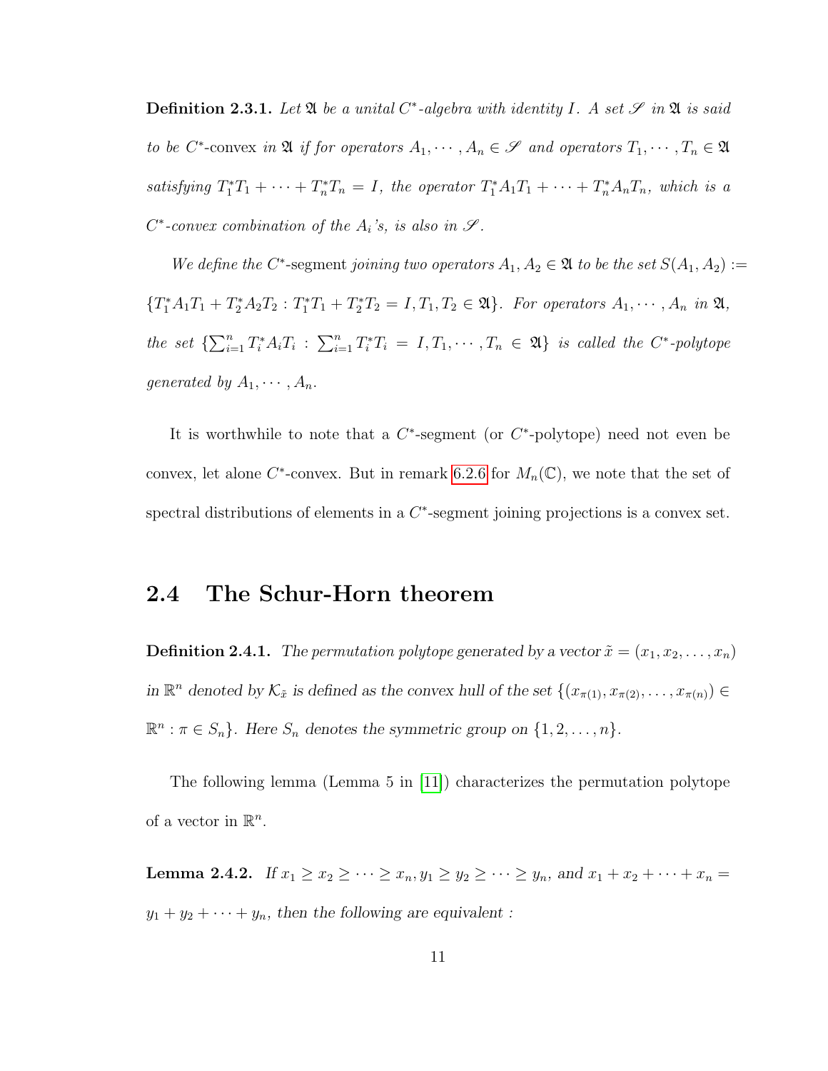**Definition 2.3.1.** *Let $\mathfrak{A}$ be a unital $C^*$-algebra with identity $I$. A set $\mathscr{S}$ in $\mathfrak{A}$ is said to be $C^*$-*convex in $\mathfrak{A}$ if for operators $A_1, \cdots, A_n \in \mathscr{S}$ and operators $T_1, \cdots, T_n \in \mathfrak{A}$ satisfying $T_1^*T_1 + \cdots + T_n^*T_n = I$, the operator $T_1^*A_1T_1 + \cdots + T_n^*A_nT_n$, which is a $C^*$-convex combination of the $A_i$'s, is also in $\mathscr{S}$.*

*We define the* $C^*$-segment *joining two operators $A_1, A_2 \in \mathfrak{A}$ to be the set $S(A_1, A_2) := \{T_1^*A_1T_1 + T_2^*A_2T_2 : T_1^*T_1 + T_2^*T_2 = I, T_1, T_2 \in \mathfrak{A}\}$. For operators $A_1, \cdots, A_n$ in $\mathfrak{A}$, the set $\{\sum_{i=1}^n T_i^*A_iT_i : \sum_{i=1}^n T_i^*T_i = I, T_1, \cdots, T_n \in \mathfrak{A}\}$ is called the $C^*$-polytope generated by $A_1, \cdots, A_n$.*

It is worthwhile to note that a $C^*$-segment (or $C^*$-polytope) need not even be convex, let alone $C^*$-convex. But in remark 6.2.6 for $M_n(\mathbb{C})$, we note that the set of spectral distributions of elements in a $C^*$-segment joining projections is a convex set.

## 2.4 The Schur-Horn theorem

**Definition 2.4.1.** *The permutation polytope generated by a vector $\tilde{x} = (x_1, x_2, \ldots, x_n)$ in $\mathbb{R}^n$ denoted by $\mathcal{K}_{\tilde{x}}$ is defined as the convex hull of the set $\{(x_{\pi(1)}, x_{\pi(2)}, \ldots, x_{\pi(n)}) \in \mathbb{R}^n : \pi \in S_n\}$. Here $S_n$ denotes the symmetric group on $\{1, 2, \ldots, n\}$.*

The following lemma (Lemma 5 in [11]) characterizes the permutation polytope of a vector in $\mathbb{R}^n$.

**Lemma 2.4.2.** *If $x_1 \geq x_2 \geq \cdots \geq x_n, y_1 \geq y_2 \geq \cdots \geq y_n$, and $x_1 + x_2 + \cdots + x_n = y_1 + y_2 + \cdots + y_n$, then the following are equivalent :*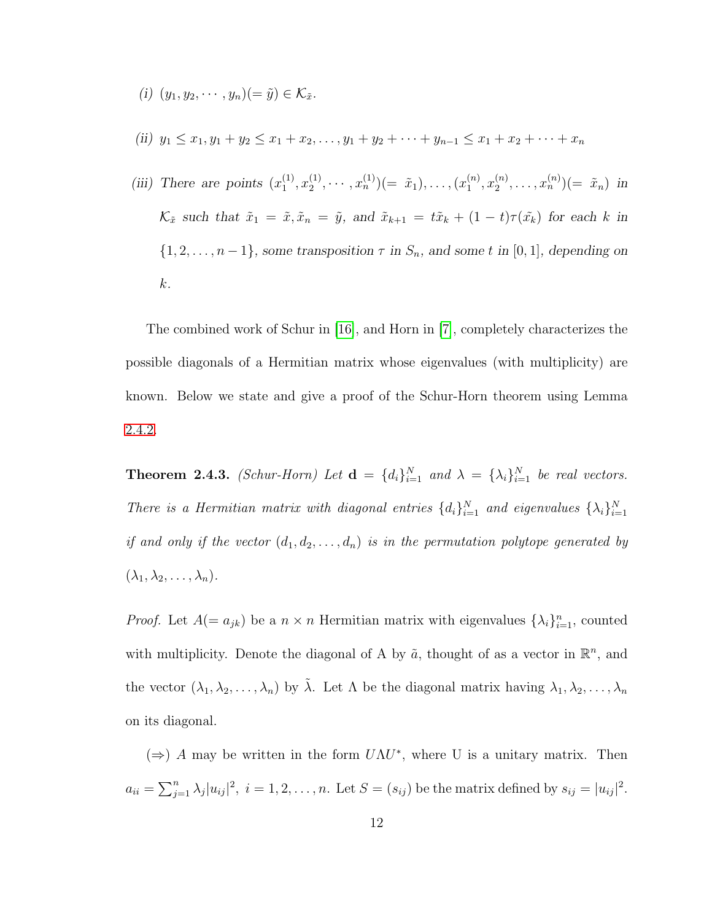*(i)* $(y_1, y_2, \cdots, y_n)(= \tilde{y}) \in \mathcal{K}_{\tilde{x}}$.

*(ii)* $y_1 \leq x_1, y_1 + y_2 \leq x_1 + x_2, \ldots, y_1 + y_2 + \cdots + y_{n-1} \leq x_1 + x_2 + \cdots + x_n$

*(iii)* *There are points* $(x_1^{(1)}, x_2^{(1)}, \cdots, x_n^{(1)})(= \tilde{x}_1), \ldots, (x_1^{(n)}, x_2^{(n)}, \ldots, x_n^{(n)})(= \tilde{x}_n)$ *in* $\mathcal{K}_{\tilde{x}}$ *such that* $\tilde{x}_1 = \tilde{x}, \tilde{x}_n = \tilde{y}$, *and* $\tilde{x}_{k+1} = t\tilde{x}_k + (1-t)\tau(\tilde{x}_k)$ *for each* $k$ *in* $\{1, 2, \ldots, n-1\}$, *some transposition* $\tau$ *in* $S_n$, *and some* $t$ *in* $[0, 1]$, *depending on* $k$.

The combined work of Schur in [16], and Horn in [7], completely characterizes the possible diagonals of a Hermitian matrix whose eigenvalues (with multiplicity) are known. Below we state and give a proof of the Schur-Horn theorem using Lemma 2.4.2.

**Theorem 2.4.3.** *(Schur-Horn) Let* $\mathbf{d} = \{d_i\}_{i=1}^N$ *and* $\lambda = \{\lambda_i\}_{i=1}^N$ *be real vectors. There is a Hermitian matrix with diagonal entries* $\{d_i\}_{i=1}^N$ *and eigenvalues* $\{\lambda_i\}_{i=1}^N$ *if and only if the vector* $(d_1, d_2, \ldots, d_n)$ *is in the permutation polytope generated by* $(\lambda_1, \lambda_2, \ldots, \lambda_n)$.

*Proof.* Let $A(= a_{jk})$ be a $n \times n$ Hermitian matrix with eigenvalues $\{\lambda_i\}_{i=1}^n$, counted with multiplicity. Denote the diagonal of A by $\tilde{a}$, thought of as a vector in $\mathbb{R}^n$, and the vector $(\lambda_1, \lambda_2, \ldots, \lambda_n)$ by $\tilde{\lambda}$. Let $\Lambda$ be the diagonal matrix having $\lambda_1, \lambda_2, \ldots, \lambda_n$ on its diagonal.

($\Rightarrow$) $A$ may be written in the form $U\Lambda U^*$, where U is a unitary matrix. Then $a_{ii} = \sum_{j=1}^n \lambda_j |u_{ij}|^2,\ i = 1, 2, \ldots, n$. Let $S = (s_{ij})$ be the matrix defined by $s_{ij} = |u_{ij}|^2$.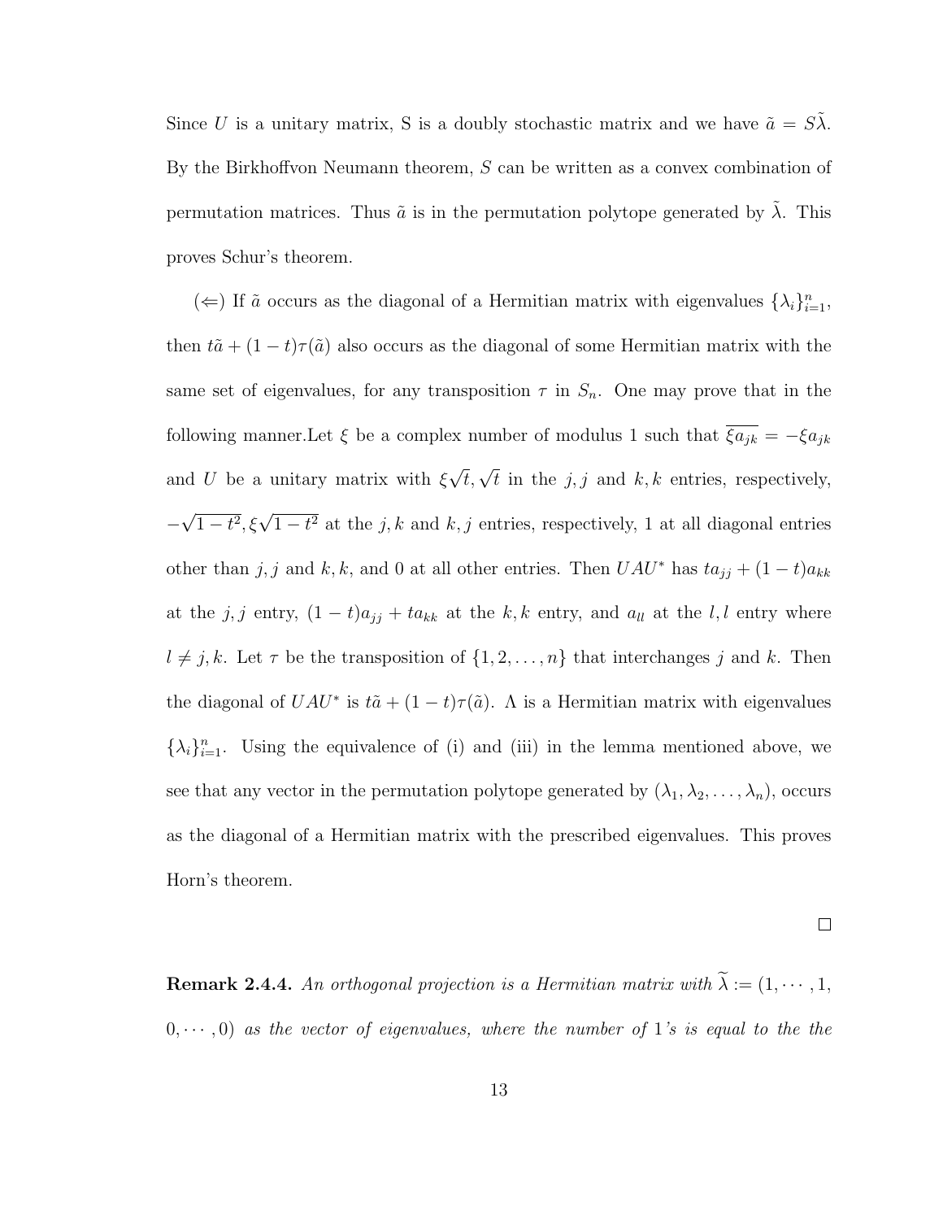Since $U$ is a unitary matrix, S is a doubly stochastic matrix and we have $\tilde{a} = S\tilde{\lambda}$. By the Birkhoffvon Neumann theorem, $S$ can be written as a convex combination of permutation matrices. Thus $\tilde{a}$ is in the permutation polytope generated by $\tilde{\lambda}$. This proves Schur's theorem.

($\Leftarrow$) If $\tilde{a}$ occurs as the diagonal of a Hermitian matrix with eigenvalues $\{\lambda_i\}_{i=1}^n$, then $t\tilde{a} + (1-t)\tau(\tilde{a})$ also occurs as the diagonal of some Hermitian matrix with the same set of eigenvalues, for any transposition $\tau$ in $S_n$. One may prove that in the following manner.Let $\xi$ be a complex number of modulus 1 such that $\overline{\xi a_{jk}} = -\xi a_{jk}$ and $U$ be a unitary matrix with $\xi\sqrt{t}, \sqrt{t}$ in the $j,j$ and $k,k$ entries, respectively, $-\sqrt{1-t^2}, \xi\sqrt{1-t^2}$ at the $j,k$ and $k,j$ entries, respectively, 1 at all diagonal entries other than $j,j$ and $k,k$, and 0 at all other entries. Then $UAU^*$ has $ta_{jj} + (1-t)a_{kk}$ at the $j,j$ entry, $(1-t)a_{jj} + ta_{kk}$ at the $k,k$ entry, and $a_{ll}$ at the $l,l$ entry where $l \neq j,k$. Let $\tau$ be the transposition of $\{1,2,\ldots,n\}$ that interchanges $j$ and $k$. Then the diagonal of $UAU^*$ is $t\tilde{a} + (1-t)\tau(\tilde{a})$. $\Lambda$ is a Hermitian matrix with eigenvalues $\{\lambda_i\}_{i=1}^n$. Using the equivalence of (i) and (iii) in the lemma mentioned above, we see that any vector in the permutation polytope generated by $(\lambda_1, \lambda_2, \ldots, \lambda_n)$, occurs as the diagonal of a Hermitian matrix with the prescribed eigenvalues. This proves Horn's theorem.

□

**Remark 2.4.4.** *An orthogonal projection is a Hermitian matrix with* $\widetilde{\lambda} := (1, \cdots, 1, 0, \cdots, 0)$ *as the vector of eigenvalues, where the number of* 1*'s is equal to the the*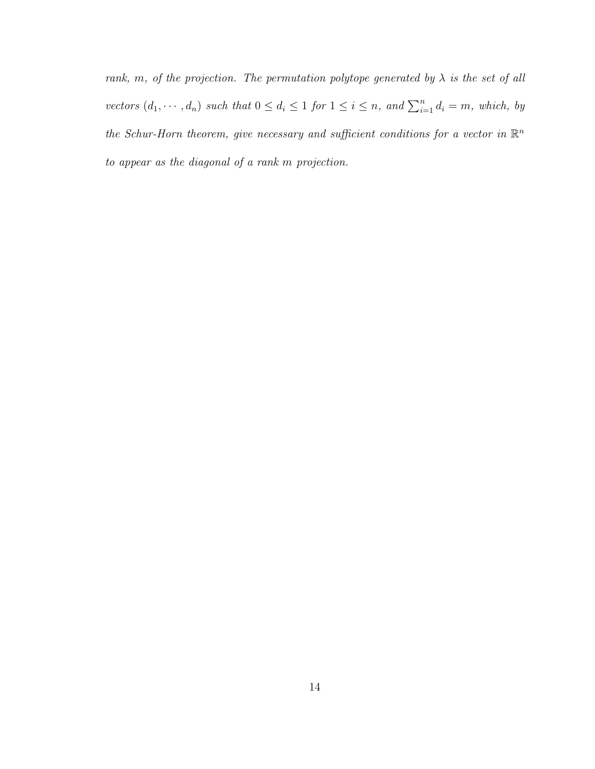*rank, $m$, of the projection. The permutation polytope generated by $\lambda$ is the set of all vectors $(d_1, \cdots, d_n)$ such that $0 \leq d_i \leq 1$ for $1 \leq i \leq n$, and $\sum_{i=1}^{n} d_i = m$, which, by the Schur-Horn theorem, give necessary and sufficient conditions for a vector in $\mathbb{R}^n$ to appear as the diagonal of a rank $m$ projection.*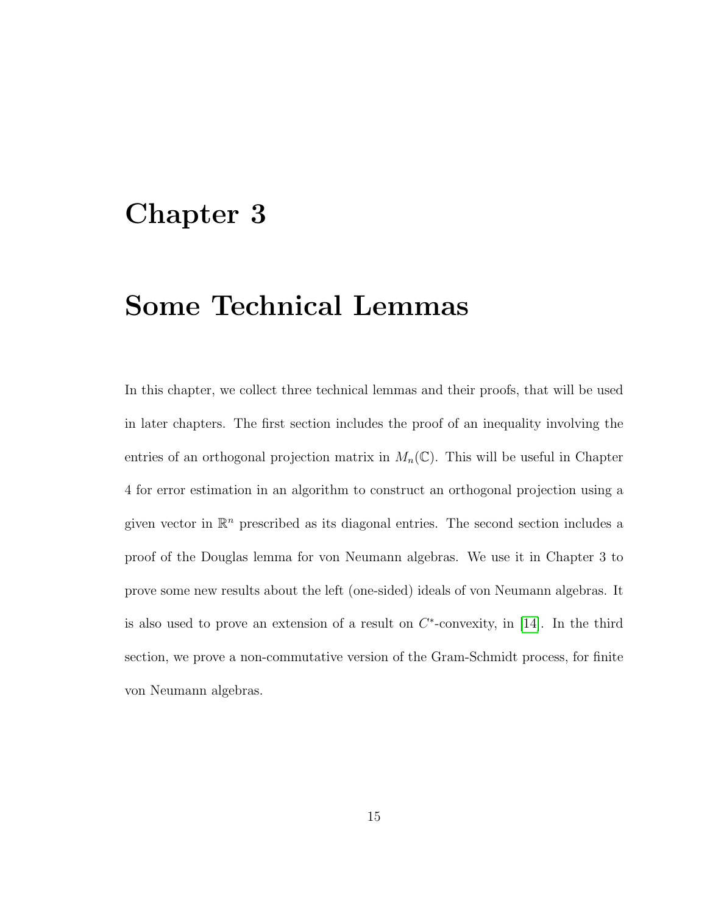# Chapter 3

# Some Technical Lemmas

In this chapter, we collect three technical lemmas and their proofs, that will be used in later chapters. The first section includes the proof of an inequality involving the entries of an orthogonal projection matrix in $M_n(\mathbb{C})$. This will be useful in Chapter 4 for error estimation in an algorithm to construct an orthogonal projection using a given vector in $\mathbb{R}^n$ prescribed as its diagonal entries. The second section includes a proof of the Douglas lemma for von Neumann algebras. We use it in Chapter 3 to prove some new results about the left (one-sided) ideals of von Neumann algebras. It is also used to prove an extension of a result on $C^*$-convexity, in [14]. In the third section, we prove a non-commutative version of the Gram-Schmidt process, for finite von Neumann algebras.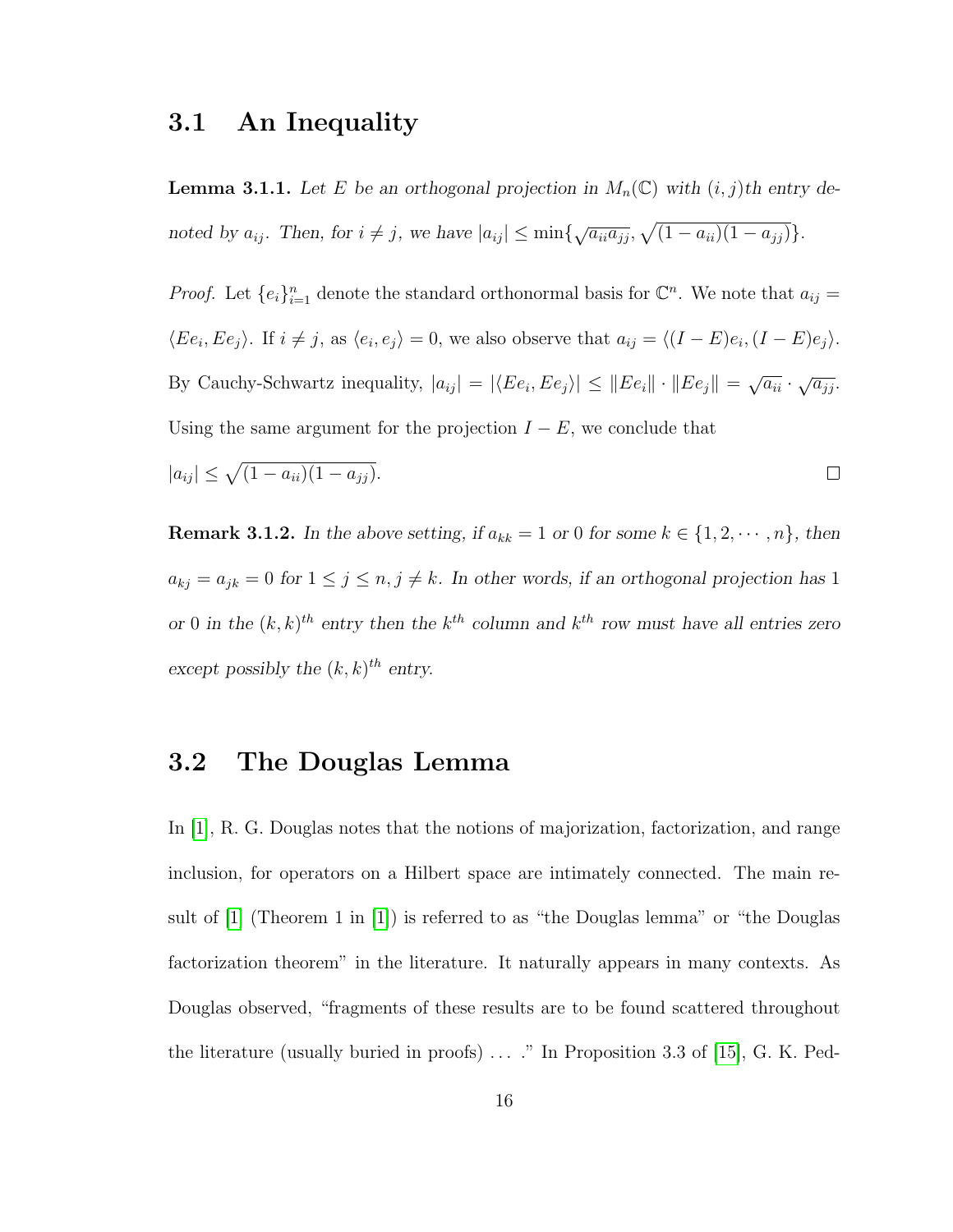## 3.1 An Inequality

**Lemma 3.1.1.** *Let $E$ be an orthogonal projection in $M_n(\mathbb{C})$ with $(i,j)$th entry denoted by $a_{ij}$. Then, for $i \neq j$, we have $|a_{ij}| \leq \min\{\sqrt{a_{ii}a_{jj}}, \sqrt{(1-a_{ii})(1-a_{jj})}\}$.*

*Proof.* Let $\{e_i\}_{i=1}^n$ denote the standard orthonormal basis for $\mathbb{C}^n$. We note that $a_{ij} = \langle Ee_i, Ee_j \rangle$. If $i \neq j$, as $\langle e_i, e_j \rangle = 0$, we also observe that $a_{ij} = \langle (I-E)e_i, (I-E)e_j \rangle$. By Cauchy-Schwartz inequality, $|a_{ij}| = |\langle Ee_i, Ee_j \rangle| \leq \|Ee_i\| \cdot \|Ee_j\| = \sqrt{a_{ii}} \cdot \sqrt{a_{jj}}$. Using the same argument for the projection $I - E$, we conclude that

$|a_{ij}| \leq \sqrt{(1-a_{ii})(1-a_{jj})}$. □

**Remark 3.1.2.** *In the above setting, if $a_{kk} = 1$ or $0$ for some $k \in \{1, 2, \cdots, n\}$, then $a_{kj} = a_{jk} = 0$ for $1 \leq j \leq n, j \neq k$. In other words, if an orthogonal projection has 1 or 0 in the $(k,k)^{th}$ entry then the $k^{th}$ column and $k^{th}$ row must have all entries zero except possibly the $(k,k)^{th}$ entry.*

## 3.2 The Douglas Lemma

In [1], R. G. Douglas notes that the notions of majorization, factorization, and range inclusion, for operators on a Hilbert space are intimately connected. The main result of [1] (Theorem 1 in [1]) is referred to as "the Douglas lemma" or "the Douglas factorization theorem" in the literature. It naturally appears in many contexts. As Douglas observed, "fragments of these results are to be found scattered throughout the literature (usually buried in proofs) . . . ." In Proposition 3.3 of [15], G. K. Ped-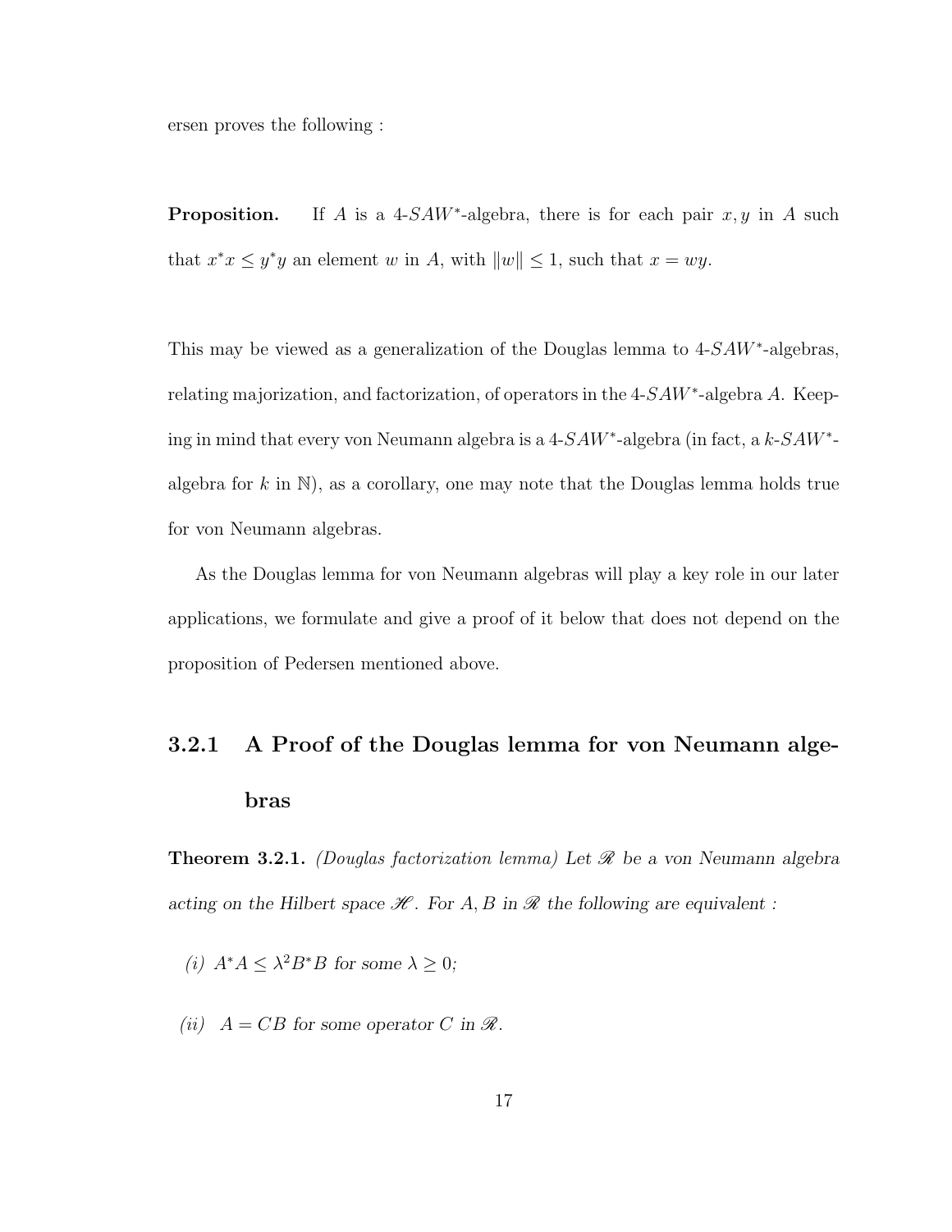ersen proves the following :

**Proposition.** If $A$ is a 4-$SAW^*$-algebra, there is for each pair $x, y$ in $A$ such that $x^*x \leq y^*y$ an element $w$ in $A$, with $\|w\| \leq 1$, such that $x = wy$.

This may be viewed as a generalization of the Douglas lemma to 4-$SAW^*$-algebras, relating majorization, and factorization, of operators in the 4-$SAW^*$-algebra $A$. Keeping in mind that every von Neumann algebra is a 4-$SAW^*$-algebra (in fact, a $k$-$SAW^*$-algebra for $k$ in $\mathbb{N}$), as a corollary, one may note that the Douglas lemma holds true for von Neumann algebras.

As the Douglas lemma for von Neumann algebras will play a key role in our later applications, we formulate and give a proof of it below that does not depend on the proposition of Pedersen mentioned above.

### 3.2.1 A Proof of the Douglas lemma for von Neumann algebras

**Theorem 3.2.1.** *(Douglas factorization lemma) Let $\mathscr{R}$ be a von Neumann algebra acting on the Hilbert space $\mathscr{H}$. For $A, B$ in $\mathscr{R}$ the following are equivalent :*

*(i) $A^*A \leq \lambda^2 B^*B$ for some $\lambda \geq 0$;*

*(ii) $A = CB$ for some operator $C$ in $\mathscr{R}$.*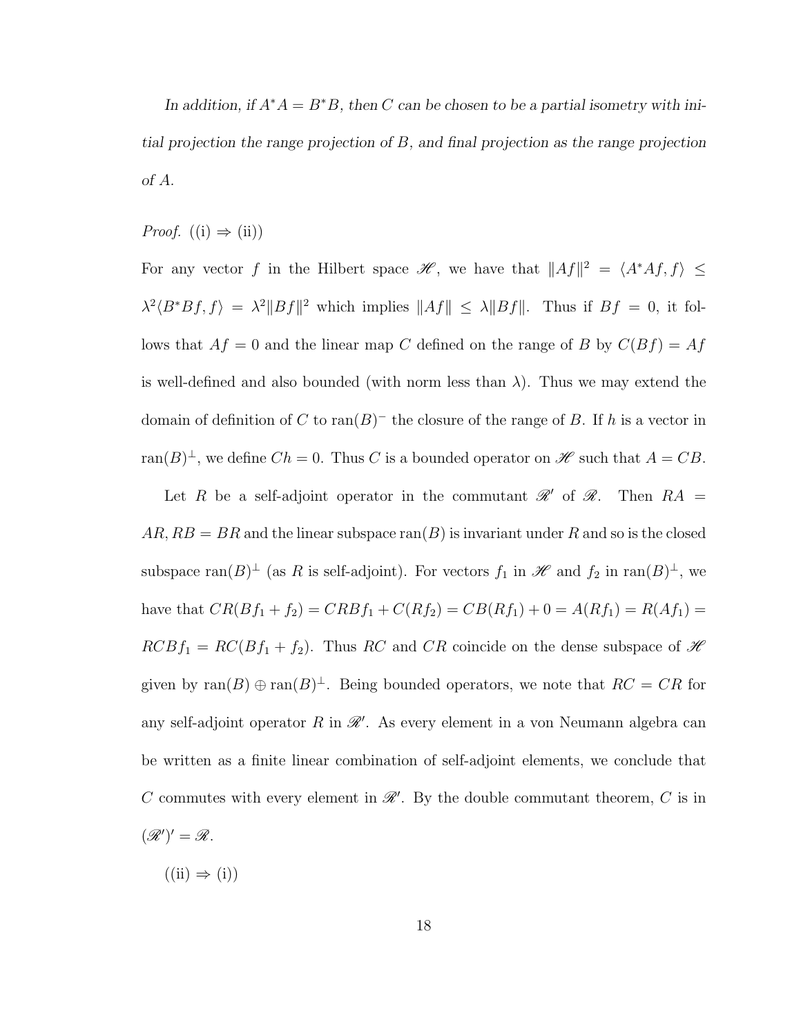*In addition, if $A^*A = B^*B$, then $C$ can be chosen to be a partial isometry with initial projection the range projection of $B$, and final projection as the range projection of $A$.*

*Proof.* ((i) $\Rightarrow$ (ii))

For any vector $f$ in the Hilbert space $\mathscr{H}$, we have that $\|Af\|^2 = \langle A^*Af, f\rangle \leq \lambda^2\langle B^*Bf, f\rangle = \lambda^2\|Bf\|^2$ which implies $\|Af\| \leq \lambda\|Bf\|$. Thus if $Bf = 0$, it follows that $Af = 0$ and the linear map $C$ defined on the range of $B$ by $C(Bf) = Af$ is well-defined and also bounded (with norm less than $\lambda$). Thus we may extend the domain of definition of $C$ to $\text{ran}(B)^-$ the closure of the range of $B$. If $h$ is a vector in $\text{ran}(B)^\perp$, we define $Ch = 0$. Thus $C$ is a bounded operator on $\mathscr{H}$ such that $A = CB$.

Let $R$ be a self-adjoint operator in the commutant $\mathscr{R}'$ of $\mathscr{R}$. Then $RA = AR, RB = BR$ and the linear subspace $\text{ran}(B)$ is invariant under $R$ and so is the closed subspace $\text{ran}(B)^\perp$ (as $R$ is self-adjoint). For vectors $f_1$ in $\mathscr{H}$ and $f_2$ in $\text{ran}(B)^\perp$, we have that $CR(Bf_1 + f_2) = CRBf_1 + C(Rf_2) = CB(Rf_1) + 0 = A(Rf_1) = R(Af_1) = RCBf_1 = RC(Bf_1 + f_2)$. Thus $RC$ and $CR$ coincide on the dense subspace of $\mathscr{H}$ given by $\text{ran}(B) \oplus \text{ran}(B)^\perp$. Being bounded operators, we note that $RC = CR$ for any self-adjoint operator $R$ in $\mathscr{R}'$. As every element in a von Neumann algebra can be written as a finite linear combination of self-adjoint elements, we conclude that $C$ commutes with every element in $\mathscr{R}'$. By the double commutant theorem, $C$ is in $(\mathscr{R}')' = \mathscr{R}$.

((ii) $\Rightarrow$ (i))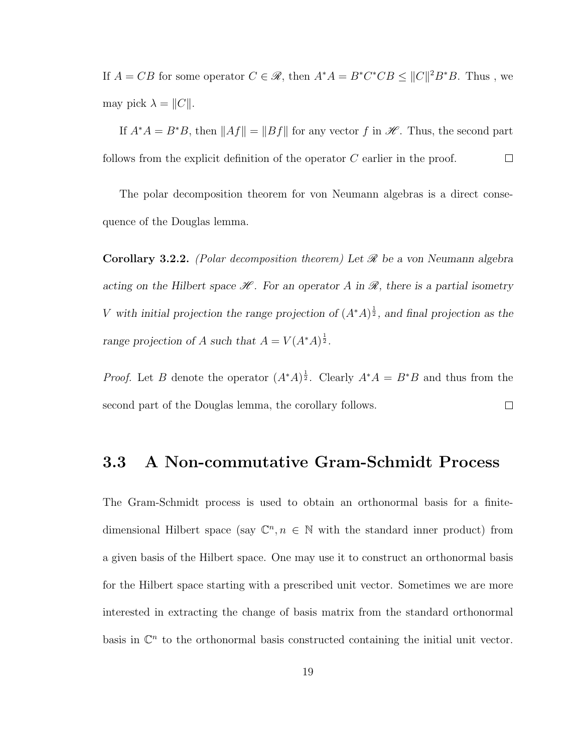If $A = CB$ for some operator $C \in \mathscr{R}$, then $A^*A = B^*C^*CB \leq \|C\|^2 B^*B$. Thus , we may pick $\lambda = \|C\|$.

If $A^*A = B^*B$, then $\|Af\| = \|Bf\|$ for any vector $f$ in $\mathscr{H}$. Thus, the second part follows from the explicit definition of the operator $C$ earlier in the proof. □

The polar decomposition theorem for von Neumann algebras is a direct consequence of the Douglas lemma.

**Corollary 3.2.2.** *(Polar decomposition theorem) Let $\mathscr{R}$ be a von Neumann algebra acting on the Hilbert space $\mathscr{H}$. For an operator $A$ in $\mathscr{R}$, there is a partial isometry $V$ with initial projection the range projection of $(A^*A)^{\frac{1}{2}}$, and final projection as the range projection of $A$ such that $A = V(A^*A)^{\frac{1}{2}}$.*

*Proof.* Let $B$ denote the operator $(A^*A)^{\frac{1}{2}}$. Clearly $A^*A = B^*B$ and thus from the second part of the Douglas lemma, the corollary follows. □

## 3.3 A Non-commutative Gram-Schmidt Process

The Gram-Schmidt process is used to obtain an orthonormal basis for a finite-dimensional Hilbert space (say $\mathbb{C}^n, n \in \mathbb{N}$ with the standard inner product) from a given basis of the Hilbert space. One may use it to construct an orthonormal basis for the Hilbert space starting with a prescribed unit vector. Sometimes we are more interested in extracting the change of basis matrix from the standard orthonormal basis in $\mathbb{C}^n$ to the orthonormal basis constructed containing the initial unit vector.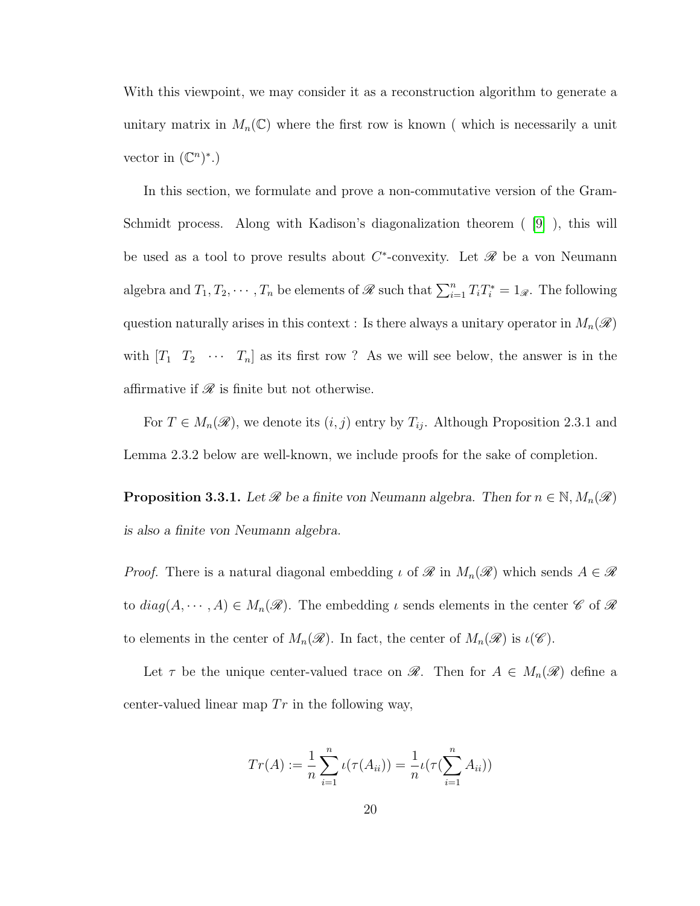With this viewpoint, we may consider it as a reconstruction algorithm to generate a unitary matrix in $M_n(\mathbb{C})$ where the first row is known ( which is necessarily a unit vector in $(\mathbb{C}^n)^*$.)

In this section, we formulate and prove a non-commutative version of the Gram-Schmidt process. Along with Kadison's diagonalization theorem ( [9] ), this will be used as a tool to prove results about $C^*$-convexity. Let $\mathscr{R}$ be a von Neumann algebra and $T_1, T_2, \cdots, T_n$ be elements of $\mathscr{R}$ such that $\sum_{i=1}^n T_i T_i^* = 1_{\mathscr{R}}$. The following question naturally arises in this context : Is there always a unitary operator in $M_n(\mathscr{R})$ with $[T_1 \quad T_2 \quad \cdots \quad T_n]$ as its first row ? As we will see below, the answer is in the affirmative if $\mathscr{R}$ is finite but not otherwise.

For $T \in M_n(\mathscr{R})$, we denote its $(i,j)$ entry by $T_{ij}$. Although Proposition 2.3.1 and Lemma 2.3.2 below are well-known, we include proofs for the sake of completion.

**Proposition 3.3.1.** *Let $\mathscr{R}$ be a finite von Neumann algebra. Then for $n \in \mathbb{N}, M_n(\mathscr{R})$ is also a finite von Neumann algebra.*

*Proof.* There is a natural diagonal embedding $\iota$ of $\mathscr{R}$ in $M_n(\mathscr{R})$ which sends $A \in \mathscr{R}$ to $diag(A, \cdots, A) \in M_n(\mathscr{R})$. The embedding $\iota$ sends elements in the center $\mathscr{C}$ of $\mathscr{R}$ to elements in the center of $M_n(\mathscr{R})$. In fact, the center of $M_n(\mathscr{R})$ is $\iota(\mathscr{C})$.

Let $\tau$ be the unique center-valued trace on $\mathscr{R}$. Then for $A \in M_n(\mathscr{R})$ define a center-valued linear map $Tr$ in the following way,

$$Tr(A) := \frac{1}{n}\sum_{i=1}^{n} \iota(\tau(A_{ii})) = \frac{1}{n}\iota(\tau(\sum_{i=1}^{n} A_{ii}))$$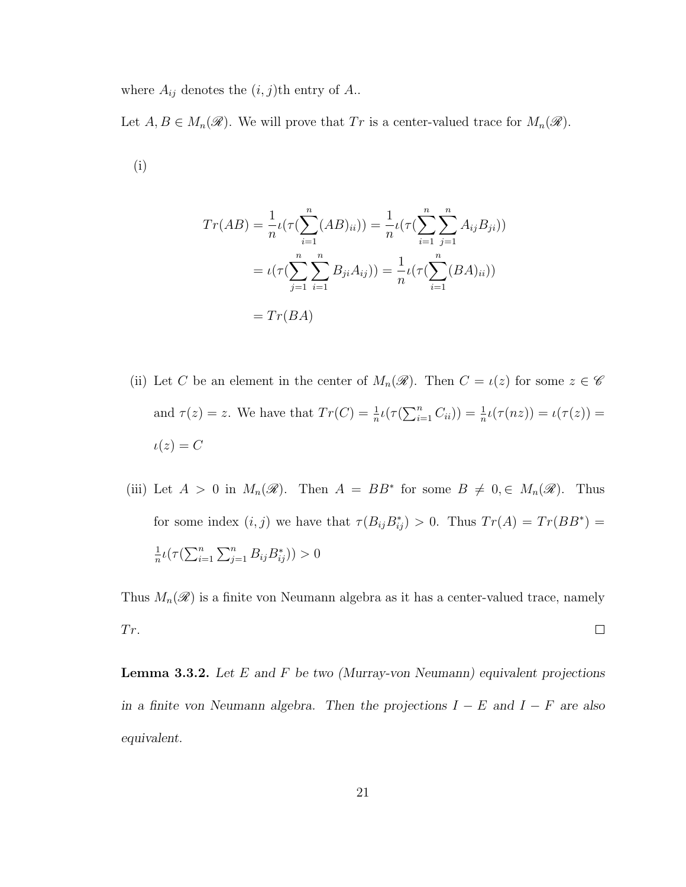where $A_{ij}$ denotes the $(i,j)$th entry of $A$..

Let $A, B \in M_n(\mathscr{R})$. We will prove that $Tr$ is a center-valued trace for $M_n(\mathscr{R})$.

(i)

$$
\begin{aligned}
Tr(AB) &= \frac{1}{n}\iota(\tau(\sum_{i=1}^{n}(AB)_{ii})) = \frac{1}{n}\iota(\tau(\sum_{i=1}^{n}\sum_{j=1}^{n}A_{ij}B_{ji})) \\
&= \iota(\tau(\sum_{j=1}^{n}\sum_{i=1}^{n}B_{ji}A_{ij})) = \frac{1}{n}\iota(\tau(\sum_{i=1}^{n}(BA)_{ii})) \\
&= Tr(BA)
\end{aligned}
$$

(ii) Let $C$ be an element in the center of $M_n(\mathscr{R})$. Then $C = \iota(z)$ for some $z \in \mathscr{C}$ and $\tau(z) = z$. We have that $Tr(C) = \frac{1}{n}\iota(\tau(\sum_{i=1}^{n} C_{ii})) = \frac{1}{n}\iota(\tau(nz)) = \iota(\tau(z)) = \iota(z) = C$

(iii) Let $A > 0$ in $M_n(\mathscr{R})$. Then $A = BB^*$ for some $B \neq 0, \in M_n(\mathscr{R})$. Thus for some index $(i,j)$ we have that $\tau(B_{ij}B_{ij}^*) > 0$. Thus $Tr(A) = Tr(BB^*) = \frac{1}{n}\iota(\tau(\sum_{i=1}^{n}\sum_{j=1}^{n} B_{ij}B_{ij}^*)) > 0$

Thus $M_n(\mathscr{R})$ is a finite von Neumann algebra as it has a center-valued trace, namely $Tr$. □

**Lemma 3.3.2.** *Let $E$ and $F$ be two (Murray-von Neumann) equivalent projections in a finite von Neumann algebra. Then the projections $I - E$ and $I - F$ are also equivalent.*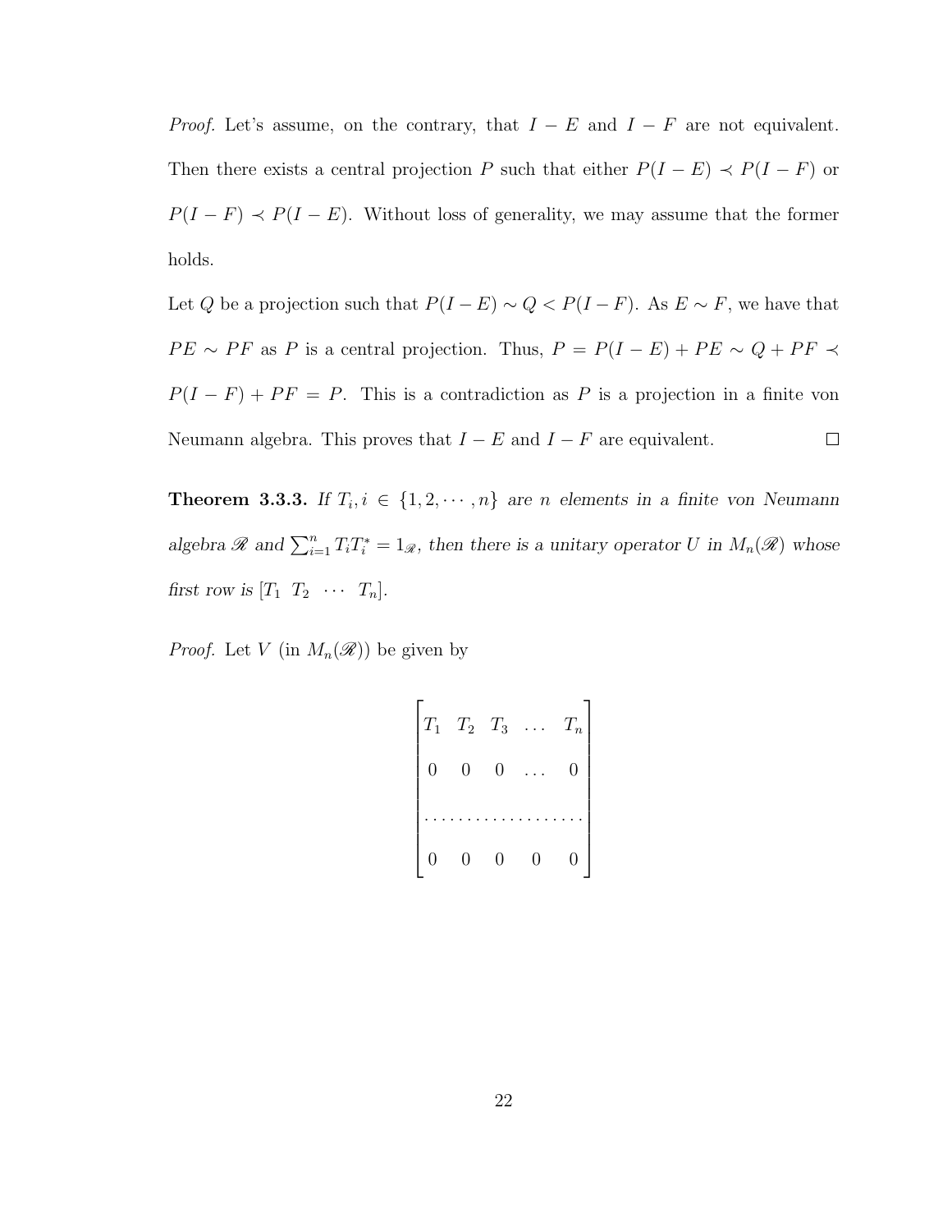*Proof.* Let's assume, on the contrary, that $I - E$ and $I - F$ are not equivalent. Then there exists a central projection $P$ such that either $P(I-E) \prec P(I-F)$ or $P(I-F) \prec P(I-E)$. Without loss of generality, we may assume that the former holds.

Let $Q$ be a projection such that $P(I-E) \sim Q < P(I-F)$. As $E \sim F$, we have that $PE \sim PF$ as $P$ is a central projection. Thus, $P = P(I-E) + PE \sim Q + PF \prec P(I-F) + PF = P$. This is a contradiction as $P$ is a projection in a finite von Neumann algebra. This proves that $I - E$ and $I - F$ are equivalent. $\square$

**Theorem 3.3.3.** *If $T_i, i \in \{1, 2, \cdots, n\}$ are $n$ elements in a finite von Neumann algebra $\mathscr{R}$ and $\sum_{i=1}^{n} T_i T_i^* = 1_{\mathscr{R}}$, then there is a unitary operator $U$ in $M_n(\mathscr{R})$ whose first row is $[T_1 \ T_2 \ \cdots \ T_n]$.*

*Proof.* Let $V$ (in $M_n(\mathscr{R})$) be given by

$$\begin{bmatrix} T_1 & T_2 & T_3 & \dots & T_n \\ 0 & 0 & 0 & \dots & 0 \\ \dots & \dots & \dots & \dots & \dots \\ 0 & 0 & 0 & 0 & 0 \end{bmatrix}$$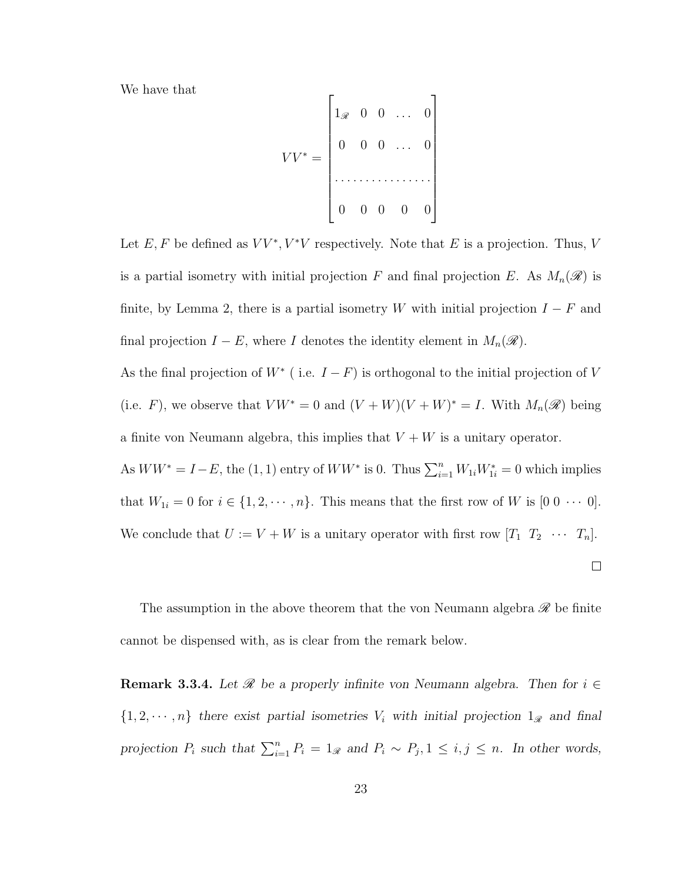We have that

$$
VV^* = \begin{bmatrix} 1_{\mathscr{R}} & 0 & 0 & \dots & 0 \\ 0 & 0 & 0 & \dots & 0 \\ \dots & \dots & \dots & \dots & \dots \\ 0 & 0 & 0 & 0 & 0 \end{bmatrix}
$$

Let $E, F$ be defined as $VV^*, V^*V$ respectively. Note that $E$ is a projection. Thus, $V$ is a partial isometry with initial projection $F$ and final projection $E$. As $M_n(\mathscr{R})$ is finite, by Lemma 2, there is a partial isometry $W$ with initial projection $I - F$ and final projection $I - E$, where $I$ denotes the identity element in $M_n(\mathscr{R})$.

As the final projection of $W^*$ ( i.e. $I - F$) is orthogonal to the initial projection of $V$ (i.e. $F$), we observe that $VW^* = 0$ and $(V + W)(V + W)^* = I$. With $M_n(\mathscr{R})$ being a finite von Neumann algebra, this implies that $V + W$ is a unitary operator.

As $WW^* = I - E$, the $(1, 1)$ entry of $WW^*$ is 0. Thus $\sum_{i=1}^{n} W_{1i}W_{1i}^* = 0$ which implies that $W_{1i} = 0$ for $i \in \{1, 2, \cdots, n\}$. This means that the first row of $W$ is $[0\ 0\ \cdots\ 0]$. We conclude that $U := V + W$ is a unitary operator with first row $[T_1\ \ T_2\ \ \cdots\ \ T_n]$.

$\square$

The assumption in the above theorem that the von Neumann algebra $\mathscr{R}$ be finite cannot be dispensed with, as is clear from the remark below.

**Remark 3.3.4.** *Let $\mathscr{R}$ be a properly infinite von Neumann algebra. Then for $i \in \{1, 2, \cdots, n\}$ there exist partial isometries $V_i$ with initial projection $1_{\mathscr{R}}$ and final projection $P_i$ such that $\sum_{i=1}^{n} P_i = 1_{\mathscr{R}}$ and $P_i \sim P_j, 1 \le i, j \le n$. In other words,*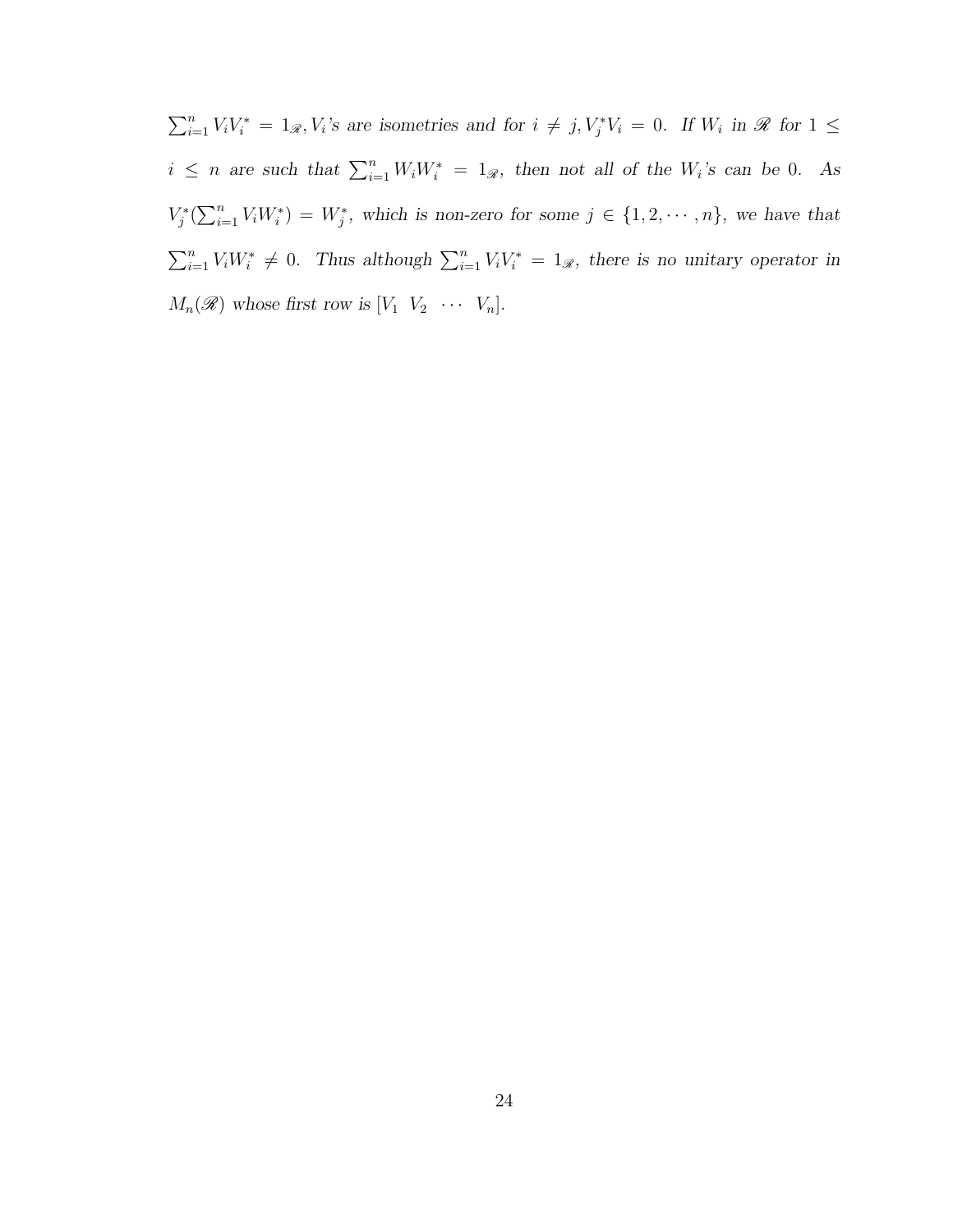*$\sum_{i=1}^{n} V_i V_i^* = 1_{\mathscr{R}}, V_i$'s are isometries and for $i \neq j, V_j^* V_i = 0$. If $W_i$ in $\mathscr{R}$ for $1 \leq i \leq n$ are such that $\sum_{i=1}^{n} W_i W_i^* = 1_{\mathscr{R}}$, then not all of the $W_i$'s can be 0. As $V_j^*(\sum_{i=1}^{n} V_i W_i^*) = W_j^*$, which is non-zero for some $j \in \{1, 2, \cdots, n\}$, we have that $\sum_{i=1}^{n} V_i W_i^* \neq 0$. Thus although $\sum_{i=1}^{n} V_i V_i^* = 1_{\mathscr{R}}$, there is no unitary operator in $M_n(\mathscr{R})$ whose first row is $[V_1 \ \ V_2 \ \ \cdots \ \ V_n]$.*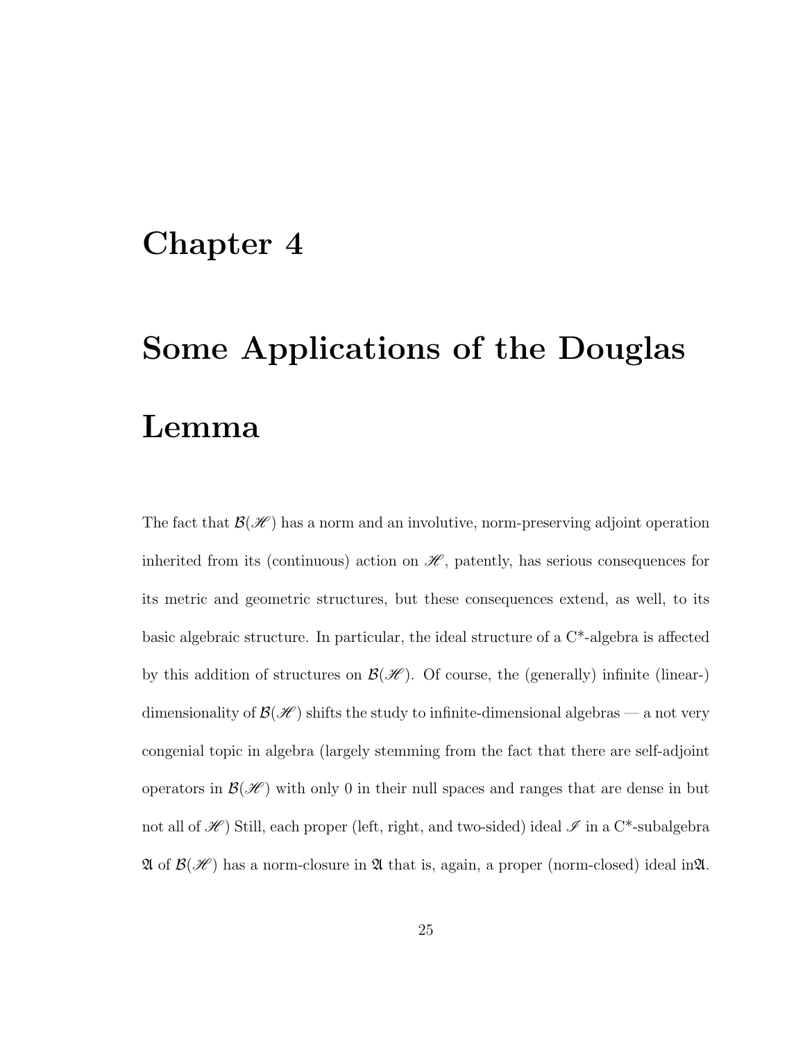# Chapter 4

# Some Applications of the Douglas Lemma

The fact that $\mathcal{B}(\mathscr{H})$ has a norm and an involutive, norm-preserving adjoint operation inherited from its (continuous) action on $\mathscr{H}$, patently, has serious consequences for its metric and geometric structures, but these consequences extend, as well, to its basic algebraic structure. In particular, the ideal structure of a C*-algebra is affected by this addition of structures on $\mathcal{B}(\mathscr{H})$. Of course, the (generally) infinite (linear-) dimensionality of $\mathcal{B}(\mathscr{H})$ shifts the study to infinite-dimensional algebras — a not very congenial topic in algebra (largely stemming from the fact that there are self-adjoint operators in $\mathcal{B}(\mathscr{H})$ with only 0 in their null spaces and ranges that are dense in but not all of $\mathscr{H}$) Still, each proper (left, right, and two-sided) ideal $\mathscr{I}$ in a C*-subalgebra $\mathfrak{A}$ of $\mathcal{B}(\mathscr{H})$ has a norm-closure in $\mathfrak{A}$ that is, again, a proper (norm-closed) ideal in$\mathfrak{A}$.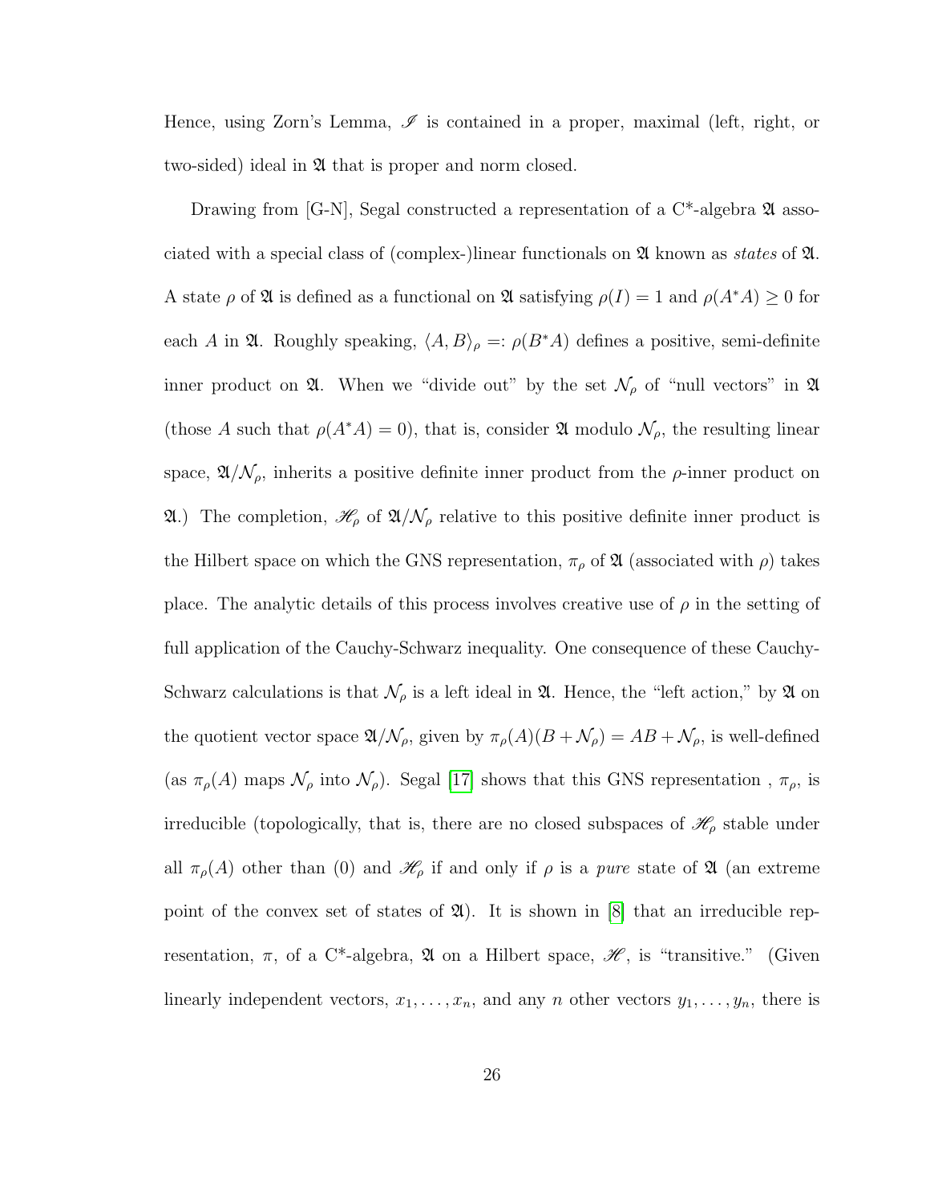Hence, using Zorn's Lemma, $\mathscr{I}$ is contained in a proper, maximal (left, right, or two-sided) ideal in $\mathfrak{A}$ that is proper and norm closed.

Drawing from [G-N], Segal constructed a representation of a C*-algebra $\mathfrak{A}$ associated with a special class of (complex-)linear functionals on $\mathfrak{A}$ known as *states* of $\mathfrak{A}$. A state $\rho$ of $\mathfrak{A}$ is defined as a functional on $\mathfrak{A}$ satisfying $\rho(I) = 1$ and $\rho(A^*A) \geq 0$ for each $A$ in $\mathfrak{A}$. Roughly speaking, $\langle A, B\rangle_\rho =: \rho(B^*A)$ defines a positive, semi-definite inner product on $\mathfrak{A}$. When we "divide out" by the set $\mathcal{N}_\rho$ of "null vectors" in $\mathfrak{A}$ (those $A$ such that $\rho(A^*A) = 0$), that is, consider $\mathfrak{A}$ modulo $\mathcal{N}_\rho$, the resulting linear space, $\mathfrak{A}/\mathcal{N}_\rho$, inherits a positive definite inner product from the $\rho$-inner product on $\mathfrak{A}$.) The completion, $\mathscr{H}_\rho$ of $\mathfrak{A}/\mathcal{N}_\rho$ relative to this positive definite inner product is the Hilbert space on which the GNS representation, $\pi_\rho$ of $\mathfrak{A}$ (associated with $\rho$) takes place. The analytic details of this process involves creative use of $\rho$ in the setting of full application of the Cauchy-Schwarz inequality. One consequence of these Cauchy-Schwarz calculations is that $\mathcal{N}_\rho$ is a left ideal in $\mathfrak{A}$. Hence, the "left action," by $\mathfrak{A}$ on the quotient vector space $\mathfrak{A}/\mathcal{N}_\rho$, given by $\pi_\rho(A)(B + \mathcal{N}_\rho) = AB + \mathcal{N}_\rho$, is well-defined (as $\pi_\rho(A)$ maps $\mathcal{N}_\rho$ into $\mathcal{N}_\rho$). Segal [17] shows that this GNS representation , $\pi_\rho$, is irreducible (topologically, that is, there are no closed subspaces of $\mathscr{H}_\rho$ stable under all $\pi_\rho(A)$ other than (0) and $\mathscr{H}_\rho$ if and only if $\rho$ is a *pure* state of $\mathfrak{A}$ (an extreme point of the convex set of states of $\mathfrak{A}$). It is shown in [8] that an irreducible representation, $\pi$, of a C*-algebra, $\mathfrak{A}$ on a Hilbert space, $\mathscr{H}$, is "transitive." (Given linearly independent vectors, $x_1, \ldots, x_n$, and any $n$ other vectors $y_1, \ldots, y_n$, there is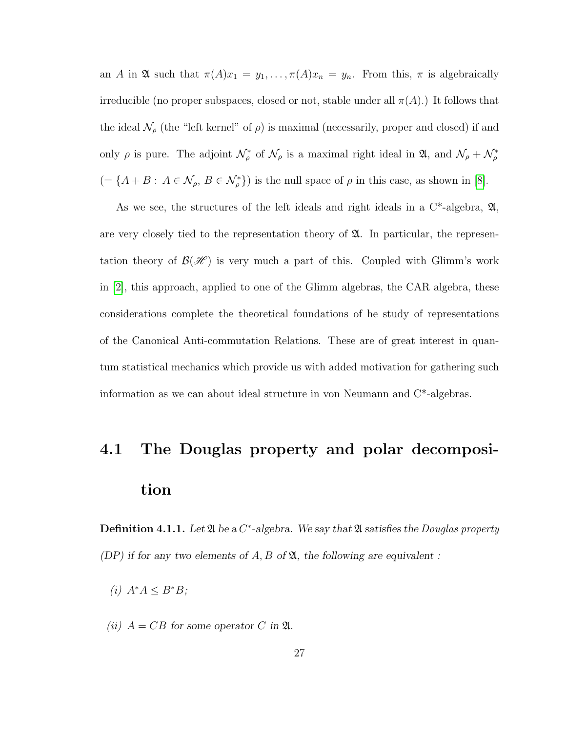an $A$ in $\mathfrak{A}$ such that $\pi(A)x_1 = y_1, \ldots, \pi(A)x_n = y_n$. From this, $\pi$ is algebraically irreducible (no proper subspaces, closed or not, stable under all $\pi(A)$.) It follows that the ideal $\mathcal{N}_\rho$ (the "left kernel" of $\rho$) is maximal (necessarily, proper and closed) if and only $\rho$ is pure. The adjoint $\mathcal{N}_\rho^*$ of $\mathcal{N}_\rho$ is a maximal right ideal in $\mathfrak{A}$, and $\mathcal{N}_\rho + \mathcal{N}_\rho^*$ $(= \{A + B : A \in \mathcal{N}_\rho, B \in \mathcal{N}_\rho^*\})$ is the null space of $\rho$ in this case, as shown in [8].

As we see, the structures of the left ideals and right ideals in a C\*-algebra, $\mathfrak{A}$, are very closely tied to the representation theory of $\mathfrak{A}$. In particular, the representation theory of $\mathcal{B}(\mathscr{H})$ is very much a part of this. Coupled with Glimm's work in [2], this approach, applied to one of the Glimm algebras, the CAR algebra, these considerations complete the theoretical foundations of he study of representations of the Canonical Anti-commutation Relations. These are of great interest in quantum statistical mechanics which provide us with added motivation for gathering such information as we can about ideal structure in von Neumann and C\*-algebras.

## 4.1 The Douglas property and polar decomposition

**Definition 4.1.1.** *Let $\mathfrak{A}$ be a C\*-algebra. We say that $\mathfrak{A}$ satisfies the Douglas property (DP) if for any two elements of $A, B$ of $\mathfrak{A}$, the following are equivalent :*

*(i) $A^*A \leq B^*B$;*

*(ii) $A = CB$ for some operator $C$ in $\mathfrak{A}$.*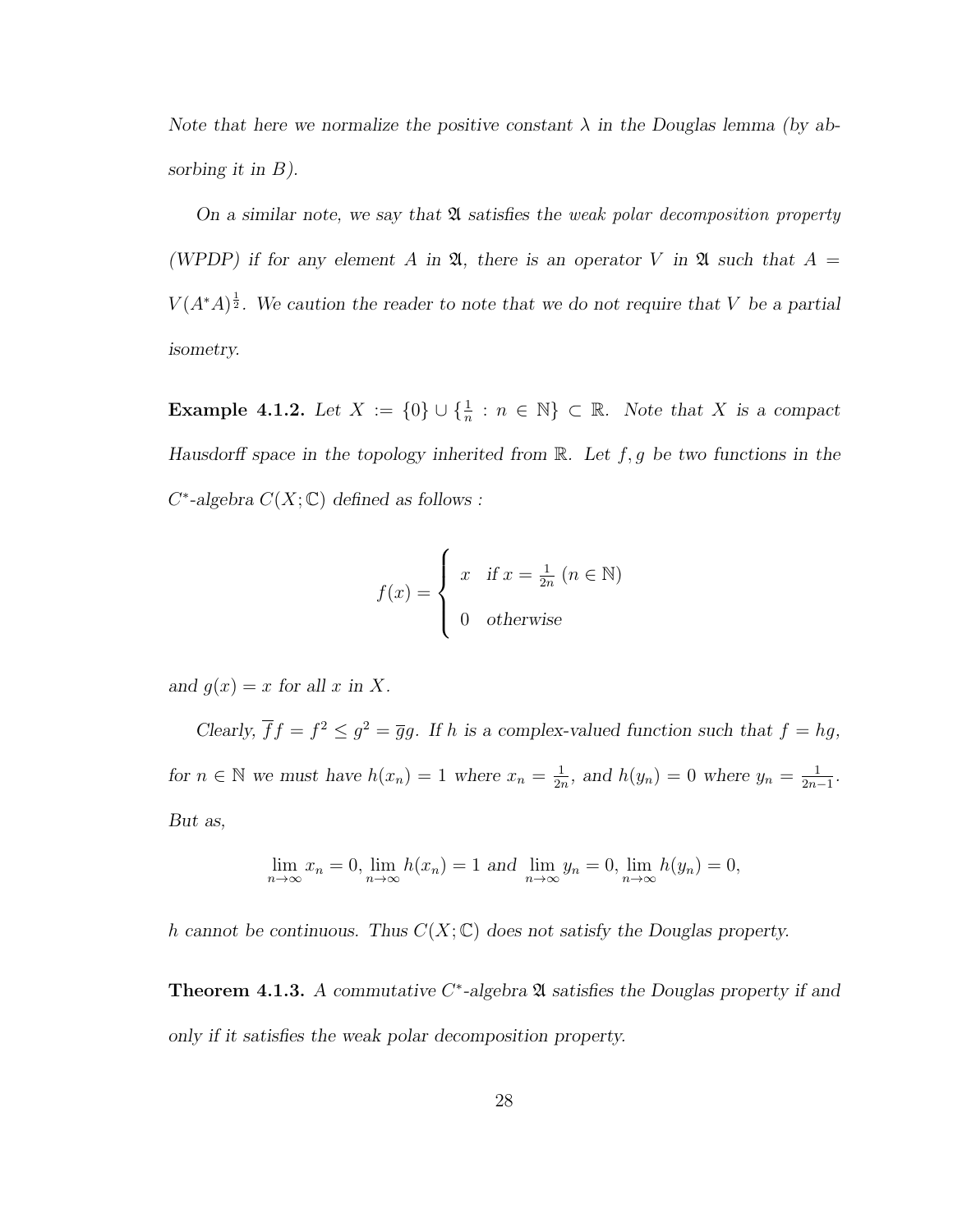*Note that here we normalize the positive constant $\lambda$ in the Douglas lemma (by absorbing it in $B$).*

*On a similar note, we say that $\mathfrak{A}$ satisfies the weak polar decomposition property (WPDP) if for any element $A$ in $\mathfrak{A}$, there is an operator $V$ in $\mathfrak{A}$ such that $A = V(A^*A)^{\frac{1}{2}}$. We caution the reader to note that we do not require that $V$ be a partial isometry.*

**Example 4.1.2.** *Let $X := \{0\} \cup \{\frac{1}{n} : n \in \mathbb{N}\} \subset \mathbb{R}$. Note that $X$ is a compact Hausdorff space in the topology inherited from $\mathbb{R}$. Let $f, g$ be two functions in the $C^*$-algebra $C(X; \mathbb{C})$ defined as follows :*

$$f(x) = \begin{cases} x & \text{if } x = \frac{1}{2n} \ (n \in \mathbb{N}) \\ 0 & \text{otherwise} \end{cases}$$

*and $g(x) = x$ for all $x$ in $X$.*

*Clearly, $\overline{f}f = f^2 \leq g^2 = \overline{g}g$. If $h$ is a complex-valued function such that $f = hg$, for $n \in \mathbb{N}$ we must have $h(x_n) = 1$ where $x_n = \frac{1}{2n}$, and $h(y_n) = 0$ where $y_n = \frac{1}{2n-1}$. But as,*

$$\lim_{n\to\infty} x_n = 0, \lim_{n\to\infty} h(x_n) = 1 \text{ and } \lim_{n\to\infty} y_n = 0, \lim_{n\to\infty} h(y_n) = 0,$$

*$h$ cannot be continuous. Thus $C(X; \mathbb{C})$ does not satisfy the Douglas property.*

**Theorem 4.1.3.** *A commutative $C^*$-algebra $\mathfrak{A}$ satisfies the Douglas property if and only if it satisfies the weak polar decomposition property.*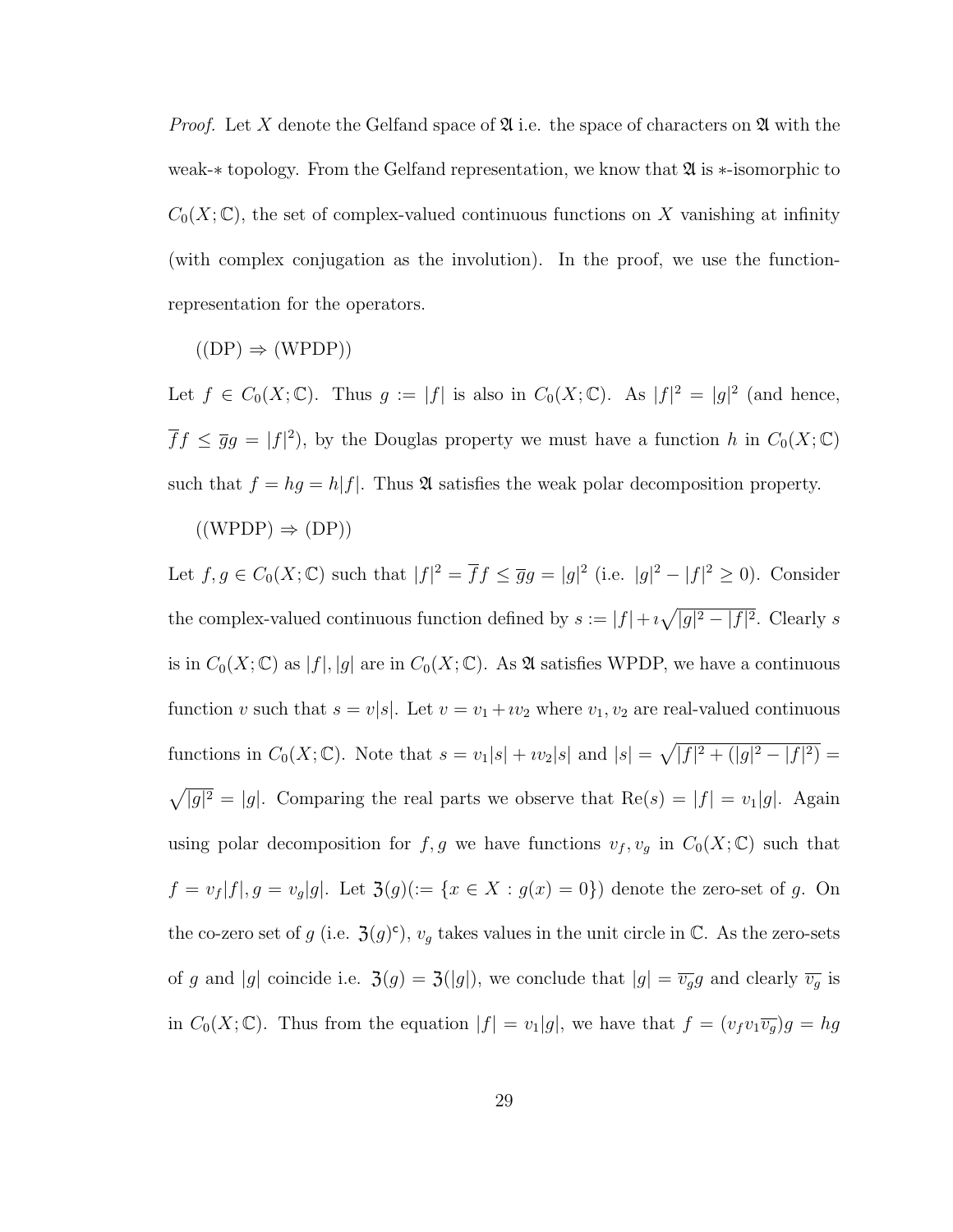*Proof.* Let $X$ denote the Gelfand space of $\mathfrak{A}$ i.e. the space of characters on $\mathfrak{A}$ with the weak-$*$ topology. From the Gelfand representation, we know that $\mathfrak{A}$ is $*$-isomorphic to $C_0(X;\mathbb{C})$, the set of complex-valued continuous functions on $X$ vanishing at infinity (with complex conjugation as the involution). In the proof, we use the function-representation for the operators.

((DP) $\Rightarrow$ (WPDP))

Let $f \in C_0(X;\mathbb{C})$. Thus $g := |f|$ is also in $C_0(X;\mathbb{C})$. As $|f|^2 = |g|^2$ (and hence, $\overline{f}f \le \overline{g}g = |f|^2$), by the Douglas property we must have a function $h$ in $C_0(X;\mathbb{C})$ such that $f = hg = h|f|$. Thus $\mathfrak{A}$ satisfies the weak polar decomposition property.

((WPDP) $\Rightarrow$ (DP))

Let $f, g \in C_0(X;\mathbb{C})$ such that $|f|^2 = \overline{f}f \le \overline{g}g = |g|^2$ (i.e. $|g|^2 - |f|^2 \ge 0$). Consider the complex-valued continuous function defined by $s := |f| + \imath\sqrt{|g|^2 - |f|^2}$. Clearly $s$ is in $C_0(X;\mathbb{C})$ as $|f|, |g|$ are in $C_0(X;\mathbb{C})$. As $\mathfrak{A}$ satisfies WPDP, we have a continuous function $v$ such that $s = v|s|$. Let $v = v_1 + \imath v_2$ where $v_1, v_2$ are real-valued continuous functions in $C_0(X;\mathbb{C})$. Note that $s = v_1|s| + \imath v_2|s|$ and $|s| = \sqrt{|f|^2 + (|g|^2 - |f|^2)} = \sqrt{|g|^2} = |g|$. Comparing the real parts we observe that $\mathrm{Re}(s) = |f| = v_1|g|$. Again using polar decomposition for $f, g$ we have functions $v_f, v_g$ in $C_0(X;\mathbb{C})$ such that $f = v_f|f|, g = v_g|g|$. Let $\mathfrak{Z}(g) (:= \{x \in X : g(x) = 0\})$ denote the zero-set of $g$. On the co-zero set of $g$ (i.e. $\mathfrak{Z}(g)^{\mathsf{c}}$), $v_g$ takes values in the unit circle in $\mathbb{C}$. As the zero-sets of $g$ and $|g|$ coincide i.e. $\mathfrak{Z}(g) = \mathfrak{Z}(|g|)$, we conclude that $|g| = \overline{v_g}g$ and clearly $\overline{v_g}$ is in $C_0(X;\mathbb{C})$. Thus from the equation $|f| = v_1|g|$, we have that $f = (v_f v_1 \overline{v_g})g = hg$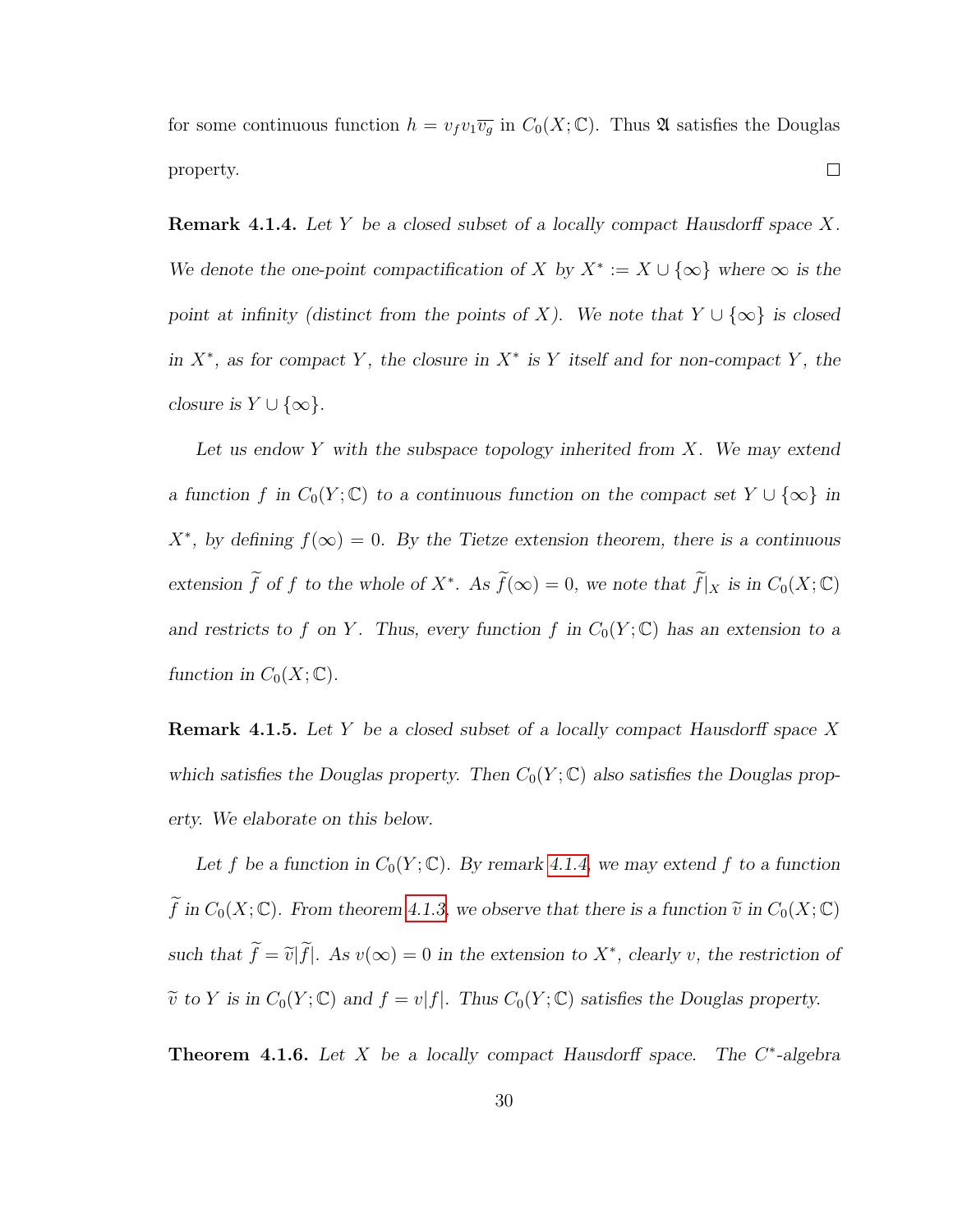for some continuous function $h = v_f v_1 \overline{v_g}$ in $C_0(X;\mathbb{C})$. Thus $\mathfrak{A}$ satisfies the Douglas property. □

**Remark 4.1.4.** *Let $Y$ be a closed subset of a locally compact Hausdorff space $X$. We denote the one-point compactification of $X$ by $X^* := X \cup \{\infty\}$ where $\infty$ is the point at infinity (distinct from the points of $X$). We note that $Y \cup \{\infty\}$ is closed in $X^*$, as for compact $Y$, the closure in $X^*$ is $Y$ itself and for non-compact $Y$, the closure is $Y \cup \{\infty\}$.*

*Let us endow $Y$ with the subspace topology inherited from $X$. We may extend a function $f$ in $C_0(Y;\mathbb{C})$ to a continuous function on the compact set $Y \cup \{\infty\}$ in $X^*$, by defining $f(\infty) = 0$. By the Tietze extension theorem, there is a continuous extension $\widetilde{f}$ of $f$ to the whole of $X^*$. As $\widetilde{f}(\infty) = 0$, we note that $\widetilde{f}|_X$ is in $C_0(X;\mathbb{C})$ and restricts to $f$ on $Y$. Thus, every function $f$ in $C_0(Y;\mathbb{C})$ has an extension to a function in $C_0(X;\mathbb{C})$.*

**Remark 4.1.5.** *Let $Y$ be a closed subset of a locally compact Hausdorff space $X$ which satisfies the Douglas property. Then $C_0(Y;\mathbb{C})$ also satisfies the Douglas property. We elaborate on this below.*

*Let $f$ be a function in $C_0(Y;\mathbb{C})$. By remark 4.1.4, we may extend $f$ to a function $\widetilde{f}$ in $C_0(X;\mathbb{C})$. From theorem 4.1.3, we observe that there is a function $\widetilde{v}$ in $C_0(X;\mathbb{C})$ such that $\widetilde{f} = \widetilde{v}|\widetilde{f}|$. As $v(\infty) = 0$ in the extension to $X^*$, clearly $v$, the restriction of $\widetilde{v}$ to $Y$ is in $C_0(Y;\mathbb{C})$ and $f = v|f|$. Thus $C_0(Y;\mathbb{C})$ satisfies the Douglas property.*

**Theorem 4.1.6.** *Let $X$ be a locally compact Hausdorff space. The $C^*$-algebra*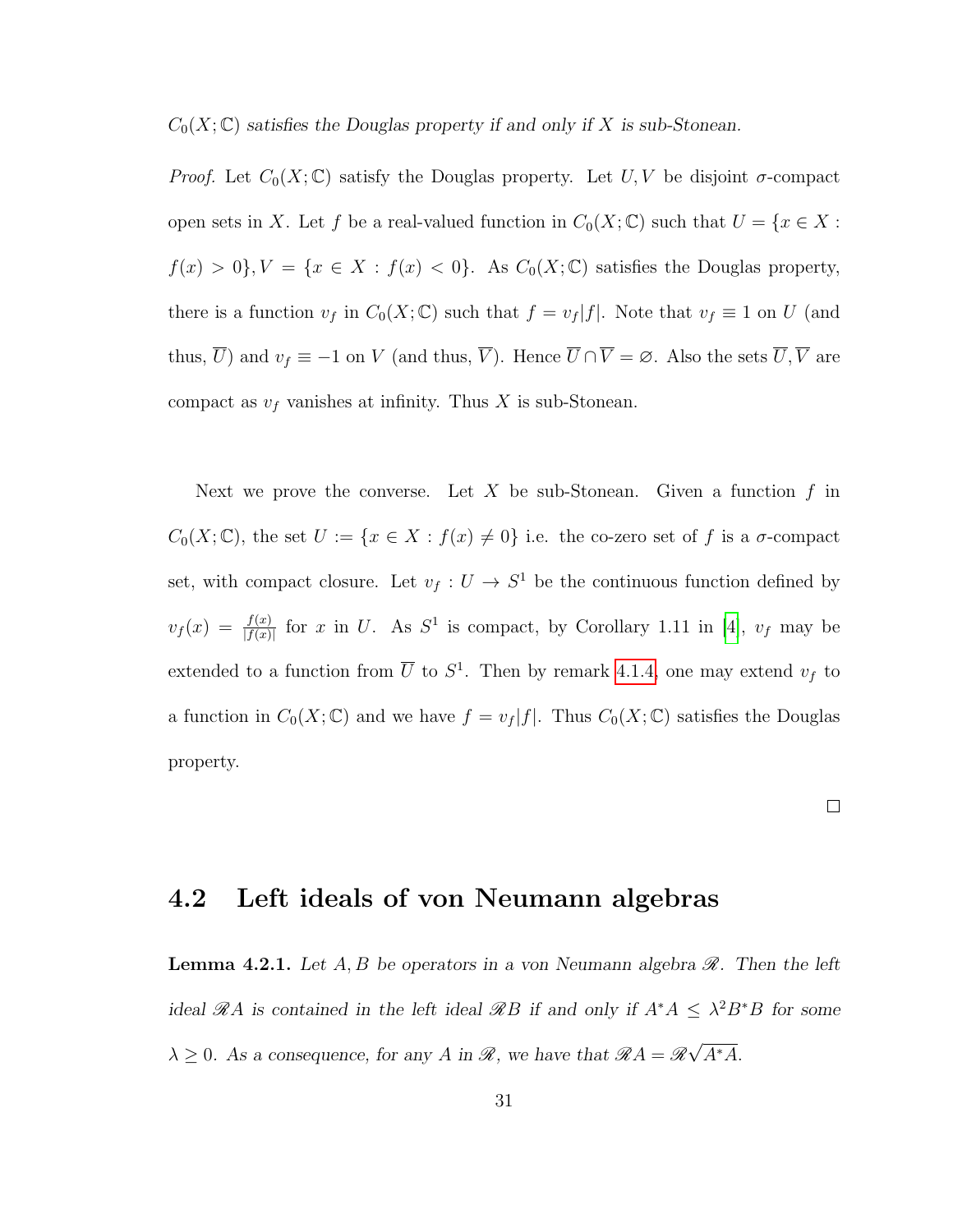*$C_0(X;\mathbb{C})$ satisfies the Douglas property if and only if $X$ is sub-Stonean.*

*Proof.* Let $C_0(X;\mathbb{C})$ satisfy the Douglas property. Let $U, V$ be disjoint $\sigma$-compact open sets in $X$. Let $f$ be a real-valued function in $C_0(X;\mathbb{C})$ such that $U = \{x \in X : f(x) > 0\}, V = \{x \in X : f(x) < 0\}$. As $C_0(X;\mathbb{C})$ satisfies the Douglas property, there is a function $v_f$ in $C_0(X;\mathbb{C})$ such that $f = v_f|f|$. Note that $v_f \equiv 1$ on $U$ (and thus, $\overline{U}$) and $v_f \equiv -1$ on $V$ (and thus, $\overline{V}$). Hence $\overline{U} \cap \overline{V} = \varnothing$. Also the sets $\overline{U}, \overline{V}$ are compact as $v_f$ vanishes at infinity. Thus $X$ is sub-Stonean.

Next we prove the converse. Let $X$ be sub-Stonean. Given a function $f$ in $C_0(X;\mathbb{C})$, the set $U := \{x \in X : f(x) \neq 0\}$ i.e. the co-zero set of $f$ is a $\sigma$-compact set, with compact closure. Let $v_f : U \to S^1$ be the continuous function defined by $v_f(x) = \frac{f(x)}{|f(x)|}$ for $x$ in $U$. As $S^1$ is compact, by Corollary 1.11 in [4], $v_f$ may be extended to a function from $\overline{U}$ to $S^1$. Then by remark 4.1.4, one may extend $v_f$ to a function in $C_0(X;\mathbb{C})$ and we have $f = v_f|f|$. Thus $C_0(X;\mathbb{C})$ satisfies the Douglas property.

□

## 4.2 Left ideals of von Neumann algebras

**Lemma 4.2.1.** *Let $A, B$ be operators in a von Neumann algebra $\mathscr{R}$. Then the left ideal $\mathscr{R}A$ is contained in the left ideal $\mathscr{R}B$ if and only if $A^*A \leq \lambda^2 B^*B$ for some $\lambda \geq 0$. As a consequence, for any $A$ in $\mathscr{R}$, we have that $\mathscr{R}A = \mathscr{R}\sqrt{A^*A}$.*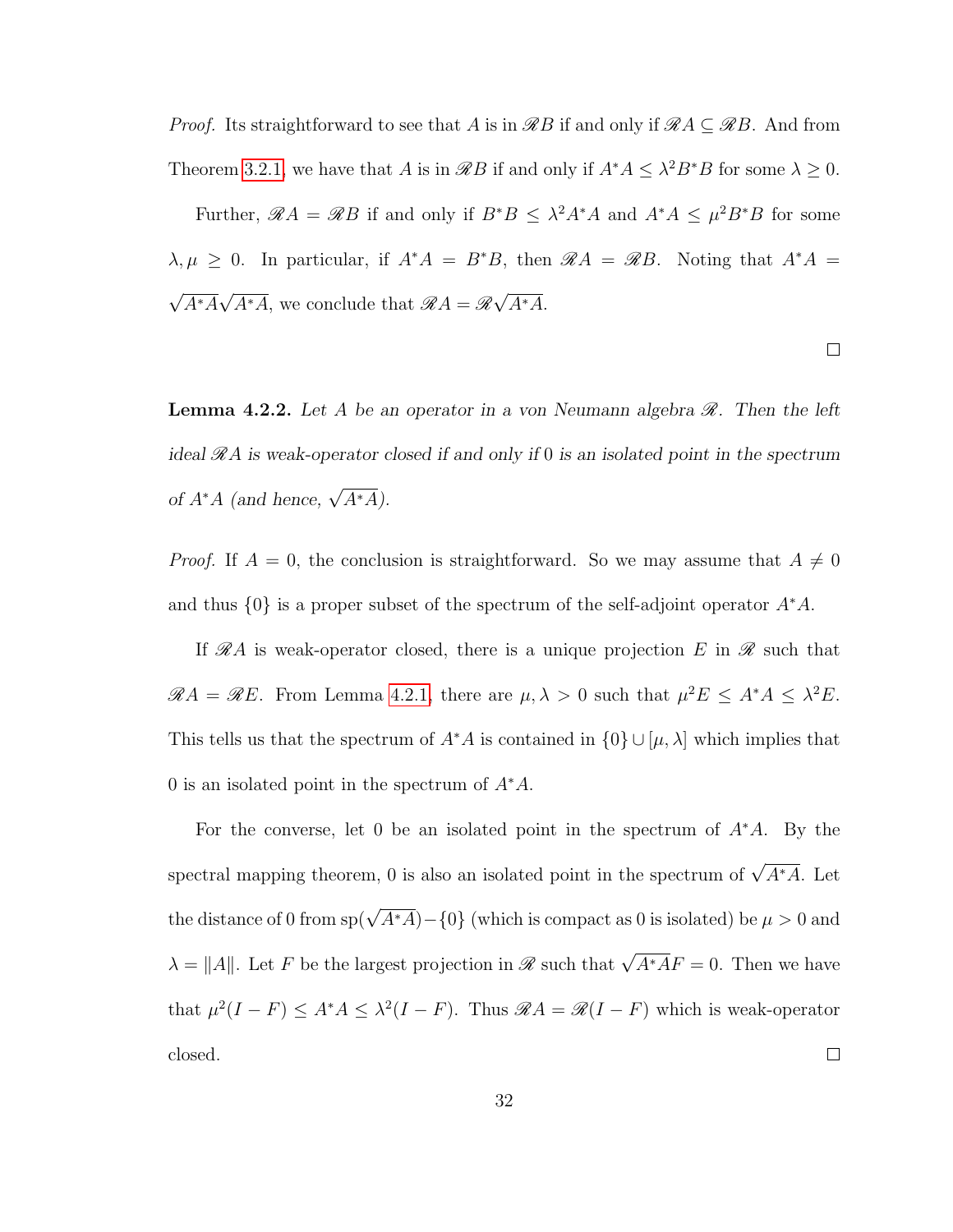*Proof.* Its straightforward to see that $A$ is in $\mathscr{R}B$ if and only if $\mathscr{R}A \subseteq \mathscr{R}B$. And from Theorem 3.2.1, we have that $A$ is in $\mathscr{R}B$ if and only if $A^*A \leq \lambda^2 B^*B$ for some $\lambda \geq 0$.

Further, $\mathscr{R}A = \mathscr{R}B$ if and only if $B^*B \leq \lambda^2 A^*A$ and $A^*A \leq \mu^2 B^*B$ for some $\lambda, \mu \geq 0$. In particular, if $A^*A = B^*B$, then $\mathscr{R}A = \mathscr{R}B$. Noting that $A^*A = \sqrt{A^*A}\sqrt{A^*A}$, we conclude that $\mathscr{R}A = \mathscr{R}\sqrt{A^*A}$. □

**Lemma 4.2.2.** *Let $A$ be an operator in a von Neumann algebra $\mathscr{R}$. Then the left ideal $\mathscr{R}A$ is weak-operator closed if and only if $0$ is an isolated point in the spectrum of $A^*A$ (and hence, $\sqrt{A^*A}$).*

*Proof.* If $A = 0$, the conclusion is straightforward. So we may assume that $A \neq 0$ and thus $\{0\}$ is a proper subset of the spectrum of the self-adjoint operator $A^*A$.

If $\mathscr{R}A$ is weak-operator closed, there is a unique projection $E$ in $\mathscr{R}$ such that $\mathscr{R}A = \mathscr{R}E$. From Lemma 4.2.1, there are $\mu, \lambda > 0$ such that $\mu^2 E \leq A^*A \leq \lambda^2 E$. This tells us that the spectrum of $A^*A$ is contained in $\{0\} \cup [\mu, \lambda]$ which implies that $0$ is an isolated point in the spectrum of $A^*A$.

For the converse, let $0$ be an isolated point in the spectrum of $A^*A$. By the spectral mapping theorem, $0$ is also an isolated point in the spectrum of $\sqrt{A^*A}$. Let the distance of $0$ from $\mathrm{sp}(\sqrt{A^*A}) - \{0\}$ (which is compact as $0$ is isolated) be $\mu > 0$ and $\lambda = \|A\|$. Let $F$ be the largest projection in $\mathscr{R}$ such that $\sqrt{A^*A}F = 0$. Then we have that $\mu^2(I - F) \leq A^*A \leq \lambda^2(I - F)$. Thus $\mathscr{R}A = \mathscr{R}(I - F)$ which is weak-operator closed. □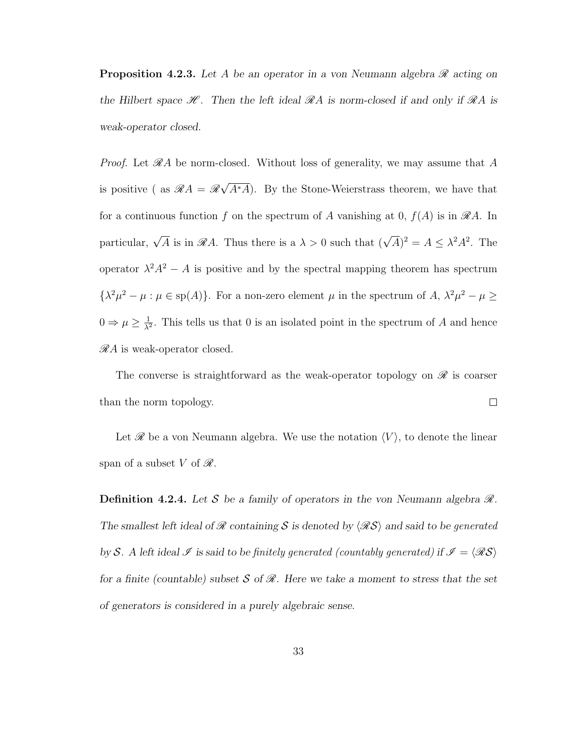**Proposition 4.2.3.** *Let $A$ be an operator in a von Neumann algebra $\mathscr{R}$ acting on the Hilbert space $\mathscr{H}$. Then the left ideal $\mathscr{R}A$ is norm-closed if and only if $\mathscr{R}A$ is weak-operator closed.*

*Proof.* Let $\mathscr{R}A$ be norm-closed. Without loss of generality, we may assume that $A$ is positive ( as $\mathscr{R}A = \mathscr{R}\sqrt{A^*A}$). By the Stone-Weierstrass theorem, we have that for a continuous function $f$ on the spectrum of $A$ vanishing at 0, $f(A)$ is in $\mathscr{R}A$. In particular, $\sqrt{A}$ is in $\mathscr{R}A$. Thus there is a $\lambda > 0$ such that $(\sqrt{A})^2 = A \leq \lambda^2 A^2$. The operator $\lambda^2 A^2 - A$ is positive and by the spectral mapping theorem has spectrum $\{\lambda^2\mu^2 - \mu : \mu \in \mathrm{sp}(A)\}$. For a non-zero element $\mu$ in the spectrum of $A$, $\lambda^2\mu^2 - \mu \geq 0 \Rightarrow \mu \geq \frac{1}{\lambda^2}$. This tells us that 0 is an isolated point in the spectrum of $A$ and hence $\mathscr{R}A$ is weak-operator closed.

The converse is straightforward as the weak-operator topology on $\mathscr{R}$ is coarser than the norm topology. $\square$

Let $\mathscr{R}$ be a von Neumann algebra. We use the notation $\langle V \rangle$, to denote the linear span of a subset $V$ of $\mathscr{R}$.

**Definition 4.2.4.** *Let $\mathcal{S}$ be a family of operators in the von Neumann algebra $\mathscr{R}$. The smallest left ideal of $\mathscr{R}$ containing $\mathcal{S}$ is denoted by $\langle \mathscr{R}\mathcal{S} \rangle$ and said to be generated by $\mathcal{S}$. A left ideal $\mathscr{I}$ is said to be finitely generated (countably generated) if $\mathscr{I} = \langle \mathscr{R}\mathcal{S} \rangle$ for a finite (countable) subset $\mathcal{S}$ of $\mathscr{R}$. Here we take a moment to stress that the set of generators is considered in a purely algebraic sense.*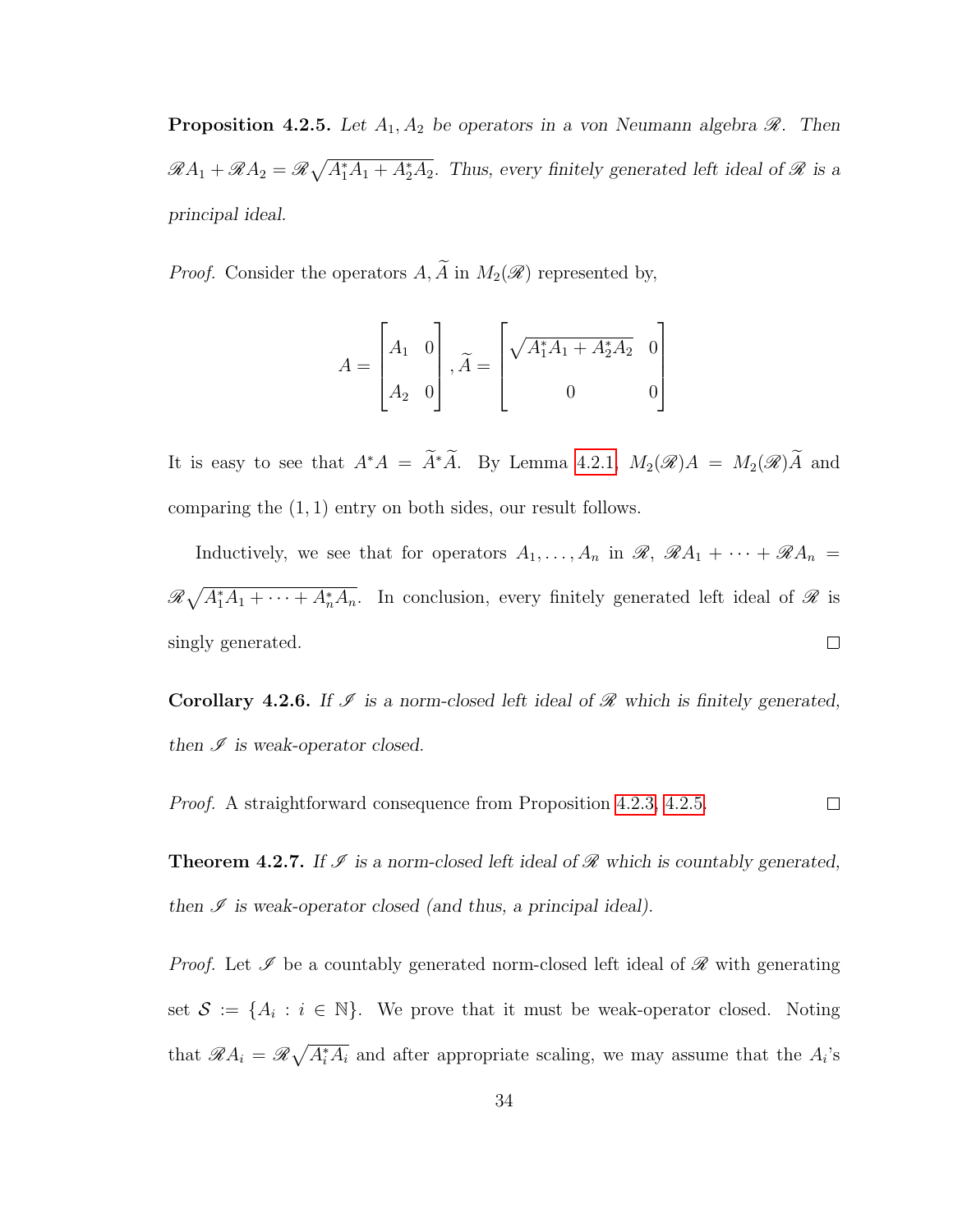**Proposition 4.2.5.** *Let $A_1, A_2$ be operators in a von Neumann algebra $\mathscr{R}$. Then $\mathscr{R}A_1 + \mathscr{R}A_2 = \mathscr{R}\sqrt{A_1^*A_1 + A_2^*A_2}$. Thus, every finitely generated left ideal of $\mathscr{R}$ is a principal ideal.*

*Proof.* Consider the operators $A, \widetilde{A}$ in $M_2(\mathscr{R})$ represented by,

$$A = \begin{bmatrix} A_1 & 0 \\ A_2 & 0 \end{bmatrix}, \widetilde{A} = \begin{bmatrix} \sqrt{A_1^*A_1 + A_2^*A_2} & 0 \\ 0 & 0 \end{bmatrix}$$

It is easy to see that $A^*A = \widetilde{A}^*\widetilde{A}$. By Lemma 4.2.1, $M_2(\mathscr{R})A = M_2(\mathscr{R})\widetilde{A}$ and comparing the $(1,1)$ entry on both sides, our result follows.

Inductively, we see that for operators $A_1, \ldots, A_n$ in $\mathscr{R}$, $\mathscr{R}A_1 + \cdots + \mathscr{R}A_n = \mathscr{R}\sqrt{A_1^*A_1 + \cdots + A_n^*A_n}$. In conclusion, every finitely generated left ideal of $\mathscr{R}$ is singly generated. □

**Corollary 4.2.6.** *If $\mathscr{I}$ is a norm-closed left ideal of $\mathscr{R}$ which is finitely generated, then $\mathscr{I}$ is weak-operator closed.*

*Proof.* A straightforward consequence from Proposition 4.2.3, 4.2.5. □

**Theorem 4.2.7.** *If $\mathscr{I}$ is a norm-closed left ideal of $\mathscr{R}$ which is countably generated, then $\mathscr{I}$ is weak-operator closed (and thus, a principal ideal).*

*Proof.* Let $\mathscr{I}$ be a countably generated norm-closed left ideal of $\mathscr{R}$ with generating set $\mathcal{S} := \{A_i : i \in \mathbb{N}\}$. We prove that it must be weak-operator closed. Noting that $\mathscr{R}A_i = \mathscr{R}\sqrt{A_i^*A_i}$ and after appropriate scaling, we may assume that the $A_i$'s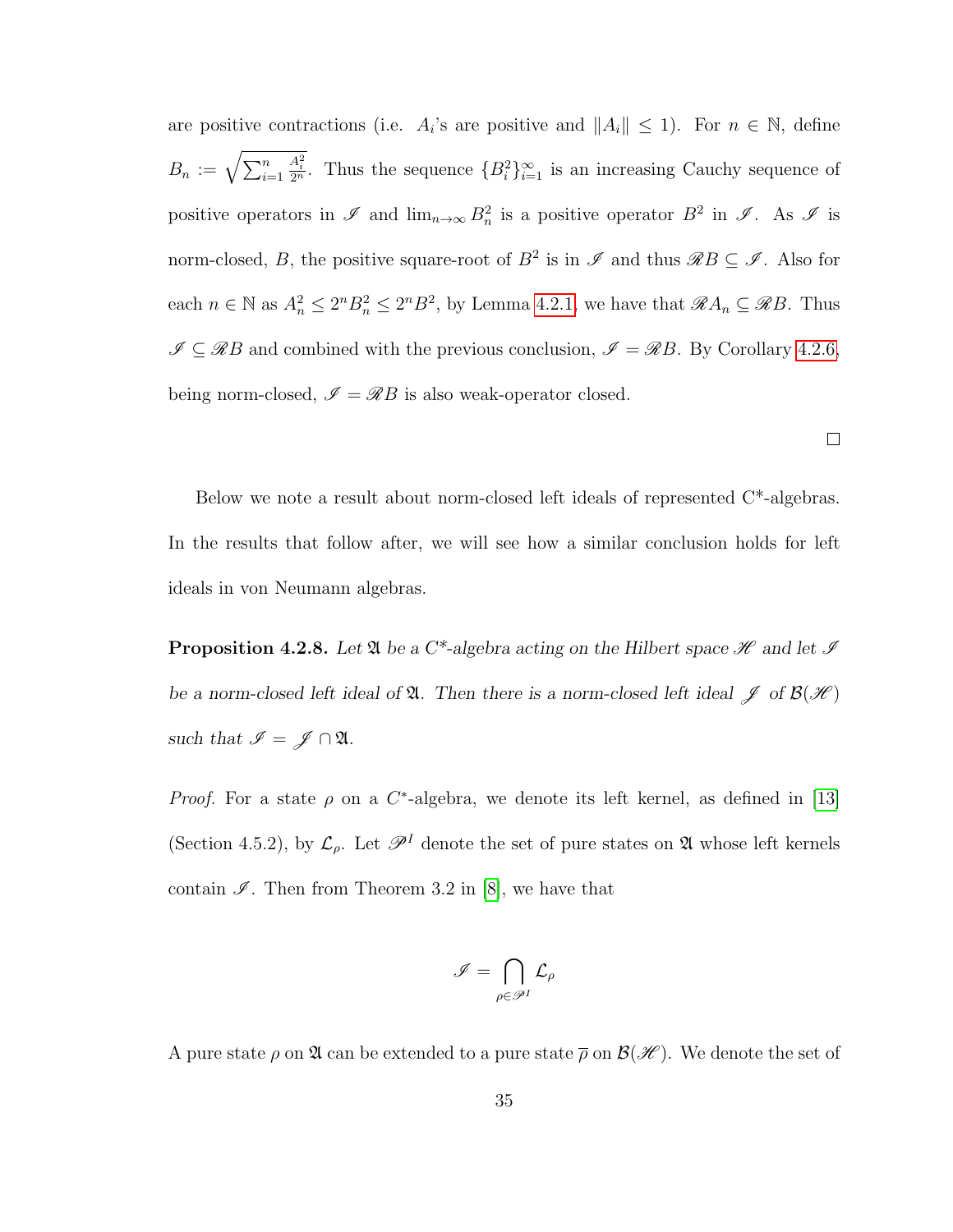are positive contractions (i.e. $A_i$'s are positive and $\|A_i\| \leq 1$). For $n \in \mathbb{N}$, define $B_n := \sqrt{\sum_{i=1}^{n} \frac{A_i^2}{2^n}}$. Thus the sequence $\{B_i^2\}_{i=1}^{\infty}$ is an increasing Cauchy sequence of positive operators in $\mathscr{I}$ and $\lim_{n\to\infty} B_n^2$ is a positive operator $B^2$ in $\mathscr{I}$. As $\mathscr{I}$ is norm-closed, $B$, the positive square-root of $B^2$ is in $\mathscr{I}$ and thus $\mathscr{R}B \subseteq \mathscr{I}$. Also for each $n \in \mathbb{N}$ as $A_n^2 \leq 2^n B_n^2 \leq 2^n B^2$, by Lemma 4.2.1, we have that $\mathscr{R}A_n \subseteq \mathscr{R}B$. Thus $\mathscr{I} \subseteq \mathscr{R}B$ and combined with the previous conclusion, $\mathscr{I} = \mathscr{R}B$. By Corollary 4.2.6, being norm-closed, $\mathscr{I} = \mathscr{R}B$ is also weak-operator closed.

□

Below we note a result about norm-closed left ideals of represented C\*-algebras. In the results that follow after, we will see how a similar conclusion holds for left ideals in von Neumann algebras.

**Proposition 4.2.8.** *Let $\mathfrak{A}$ be a C\*-algebra acting on the Hilbert space $\mathscr{H}$ and let $\mathscr{I}$ be a norm-closed left ideal of $\mathfrak{A}$. Then there is a norm-closed left ideal $\mathscr{J}$ of $\mathcal{B}(\mathscr{H})$ such that $\mathscr{I} = \mathscr{J} \cap \mathfrak{A}$.*

*Proof.* For a state $\rho$ on a $C^*$-algebra, we denote its left kernel, as defined in [13] (Section 4.5.2), by $\mathcal{L}_\rho$. Let $\mathscr{P}^I$ denote the set of pure states on $\mathfrak{A}$ whose left kernels contain $\mathscr{I}$. Then from Theorem 3.2 in [8], we have that

$$\mathscr{I} = \bigcap_{\rho \in \mathscr{P}^I} \mathcal{L}_\rho$$

A pure state $\rho$ on $\mathfrak{A}$ can be extended to a pure state $\overline{\rho}$ on $\mathcal{B}(\mathscr{H})$. We denote the set of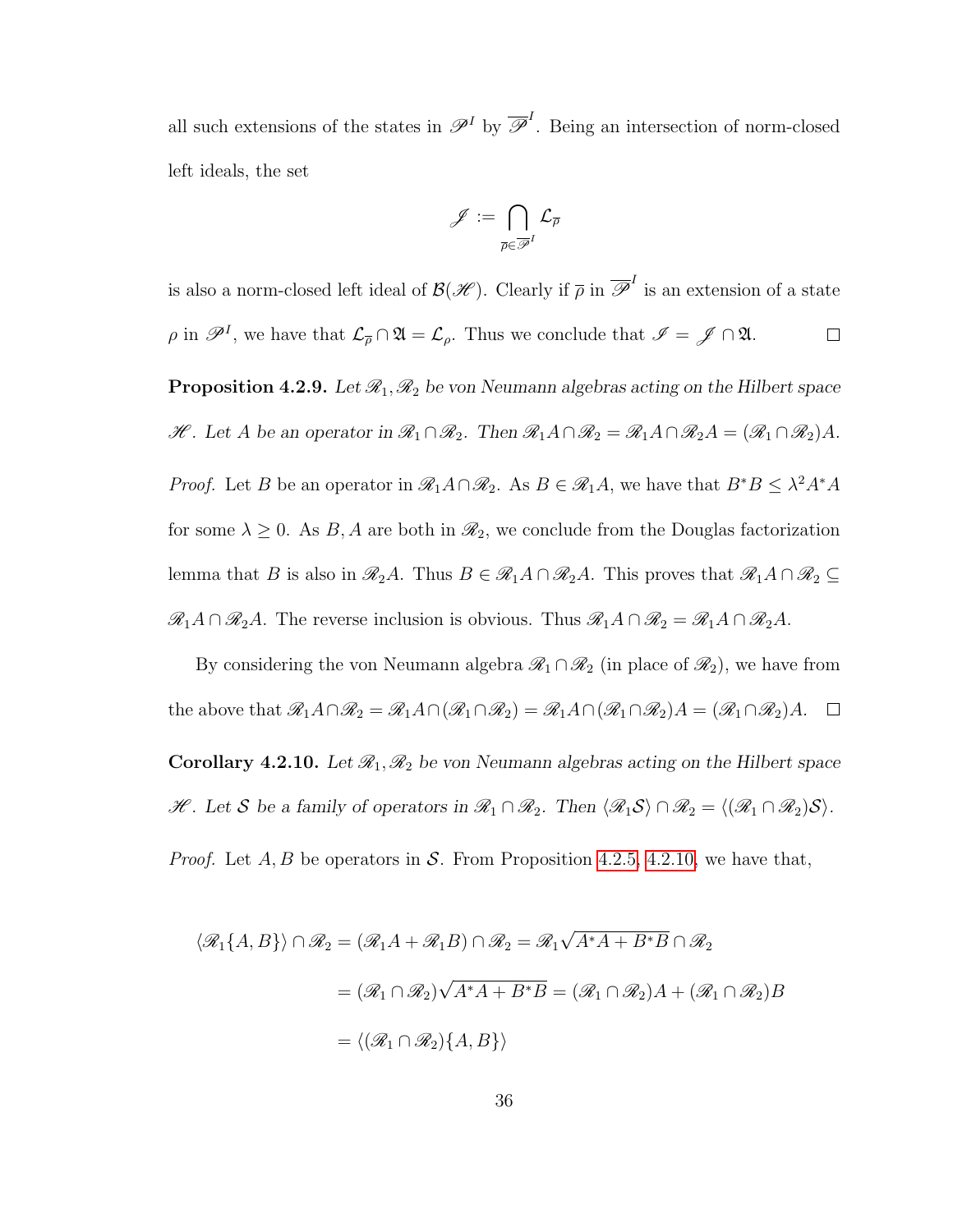all such extensions of the states in $\mathscr{P}^I$ by $\overline{\mathscr{P}}^I$. Being an intersection of norm-closed left ideals, the set

$$\mathscr{J} := \bigcap_{\overline{\rho} \in \overline{\mathscr{P}}^I} \mathcal{L}_{\overline{\rho}}$$

is also a norm-closed left ideal of $\mathcal{B}(\mathscr{H})$. Clearly if $\overline{\rho}$ in $\overline{\mathscr{P}}^I$ is an extension of a state $\rho$ in $\mathscr{P}^I$, we have that $\mathcal{L}_{\overline{\rho}} \cap \mathfrak{A} = \mathcal{L}_\rho$. Thus we conclude that $\mathscr{I} = \mathscr{J} \cap \mathfrak{A}$. ☐

**Proposition 4.2.9.** *Let $\mathscr{R}_1, \mathscr{R}_2$ be von Neumann algebras acting on the Hilbert space $\mathscr{H}$. Let $A$ be an operator in $\mathscr{R}_1 \cap \mathscr{R}_2$. Then $\mathscr{R}_1 A \cap \mathscr{R}_2 = \mathscr{R}_1 A \cap \mathscr{R}_2 A = (\mathscr{R}_1 \cap \mathscr{R}_2)A$.*

*Proof.* Let $B$ be an operator in $\mathscr{R}_1 A \cap \mathscr{R}_2$. As $B \in \mathscr{R}_1 A$, we have that $B^*B \leq \lambda^2 A^*A$ for some $\lambda \geq 0$. As $B, A$ are both in $\mathscr{R}_2$, we conclude from the Douglas factorization lemma that $B$ is also in $\mathscr{R}_2 A$. Thus $B \in \mathscr{R}_1 A \cap \mathscr{R}_2 A$. This proves that $\mathscr{R}_1 A \cap \mathscr{R}_2 \subseteq \mathscr{R}_1 A \cap \mathscr{R}_2 A$. The reverse inclusion is obvious. Thus $\mathscr{R}_1 A \cap \mathscr{R}_2 = \mathscr{R}_1 A \cap \mathscr{R}_2 A$.

By considering the von Neumann algebra $\mathscr{R}_1 \cap \mathscr{R}_2$ (in place of $\mathscr{R}_2$), we have from the above that $\mathscr{R}_1 A \cap \mathscr{R}_2 = \mathscr{R}_1 A \cap (\mathscr{R}_1 \cap \mathscr{R}_2) = \mathscr{R}_1 A \cap (\mathscr{R}_1 \cap \mathscr{R}_2)A = (\mathscr{R}_1 \cap \mathscr{R}_2)A$. ☐

**Corollary 4.2.10.** *Let $\mathscr{R}_1, \mathscr{R}_2$ be von Neumann algebras acting on the Hilbert space $\mathscr{H}$. Let $\mathcal{S}$ be a family of operators in $\mathscr{R}_1 \cap \mathscr{R}_2$. Then $\langle \mathscr{R}_1 \mathcal{S} \rangle \cap \mathscr{R}_2 = \langle (\mathscr{R}_1 \cap \mathscr{R}_2)\mathcal{S} \rangle$.*

*Proof.* Let $A, B$ be operators in $\mathcal{S}$. From Proposition 4.2.5, 4.2.10, we have that,

$$\begin{aligned}
\langle \mathscr{R}_1 \{A, B\} \rangle \cap \mathscr{R}_2 &= (\mathscr{R}_1 A + \mathscr{R}_1 B) \cap \mathscr{R}_2 = \mathscr{R}_1 \sqrt{A^*A + B^*B} \cap \mathscr{R}_2 \\
&= (\mathscr{R}_1 \cap \mathscr{R}_2)\sqrt{A^*A + B^*B} = (\mathscr{R}_1 \cap \mathscr{R}_2)A + (\mathscr{R}_1 \cap \mathscr{R}_2)B \\
&= \langle (\mathscr{R}_1 \cap \mathscr{R}_2)\{A, B\} \rangle
\end{aligned}$$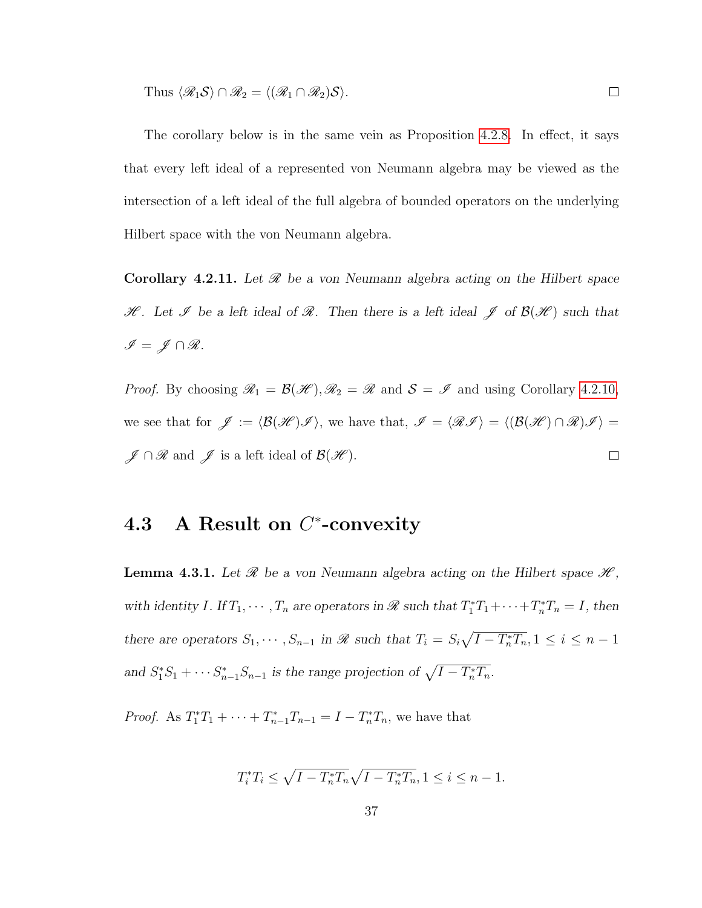Thus $\langle \mathscr{R}_1 \mathcal{S} \rangle \cap \mathscr{R}_2 = \langle (\mathscr{R}_1 \cap \mathscr{R}_2)\mathcal{S} \rangle$. $\square$

The corollary below is in the same vein as Proposition 4.2.8. In effect, it says that every left ideal of a represented von Neumann algebra may be viewed as the intersection of a left ideal of the full algebra of bounded operators on the underlying Hilbert space with the von Neumann algebra.

**Corollary 4.2.11.** *Let $\mathscr{R}$ be a von Neumann algebra acting on the Hilbert space $\mathscr{H}$. Let $\mathscr{I}$ be a left ideal of $\mathscr{R}$. Then there is a left ideal $\mathscr{J}$ of $\mathcal{B}(\mathscr{H})$ such that $\mathscr{I} = \mathscr{J} \cap \mathscr{R}$.*

*Proof.* By choosing $\mathscr{R}_1 = \mathcal{B}(\mathscr{H}), \mathscr{R}_2 = \mathscr{R}$ and $\mathcal{S} = \mathscr{I}$ and using Corollary 4.2.10, we see that for $\mathscr{J} := \langle \mathcal{B}(\mathscr{H})\mathscr{I} \rangle$, we have that, $\mathscr{I} = \langle \mathscr{R}\mathscr{I} \rangle = \langle (\mathcal{B}(\mathscr{H}) \cap \mathscr{R})\mathscr{I} \rangle = \mathscr{J} \cap \mathscr{R}$ and $\mathscr{J}$ is a left ideal of $\mathcal{B}(\mathscr{H})$. $\square$

## 4.3 A Result on $C^*$-convexity

**Lemma 4.3.1.** *Let $\mathscr{R}$ be a von Neumann algebra acting on the Hilbert space $\mathscr{H}$, with identity $I$. If $T_1, \cdots, T_n$ are operators in $\mathscr{R}$ such that $T_1^*T_1 + \cdots + T_n^*T_n = I$, then there are operators $S_1, \cdots, S_{n-1}$ in $\mathscr{R}$ such that $T_i = S_i\sqrt{I - T_n^*T_n}, 1 \leq i \leq n-1$ and $S_1^*S_1 + \cdots S_{n-1}^*S_{n-1}$ is the range projection of $\sqrt{I - T_n^*T_n}$.*

*Proof.* As $T_1^*T_1 + \cdots + T_{n-1}^*T_{n-1} = I - T_n^*T_n$, we have that

$$T_i^*T_i \leq \sqrt{I - T_n^*T_n}\sqrt{I - T_n^*T_n}, 1 \leq i \leq n-1.$$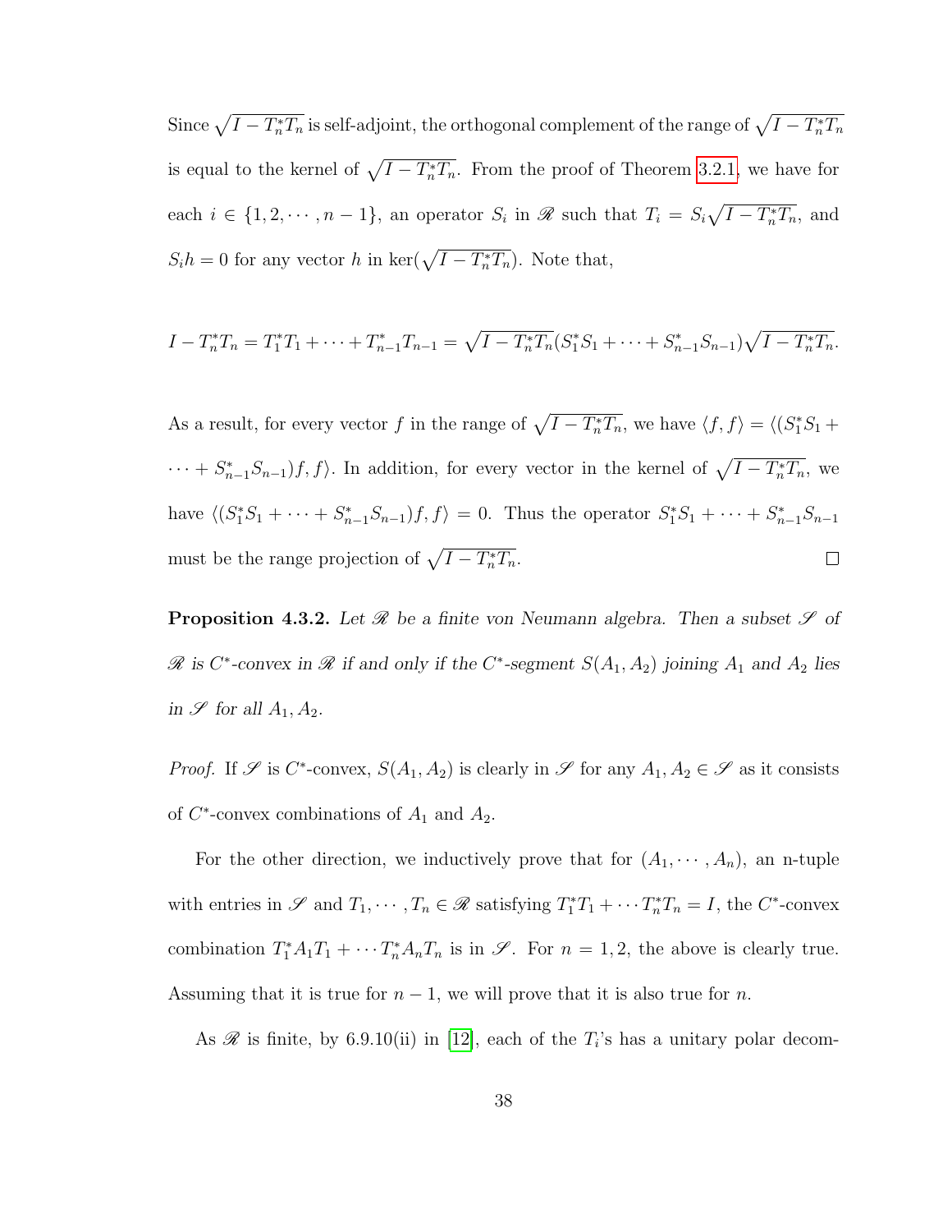Since $\sqrt{I - T_n^*T_n}$ is self-adjoint, the orthogonal complement of the range of $\sqrt{I - T_n^*T_n}$ is equal to the kernel of $\sqrt{I - T_n^*T_n}$. From the proof of Theorem 3.2.1, we have for each $i \in \{1, 2, \cdots, n-1\}$, an operator $S_i$ in $\mathscr{R}$ such that $T_i = S_i\sqrt{I - T_n^*T_n}$, and $S_i h = 0$ for any vector $h$ in $\ker(\sqrt{I - T_n^*T_n})$. Note that,

$$I - T_n^*T_n = T_1^*T_1 + \cdots + T_{n-1}^*T_{n-1} = \sqrt{I - T_n^*T_n}(S_1^*S_1 + \cdots + S_{n-1}^*S_{n-1})\sqrt{I - T_n^*T_n}.$$

As a result, for every vector $f$ in the range of $\sqrt{I - T_n^*T_n}$, we have $\langle f, f\rangle = \langle (S_1^*S_1 + \cdots + S_{n-1}^*S_{n-1})f, f\rangle$. In addition, for every vector in the kernel of $\sqrt{I - T_n^*T_n}$, we have $\langle (S_1^*S_1 + \cdots + S_{n-1}^*S_{n-1})f, f\rangle = 0$. Thus the operator $S_1^*S_1 + \cdots + S_{n-1}^*S_{n-1}$ must be the range projection of $\sqrt{I - T_n^*T_n}$. $\square$

**Proposition 4.3.2.** *Let $\mathscr{R}$ be a finite von Neumann algebra. Then a subset $\mathscr{S}$ of $\mathscr{R}$ is $C^*$-convex in $\mathscr{R}$ if and only if the $C^*$-segment $S(A_1, A_2)$ joining $A_1$ and $A_2$ lies in $\mathscr{S}$ for all $A_1, A_2$.*

*Proof.* If $\mathscr{S}$ is $C^*$-convex, $S(A_1, A_2)$ is clearly in $\mathscr{S}$ for any $A_1, A_2 \in \mathscr{S}$ as it consists of $C^*$-convex combinations of $A_1$ and $A_2$.

For the other direction, we inductively prove that for $(A_1, \cdots, A_n)$, an n-tuple with entries in $\mathscr{S}$ and $T_1, \cdots, T_n \in \mathscr{R}$ satisfying $T_1^*T_1 + \cdots T_n^*T_n = I$, the $C^*$-convex combination $T_1^*A_1T_1 + \cdots T_n^*A_nT_n$ is in $\mathscr{S}$. For $n = 1, 2$, the above is clearly true. Assuming that it is true for $n-1$, we will prove that it is also true for $n$.

As $\mathscr{R}$ is finite, by 6.9.10(ii) in [12], each of the $T_i$'s has a unitary polar decom-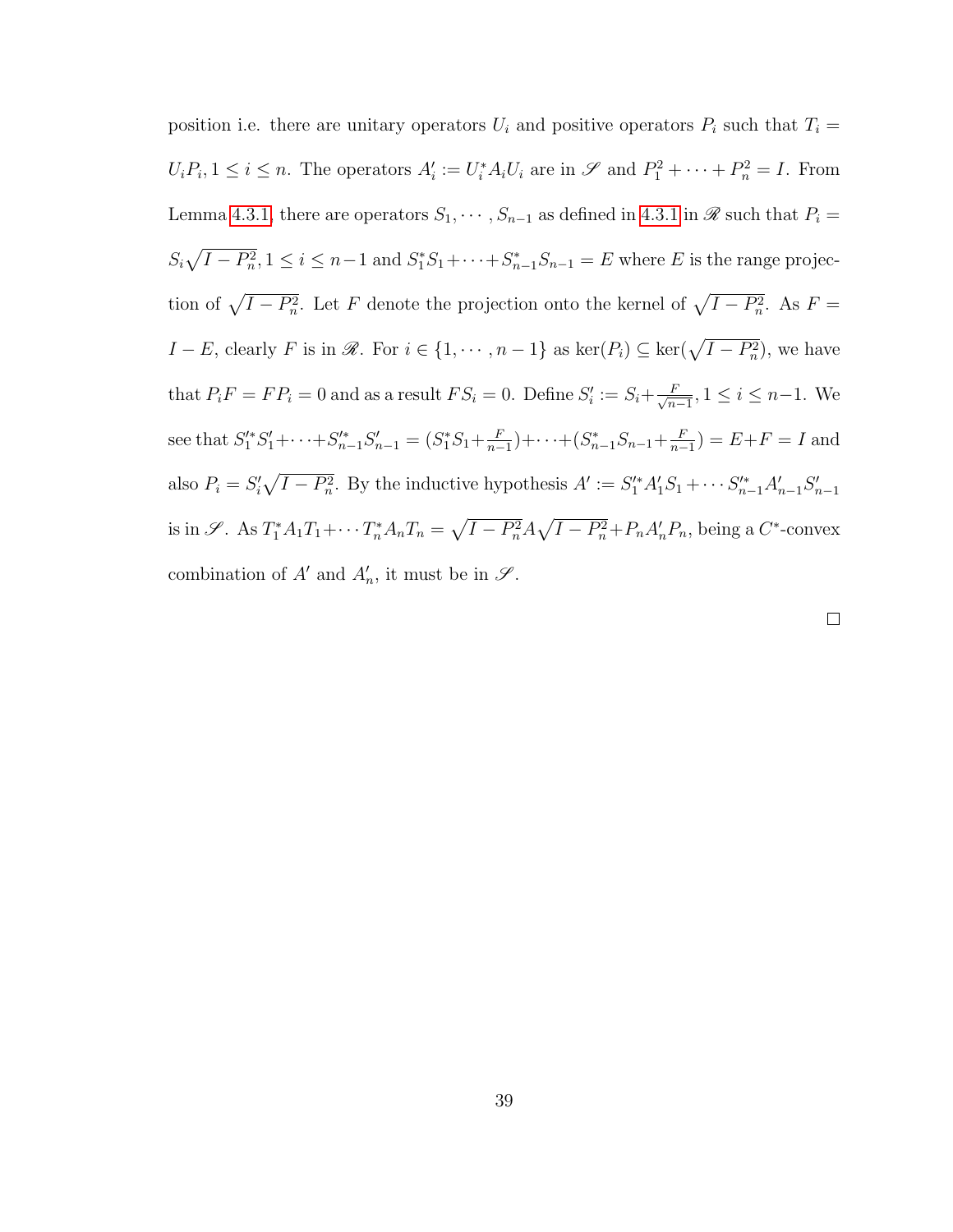position i.e. there are unitary operators $U_i$ and positive operators $P_i$ such that $T_i = U_i P_i, 1 \leq i \leq n$. The operators $A_i' := U_i^* A_i U_i$ are in $\mathscr{S}$ and $P_1^2 + \cdots + P_n^2 = I$. From Lemma 4.3.1, there are operators $S_1, \cdots, S_{n-1}$ as defined in 4.3.1 in $\mathscr{R}$ such that $P_i = S_i\sqrt{I - P_n^2}, 1 \leq i \leq n-1$ and $S_1^* S_1 + \cdots + S_{n-1}^* S_{n-1} = E$ where $E$ is the range projection of $\sqrt{I - P_n^2}$. Let $F$ denote the projection onto the kernel of $\sqrt{I - P_n^2}$. As $F = I - E$, clearly $F$ is in $\mathscr{R}$. For $i \in \{1, \cdots, n-1\}$ as $\ker(P_i) \subseteq \ker(\sqrt{I - P_n^2})$, we have that $P_i F = F P_i = 0$ and as a result $F S_i = 0$. Define $S_i' := S_i + \frac{F}{\sqrt{n-1}}, 1 \leq i \leq n-1$. We see that $S_1'^* S_1' + \cdots + S_{n-1}'^* S_{n-1}' = (S_1^* S_1 + \frac{F}{n-1}) + \cdots + (S_{n-1}^* S_{n-1} + \frac{F}{n-1}) = E + F = I$ and also $P_i = S_i'\sqrt{I - P_n^2}$. By the inductive hypothesis $A' := S_1'^* A_1' S_1 + \cdots S_{n-1}'^* A_{n-1}' S_{n-1}'$ is in $\mathscr{S}$. As $T_1^* A_1 T_1 + \cdots T_n^* A_n T_n = \sqrt{I - P_n^2} A \sqrt{I - P_n^2} + P_n A_n' P_n$, being a $C^*$-convex combination of $A'$ and $A_n'$, it must be in $\mathscr{S}$.

□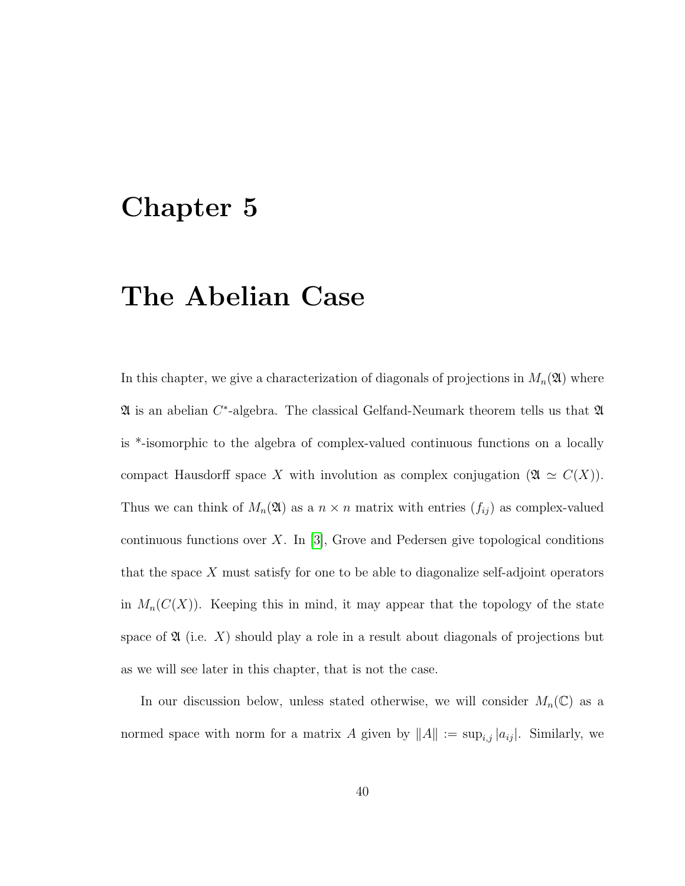# Chapter 5

# The Abelian Case

In this chapter, we give a characterization of diagonals of projections in $M_n(\mathfrak{A})$ where $\mathfrak{A}$ is an abelian $C^*$-algebra. The classical Gelfand-Neumark theorem tells us that $\mathfrak{A}$ is *-isomorphic to the algebra of complex-valued continuous functions on a locally compact Hausdorff space $X$ with involution as complex conjugation ($\mathfrak{A} \simeq C(X)$). Thus we can think of $M_n(\mathfrak{A})$ as a $n \times n$ matrix with entries $(f_{ij})$ as complex-valued continuous functions over $X$. In [3], Grove and Pedersen give topological conditions that the space $X$ must satisfy for one to be able to diagonalize self-adjoint operators in $M_n(C(X))$. Keeping this in mind, it may appear that the topology of the state space of $\mathfrak{A}$ (i.e. $X$) should play a role in a result about diagonals of projections but as we will see later in this chapter, that is not the case.

In our discussion below, unless stated otherwise, we will consider $M_n(\mathbb{C})$ as a normed space with norm for a matrix $A$ given by $\|A\| := \sup_{i,j} |a_{ij}|$. Similarly, we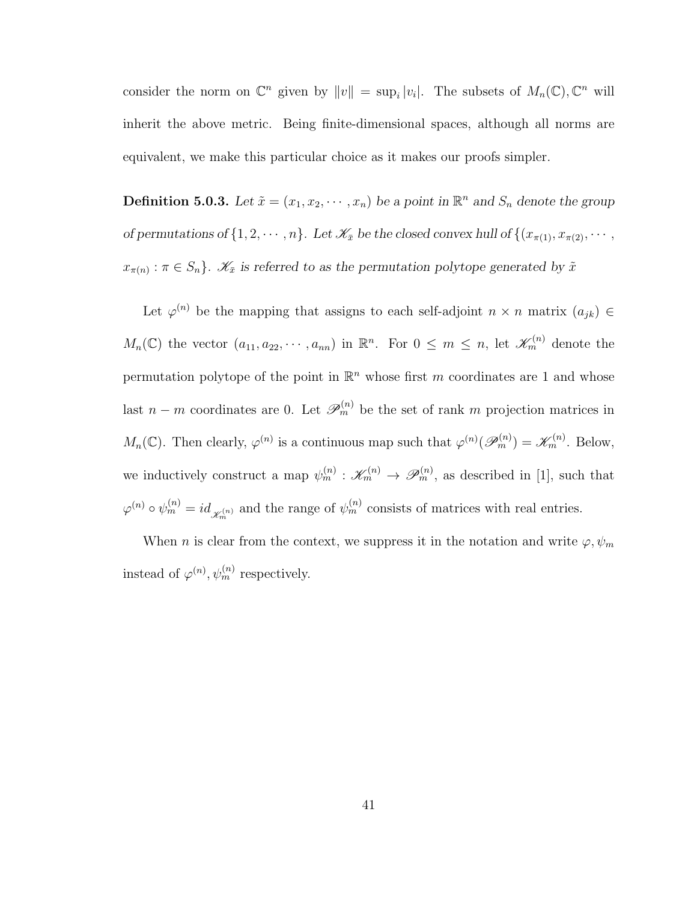consider the norm on $\mathbb{C}^n$ given by $\|v\| = \sup_i |v_i|$. The subsets of $M_n(\mathbb{C}), \mathbb{C}^n$ will inherit the above metric. Being finite-dimensional spaces, although all norms are equivalent, we make this particular choice as it makes our proofs simpler.

**Definition 5.0.3.** *Let $\tilde{x} = (x_1, x_2, \cdots, x_n)$ be a point in $\mathbb{R}^n$ and $S_n$ denote the group of permutations of $\{1, 2, \cdots, n\}$. Let $\mathscr{K}_{\tilde{x}}$ be the closed convex hull of $\{(x_{\pi(1)}, x_{\pi(2)}, \cdots, x_{\pi(n)} : \pi \in S_n\}$. $\mathscr{K}_{\tilde{x}}$ is referred to as the permutation polytope generated by $\tilde{x}$*

Let $\varphi^{(n)}$ be the mapping that assigns to each self-adjoint $n \times n$ matrix $(a_{jk}) \in M_n(\mathbb{C})$ the vector $(a_{11}, a_{22}, \cdots, a_{nn})$ in $\mathbb{R}^n$. For $0 \leq m \leq n$, let $\mathscr{K}_m^{(n)}$ denote the permutation polytope of the point in $\mathbb{R}^n$ whose first $m$ coordinates are 1 and whose last $n - m$ coordinates are 0. Let $\mathscr{P}_m^{(n)}$ be the set of rank $m$ projection matrices in $M_n(\mathbb{C})$. Then clearly, $\varphi^{(n)}$ is a continuous map such that $\varphi^{(n)}(\mathscr{P}_m^{(n)}) = \mathscr{K}_m^{(n)}$. Below, we inductively construct a map $\psi_m^{(n)} : \mathscr{K}_m^{(n)} \to \mathscr{P}_m^{(n)}$, as described in [1], such that $\varphi^{(n)} \circ \psi_m^{(n)} = id_{\mathscr{K}_m^{(n)}}$ and the range of $\psi_m^{(n)}$ consists of matrices with real entries.

When $n$ is clear from the context, we suppress it in the notation and write $\varphi, \psi_m$ instead of $\varphi^{(n)}, \psi_m^{(n)}$ respectively.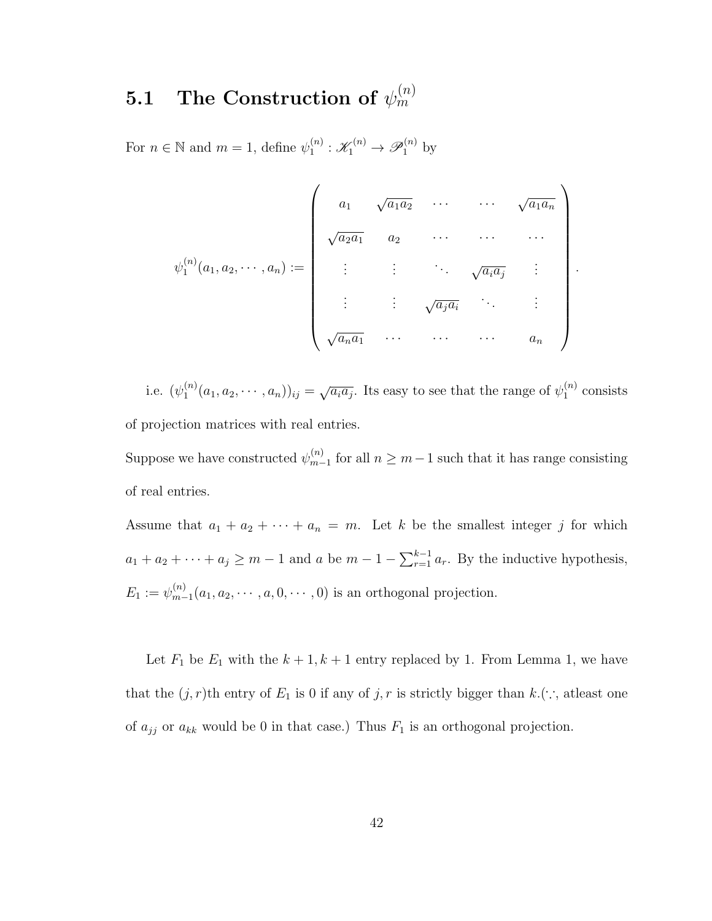## 5.1 The Construction of $\psi_m^{(n)}$

For $n \in \mathbb{N}$ and $m = 1$, define $\psi_1^{(n)} : \mathscr{K}_1^{(n)} \to \mathscr{P}_1^{(n)}$ by

$$\psi_1^{(n)}(a_1, a_2, \cdots, a_n) := \begin{pmatrix} a_1 & \sqrt{a_1 a_2} & \cdots & \cdots & \sqrt{a_1 a_n} \\ \sqrt{a_2 a_1} & a_2 & \cdots & \cdots & \cdots \\ \vdots & \vdots & \ddots & \sqrt{a_i a_j} & \vdots \\ \vdots & \vdots & \sqrt{a_j a_i} & \ddots & \vdots \\ \sqrt{a_n a_1} & \cdots & \cdots & \cdots & a_n \end{pmatrix}.$$

i.e. $(\psi_1^{(n)}(a_1, a_2, \cdots, a_n))_{ij} = \sqrt{a_i a_j}$. Its easy to see that the range of $\psi_1^{(n)}$ consists of projection matrices with real entries.

Suppose we have constructed $\psi_{m-1}^{(n)}$ for all $n \geq m-1$ such that it has range consisting of real entries.

Assume that $a_1 + a_2 + \cdots + a_n = m$. Let $k$ be the smallest integer $j$ for which $a_1 + a_2 + \cdots + a_j \geq m - 1$ and $a$ be $m - 1 - \sum_{r=1}^{k-1} a_r$. By the inductive hypothesis, $E_1 := \psi_{m-1}^{(n)}(a_1, a_2, \cdots, a, 0, \cdots, 0)$ is an orthogonal projection.

Let $F_1$ be $E_1$ with the $k+1, k+1$ entry replaced by 1. From Lemma 1, we have that the $(j, r)$th entry of $E_1$ is 0 if any of $j, r$ is strictly bigger than $k$.($\because$, atleast one of $a_{jj}$ or $a_{kk}$ would be 0 in that case.) Thus $F_1$ is an orthogonal projection.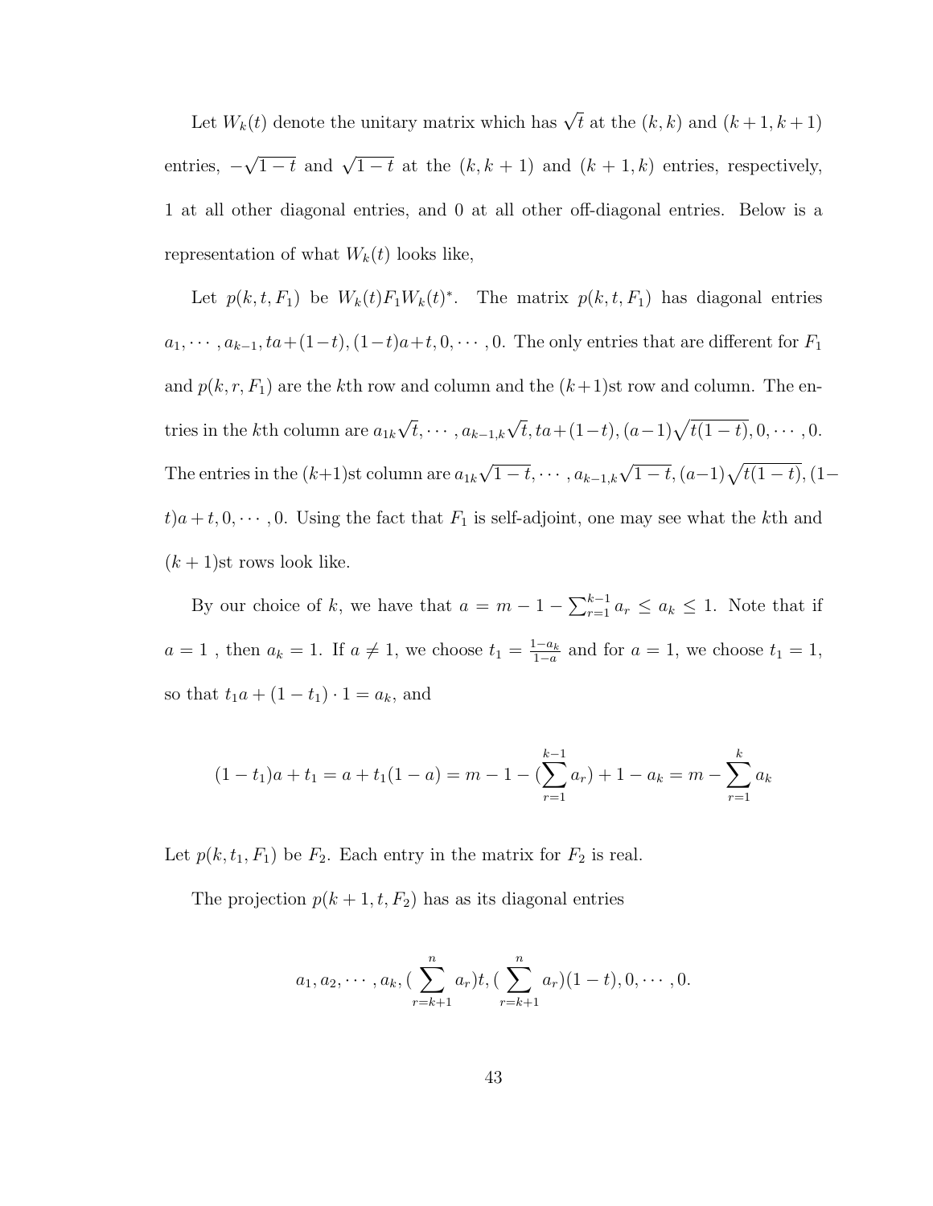Let $W_k(t)$ denote the unitary matrix which has $\sqrt{t}$ at the $(k,k)$ and $(k+1,k+1)$ entries, $-\sqrt{1-t}$ and $\sqrt{1-t}$ at the $(k,k+1)$ and $(k+1,k)$ entries, respectively, 1 at all other diagonal entries, and 0 at all other off-diagonal entries. Below is a representation of what $W_k(t)$ looks like,

Let $p(k,t,F_1)$ be $W_k(t)F_1W_k(t)^*$. The matrix $p(k,t,F_1)$ has diagonal entries $a_1, \cdots, a_{k-1}, ta+(1-t), (1-t)a+t, 0, \cdots, 0$. The only entries that are different for $F_1$ and $p(k,r,F_1)$ are the $k$th row and column and the $(k+1)$st row and column. The entries in the $k$th column are $a_{1k}\sqrt{t}, \cdots, a_{k-1,k}\sqrt{t}, ta+(1-t), (a-1)\sqrt{t(1-t)}, 0, \cdots, 0$. The entries in the $(k+1)$st column are $a_{1k}\sqrt{1-t}, \cdots, a_{k-1,k}\sqrt{1-t}, (a-1)\sqrt{t(1-t)}, (1-t)a+t, 0, \cdots, 0$. Using the fact that $F_1$ is self-adjoint, one may see what the $k$th and $(k+1)$st rows look like.

By our choice of $k$, we have that $a = m - 1 - \sum_{r=1}^{k-1} a_r \leq a_k \leq 1$. Note that if $a = 1$ , then $a_k = 1$. If $a \neq 1$, we choose $t_1 = \frac{1-a_k}{1-a}$ and for $a = 1$, we choose $t_1 = 1$, so that $t_1 a + (1-t_1)\cdot 1 = a_k$, and

$$(1-t_1)a + t_1 = a + t_1(1-a) = m - 1 - (\sum_{r=1}^{k-1} a_r) + 1 - a_k = m - \sum_{r=1}^{k} a_k$$

Let $p(k,t_1,F_1)$ be $F_2$. Each entry in the matrix for $F_2$ is real.

The projection $p(k+1,t,F_2)$ has as its diagonal entries

$$a_1, a_2, \cdots, a_k, (\sum_{r=k+1}^{n} a_r)t, (\sum_{r=k+1}^{n} a_r)(1-t), 0, \cdots, 0.$$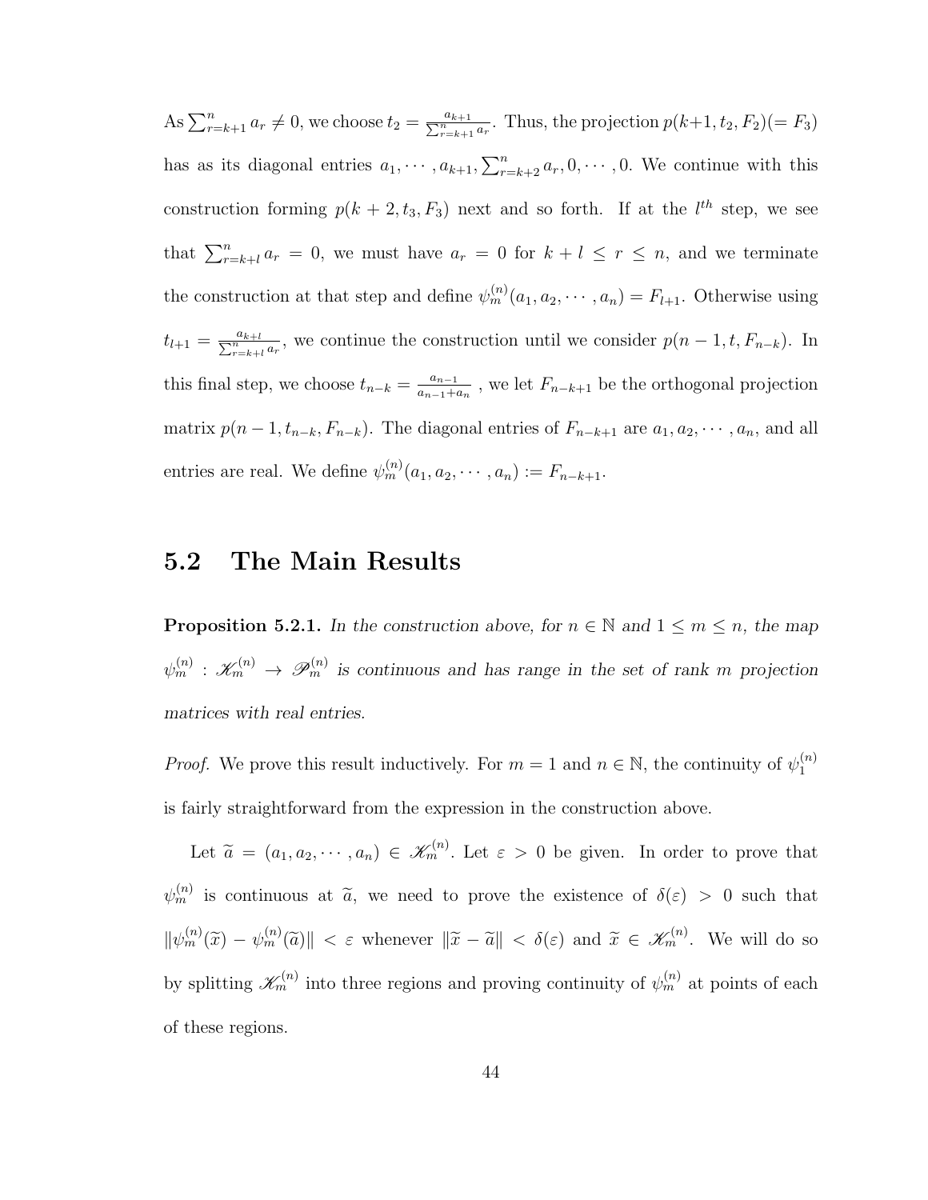As $\sum_{r=k+1}^{n} a_r \neq 0$, we choose $t_2 = \frac{a_{k+1}}{\sum_{r=k+1}^{n} a_r}$. Thus, the projection $p(k+1, t_2, F_2)(= F_3)$ has as its diagonal entries $a_1, \cdots, a_{k+1}, \sum_{r=k+2}^{n} a_r, 0, \cdots, 0$. We continue with this construction forming $p(k+2, t_3, F_3)$ next and so forth. If at the $l^{th}$ step, we see that $\sum_{r=k+l}^{n} a_r = 0$, we must have $a_r = 0$ for $k+l \leq r \leq n$, and we terminate the construction at that step and define $\psi_m^{(n)}(a_1, a_2, \cdots, a_n) = F_{l+1}$. Otherwise using $t_{l+1} = \frac{a_{k+l}}{\sum_{r=k+l}^{n} a_r}$, we continue the construction until we consider $p(n-1, t, F_{n-k})$. In this final step, we choose $t_{n-k} = \frac{a_{n-1}}{a_{n-1}+a_n}$ , we let $F_{n-k+1}$ be the orthogonal projection matrix $p(n-1, t_{n-k}, F_{n-k})$. The diagonal entries of $F_{n-k+1}$ are $a_1, a_2, \cdots, a_n$, and all entries are real. We define $\psi_m^{(n)}(a_1, a_2, \cdots, a_n) := F_{n-k+1}$.

## 5.2 The Main Results

**Proposition 5.2.1.** *In the construction above, for $n \in \mathbb{N}$ and $1 \leq m \leq n$, the map $\psi_m^{(n)} : \mathscr{K}_m^{(n)} \to \mathscr{P}_m^{(n)}$ is continuous and has range in the set of rank $m$ projection matrices with real entries.*

*Proof.* We prove this result inductively. For $m = 1$ and $n \in \mathbb{N}$, the continuity of $\psi_1^{(n)}$ is fairly straightforward from the expression in the construction above.

Let $\widetilde{a} = (a_1, a_2, \cdots, a_n) \in \mathscr{K}_m^{(n)}$. Let $\varepsilon > 0$ be given. In order to prove that $\psi_m^{(n)}$ is continuous at $\widetilde{a}$, we need to prove the existence of $\delta(\varepsilon) > 0$ such that $\|\psi_m^{(n)}(\widetilde{x}) - \psi_m^{(n)}(\widetilde{a})\| < \varepsilon$ whenever $\|\widetilde{x} - \widetilde{a}\| < \delta(\varepsilon)$ and $\widetilde{x} \in \mathscr{K}_m^{(n)}$. We will do so by splitting $\mathscr{K}_m^{(n)}$ into three regions and proving continuity of $\psi_m^{(n)}$ at points of each of these regions.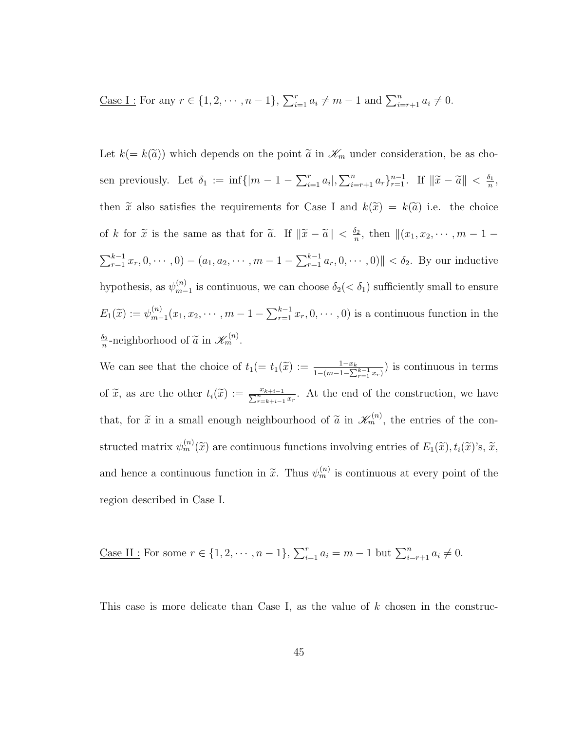<u>Case I :</u> For any $r \in \{1, 2, \cdots, n-1\}$, $\sum_{i=1}^{r} a_i \neq m-1$ and $\sum_{i=r+1}^{n} a_i \neq 0$.

Let $k(= k(\widetilde{a}))$ which depends on the point $\widetilde{a}$ in $\mathscr{K}_m$ under consideration, be as chosen previously. Let $\delta_1 := \inf\{|m-1-\sum_{i=1}^{r} a_i|, \sum_{i=r+1}^{n} a_r\}_{r=1}^{n-1}$. If $\|\widetilde{x} - \widetilde{a}\| < \frac{\delta_1}{n}$, then $\widetilde{x}$ also satisfies the requirements for Case I and $k(\widetilde{x}) = k(\widetilde{a})$ i.e. the choice of $k$ for $\widetilde{x}$ is the same as that for $\widetilde{a}$. If $\|\widetilde{x} - \widetilde{a}\| < \frac{\delta_2}{n}$, then $\|(x_1, x_2, \cdots, m-1-\sum_{r=1}^{k-1} x_r, 0, \cdots, 0) - (a_1, a_2, \cdots, m-1-\sum_{r=1}^{k-1} a_r, 0, \cdots, 0)\| < \delta_2$. By our inductive hypothesis, as $\psi_{m-1}^{(n)}$ is continuous, we can choose $\delta_2 (< \delta_1)$ sufficiently small to ensure $E_1(\widetilde{x}) := \psi_{m-1}^{(n)}(x_1, x_2, \cdots, m-1-\sum_{r=1}^{k-1} x_r, 0, \cdots, 0)$ is a continuous function in the $\frac{\delta_2}{n}$-neighborhood of $\widetilde{a}$ in $\mathscr{K}_m^{(n)}$.

We can see that the choice of $t_1 (= t_1(\widetilde{x}) := \frac{1-x_k}{1-(m-1-\sum_{r=1}^{k-1} x_r)})$ is continuous in terms of $\widetilde{x}$, as are the other $t_i(\widetilde{x}) := \frac{x_{k+i-1}}{\sum_{r=k+i-1}^{n} x_r}$. At the end of the construction, we have that, for $\widetilde{x}$ in a small enough neighbourhood of $\widetilde{a}$ in $\mathscr{K}_m^{(n)}$, the entries of the constructed matrix $\psi_m^{(n)}(\widetilde{x})$ are continuous functions involving entries of $E_1(\widetilde{x}), t_i(\widetilde{x})$'s, $\widetilde{x}$, and hence a continuous function in $\widetilde{x}$. Thus $\psi_m^{(n)}$ is continuous at every point of the region described in Case I.

<u>Case II :</u> For some $r \in \{1, 2, \cdots, n-1\}$, $\sum_{i=1}^{r} a_i = m-1$ but $\sum_{i=r+1}^{n} a_i \neq 0$.

This case is more delicate than Case I, as the value of $k$ chosen in the construc-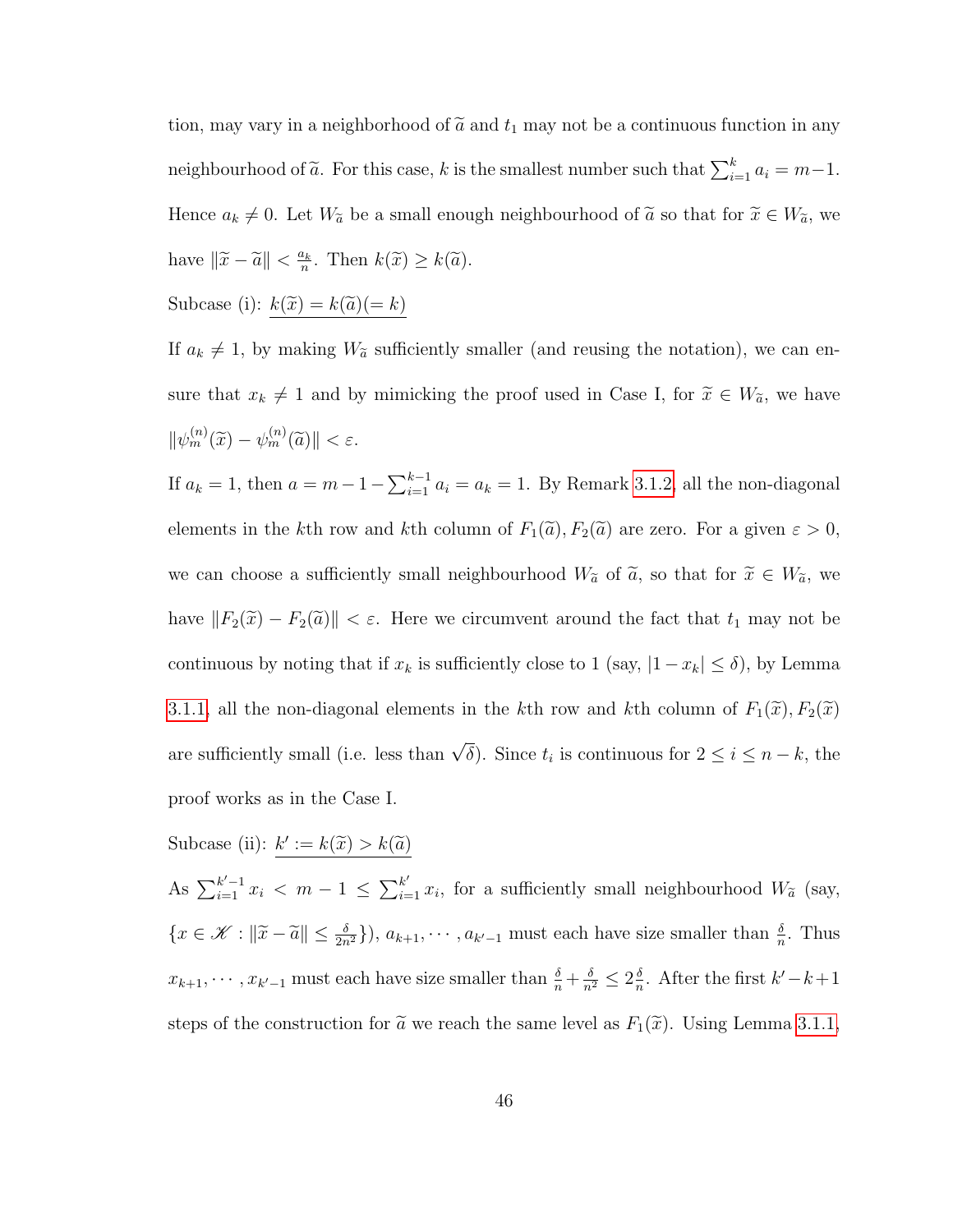tion, may vary in a neighborhood of $\widetilde{a}$ and $t_1$ may not be a continuous function in any neighbourhood of $\widetilde{a}$. For this case, $k$ is the smallest number such that $\sum_{i=1}^{k} a_i = m-1$. Hence $a_k \neq 0$. Let $W_{\widetilde{a}}$ be a small enough neighbourhood of $\widetilde{a}$ so that for $\widetilde{x} \in W_{\widetilde{a}}$, we have $\|\widetilde{x} - \widetilde{a}\| < \frac{a_k}{n}$. Then $k(\widetilde{x}) \geq k(\widetilde{a})$.

Subcase (i): $\underline{k(\widetilde{x}) = k(\widetilde{a}) (= k)}$

If $a_k \neq 1$, by making $W_{\widetilde{a}}$ sufficiently smaller (and reusing the notation), we can ensure that $x_k \neq 1$ and by mimicking the proof used in Case I, for $\widetilde{x} \in W_{\widetilde{a}}$, we have $\|\psi_m^{(n)}(\widetilde{x}) - \psi_m^{(n)}(\widetilde{a})\| < \varepsilon$.

If $a_k = 1$, then $a = m - 1 - \sum_{i=1}^{k-1} a_i = a_k = 1$. By Remark 3.1.2, all the non-diagonal elements in the $k$th row and $k$th column of $F_1(\widetilde{a}), F_2(\widetilde{a})$ are zero. For a given $\varepsilon > 0$, we can choose a sufficiently small neighbourhood $W_{\widetilde{a}}$ of $\widetilde{a}$, so that for $\widetilde{x} \in W_{\widetilde{a}}$, we have $\|F_2(\widetilde{x}) - F_2(\widetilde{a})\| < \varepsilon$. Here we circumvent around the fact that $t_1$ may not be continuous by noting that if $x_k$ is sufficiently close to 1 (say, $|1 - x_k| \leq \delta$), by Lemma 3.1.1, all the non-diagonal elements in the $k$th row and $k$th column of $F_1(\widetilde{x}), F_2(\widetilde{x})$ are sufficiently small (i.e. less than $\sqrt{\delta}$). Since $t_i$ is continuous for $2 \leq i \leq n-k$, the proof works as in the Case I.

Subcase (ii): $\underline{k' := k(\widetilde{x}) > k(\widetilde{a})}$

As $\sum_{i=1}^{k'-1} x_i < m - 1 \leq \sum_{i=1}^{k'} x_i$, for a sufficiently small neighbourhood $W_{\widetilde{a}}$ (say, $\{x \in \mathscr{K} : \|\widetilde{x} - \widetilde{a}\| \leq \frac{\delta}{2n^2}\}$), $a_{k+1}, \cdots, a_{k'-1}$ must each have size smaller than $\frac{\delta}{n}$. Thus $x_{k+1}, \cdots, x_{k'-1}$ must each have size smaller than $\frac{\delta}{n} + \frac{\delta}{n^2} \leq 2\frac{\delta}{n}$. After the first $k' - k + 1$ steps of the construction for $\widetilde{a}$ we reach the same level as $F_1(\widetilde{x})$. Using Lemma 3.1.1,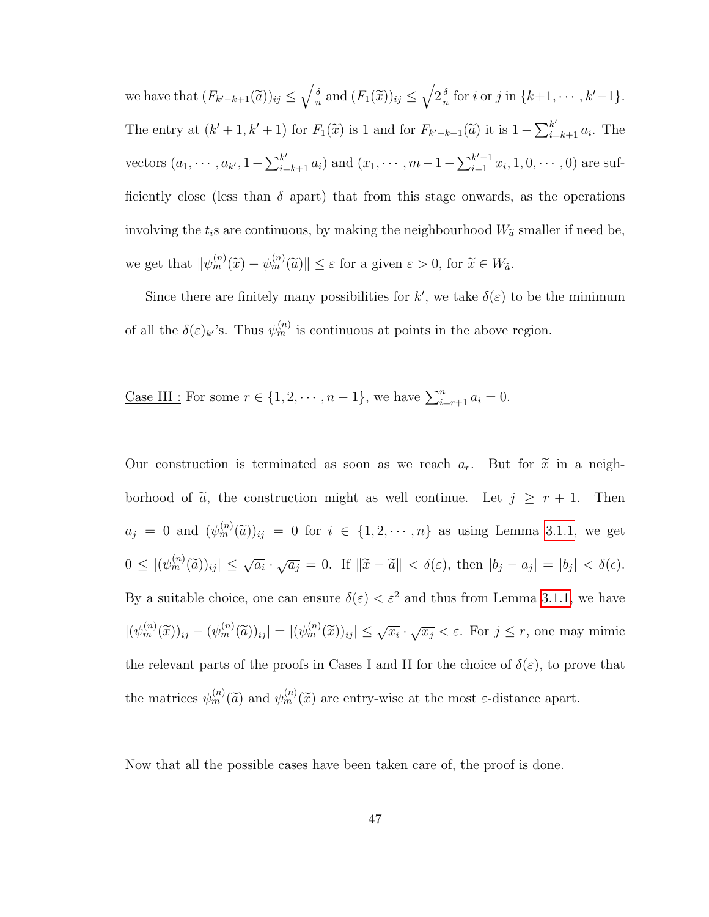we have that $(F_{k'-k+1}(\widetilde{a}))_{ij} \leq \sqrt{\frac{\delta}{n}}$ and $(F_1(\widetilde{x}))_{ij} \leq \sqrt{2\frac{\delta}{n}}$ for $i$ or $j$ in $\{k+1, \cdots, k'-1\}$. The entry at $(k'+1, k'+1)$ for $F_1(\widetilde{x})$ is 1 and for $F_{k'-k+1}(\widetilde{a})$ it is $1 - \sum_{i=k+1}^{k'} a_i$. The vectors $(a_1, \cdots, a_{k'}, 1 - \sum_{i=k+1}^{k'} a_i)$ and $(x_1, \cdots, m-1-\sum_{i=1}^{k'-1} x_i, 1, 0, \cdots, 0)$ are sufficiently close (less than $\delta$ apart) that from this stage onwards, as the operations involving the $t_i$s are continuous, by making the neighbourhood $W_{\widetilde{a}}$ smaller if need be, we get that $\|\psi_m^{(n)}(\widetilde{x}) - \psi_m^{(n)}(\widetilde{a})\| \leq \varepsilon$ for a given $\varepsilon > 0$, for $\widetilde{x} \in W_{\widetilde{a}}$.

Since there are finitely many possibilities for $k'$, we take $\delta(\varepsilon)$ to be the minimum of all the $\delta(\varepsilon)_{k'}$'s. Thus $\psi_m^{(n)}$ is continuous at points in the above region.

Case III : For some $r \in \{1, 2, \cdots, n-1\}$, we have $\sum_{i=r+1}^{n} a_i = 0$.

Our construction is terminated as soon as we reach $a_r$. But for $\widetilde{x}$ in a neighborhood of $\widetilde{a}$, the construction might as well continue. Let $j \geq r+1$. Then $a_j = 0$ and $(\psi_m^{(n)}(\widetilde{a}))_{ij} = 0$ for $i \in \{1, 2, \cdots, n\}$ as using Lemma 3.1.1, we get $0 \leq |(\psi_m^{(n)}(\widetilde{a}))_{ij}| \leq \sqrt{a_i} \cdot \sqrt{a_j} = 0$. If $\|\widetilde{x} - \widetilde{a}\| < \delta(\varepsilon)$, then $|b_j - a_j| = |b_j| < \delta(\epsilon)$. By a suitable choice, one can ensure $\delta(\varepsilon) < \varepsilon^2$ and thus from Lemma 3.1.1, we have $|(\psi_m^{(n)}(\widetilde{x}))_{ij} - (\psi_m^{(n)}(\widetilde{a}))_{ij}| = |(\psi_m^{(n)}(\widetilde{x}))_{ij}| \leq \sqrt{x_i} \cdot \sqrt{x_j} < \varepsilon$. For $j \leq r$, one may mimic the relevant parts of the proofs in Cases I and II for the choice of $\delta(\varepsilon)$, to prove that the matrices $\psi_m^{(n)}(\widetilde{a})$ and $\psi_m^{(n)}(\widetilde{x})$ are entry-wise at the most $\varepsilon$-distance apart.

Now that all the possible cases have been taken care of, the proof is done.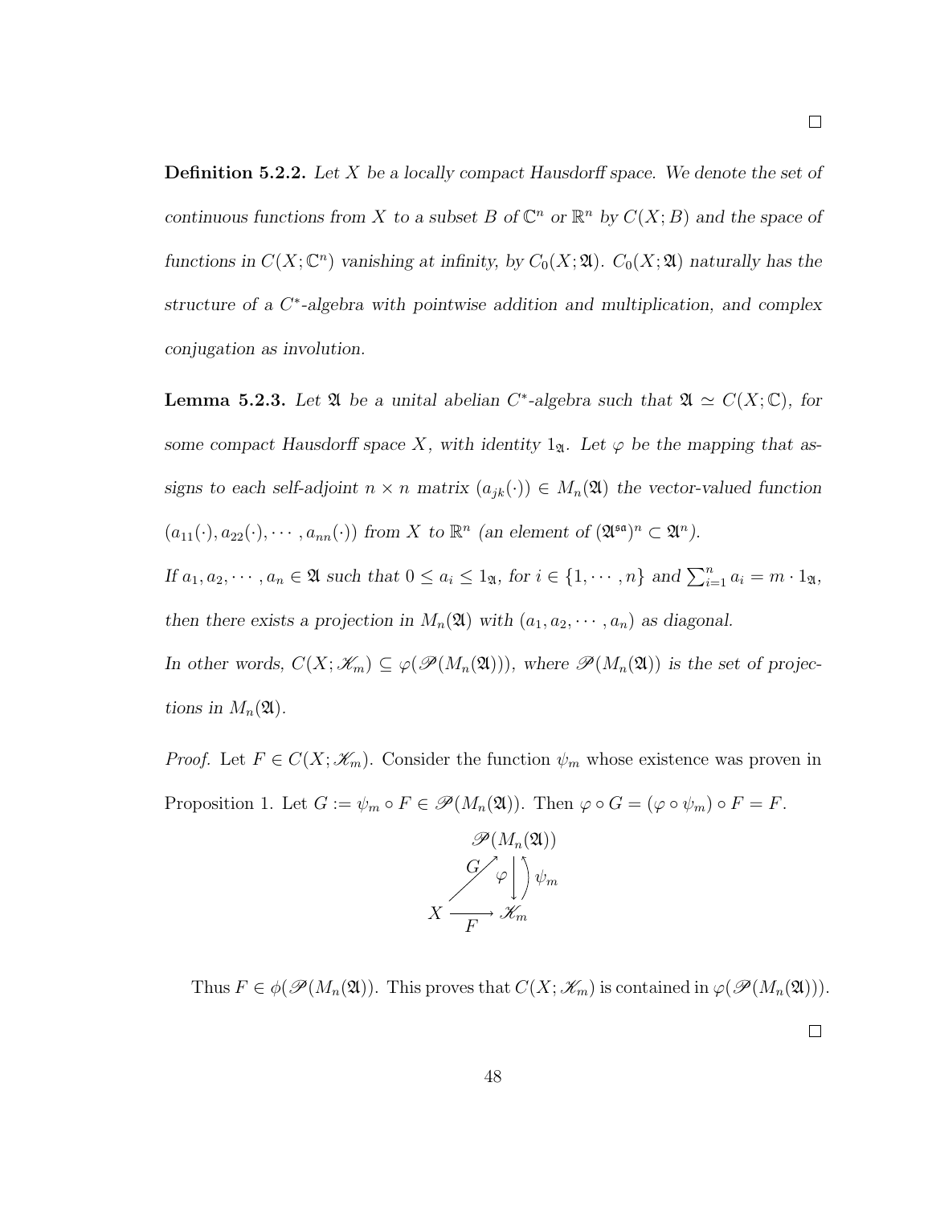□

**Definition 5.2.2.** *Let $X$ be a locally compact Hausdorff space. We denote the set of continuous functions from $X$ to a subset $B$ of $\mathbb{C}^n$ or $\mathbb{R}^n$ by $C(X;B)$ and the space of functions in $C(X;\mathbb{C}^n)$ vanishing at infinity, by $C_0(X;\mathfrak{A})$. $C_0(X;\mathfrak{A})$ naturally has the structure of a $C^*$-algebra with pointwise addition and multiplication, and complex conjugation as involution.*

**Lemma 5.2.3.** *Let $\mathfrak{A}$ be a unital abelian $C^*$-algebra such that $\mathfrak{A} \simeq C(X;\mathbb{C})$, for some compact Hausdorff space $X$, with identity $1_{\mathfrak{A}}$. Let $\varphi$ be the mapping that assigns to each self-adjoint $n \times n$ matrix $(a_{jk}(\cdot)) \in M_n(\mathfrak{A})$ the vector-valued function $(a_{11}(\cdot), a_{22}(\cdot), \cdots, a_{nn}(\cdot))$ from $X$ to $\mathbb{R}^n$ (an element of $(\mathfrak{A}^{\mathfrak{sa}})^n \subset \mathfrak{A}^n$).*
*If $a_1, a_2, \cdots, a_n \in \mathfrak{A}$ such that $0 \le a_i \le 1_{\mathfrak{A}}$, for $i \in \{1, \cdots, n\}$ and $\sum_{i=1}^n a_i = m \cdot 1_{\mathfrak{A}}$, then there exists a projection in $M_n(\mathfrak{A})$ with $(a_1, a_2, \cdots, a_n)$ as diagonal.*
*In other words, $C(X;\mathscr{K}_m) \subseteq \varphi(\mathscr{P}(M_n(\mathfrak{A})))$, where $\mathscr{P}(M_n(\mathfrak{A}))$ is the set of projections in $M_n(\mathfrak{A})$.*

*Proof.* Let $F \in C(X;\mathscr{K}_m)$. Consider the function $\psi_m$ whose existence was proven in Proposition 1. Let $G := \psi_m \circ F \in \mathscr{P}(M_n(\mathfrak{A}))$. Then $\varphi \circ G = (\varphi \circ \psi_m) \circ F = F$.

$$\begin{array}{ccc} & & \mathscr{P}(M_n(\mathfrak{A})) \\ & \overset{G}{\nearrow} & \varphi \downarrow \uparrow \psi_m \\ X & \xrightarrow[F]{} & \mathscr{K}_m \end{array}$$

Thus $F \in \phi(\mathscr{P}(M_n(\mathfrak{A}))$. This proves that $C(X;\mathscr{K}_m)$ is contained in $\varphi(\mathscr{P}(M_n(\mathfrak{A})))$.

□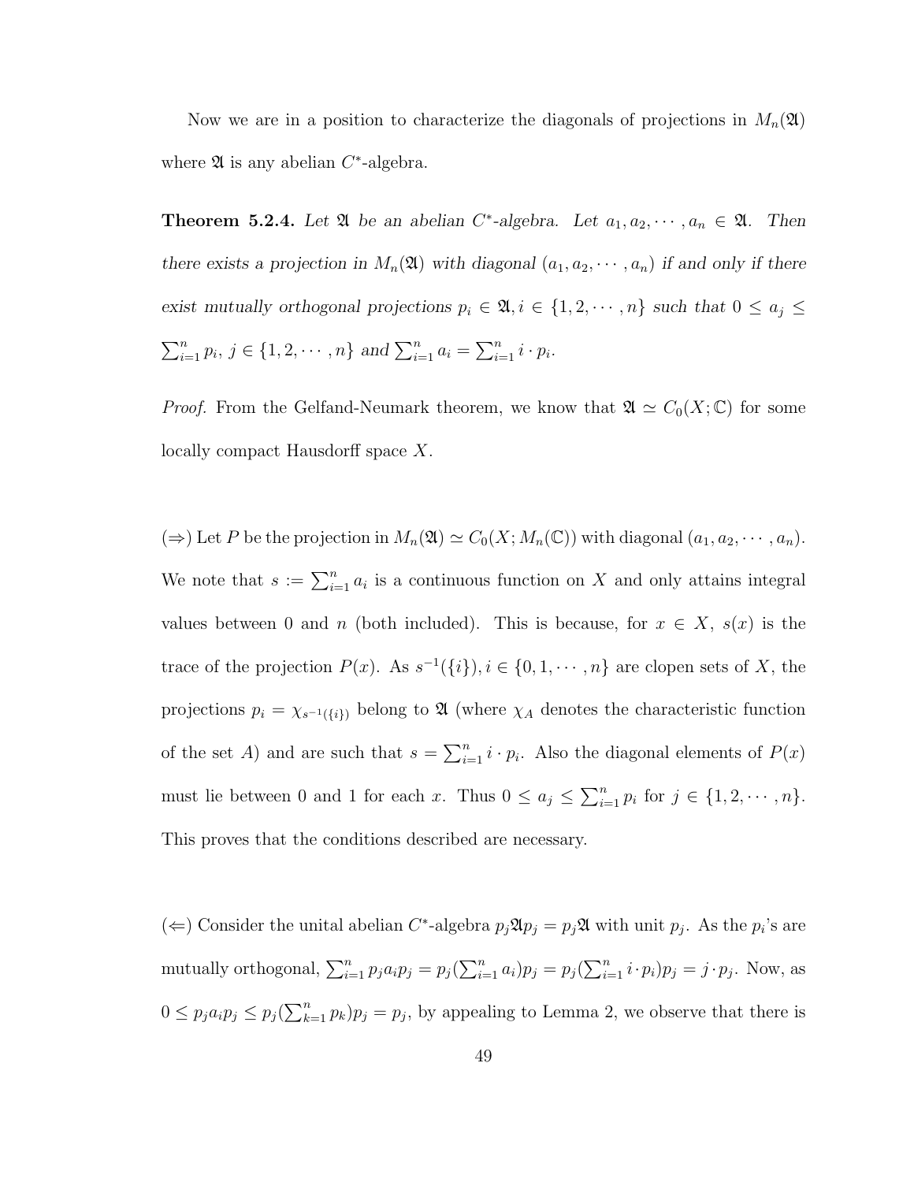Now we are in a position to characterize the diagonals of projections in $M_n(\mathfrak{A})$ where $\mathfrak{A}$ is any abelian $C^*$-algebra.

**Theorem 5.2.4.** *Let $\mathfrak{A}$ be an abelian $C^*$-algebra. Let $a_1, a_2, \cdots, a_n \in \mathfrak{A}$. Then there exists a projection in $M_n(\mathfrak{A})$ with diagonal $(a_1, a_2, \cdots, a_n)$ if and only if there exist mutually orthogonal projections $p_i \in \mathfrak{A}, i \in \{1, 2, \cdots, n\}$ such that $0 \leq a_j \leq \sum_{i=1}^n p_i$, $j \in \{1, 2, \cdots, n\}$ and $\sum_{i=1}^n a_i = \sum_{i=1}^n i \cdot p_i$.*

*Proof.* From the Gelfand-Neumark theorem, we know that $\mathfrak{A} \simeq C_0(X; \mathbb{C})$ for some locally compact Hausdorff space $X$.

($\Rightarrow$) Let $P$ be the projection in $M_n(\mathfrak{A}) \simeq C_0(X; M_n(\mathbb{C}))$ with diagonal $(a_1, a_2, \cdots, a_n)$. We note that $s := \sum_{i=1}^n a_i$ is a continuous function on $X$ and only attains integral values between 0 and $n$ (both included). This is because, for $x \in X$, $s(x)$ is the trace of the projection $P(x)$. As $s^{-1}(\{i\}), i \in \{0, 1, \cdots, n\}$ are clopen sets of $X$, the projections $p_i = \chi_{s^{-1}(\{i\})}$ belong to $\mathfrak{A}$ (where $\chi_A$ denotes the characteristic function of the set $A$) and are such that $s = \sum_{i=1}^n i \cdot p_i$. Also the diagonal elements of $P(x)$ must lie between 0 and 1 for each $x$. Thus $0 \leq a_j \leq \sum_{i=1}^n p_i$ for $j \in \{1, 2, \cdots, n\}$. This proves that the conditions described are necessary.

($\Leftarrow$) Consider the unital abelian $C^*$-algebra $p_j \mathfrak{A} p_j = p_j \mathfrak{A}$ with unit $p_j$. As the $p_i$'s are mutually orthogonal, $\sum_{i=1}^n p_j a_i p_j = p_j (\sum_{i=1}^n a_i) p_j = p_j (\sum_{i=1}^n i \cdot p_i) p_j = j \cdot p_j$. Now, as $0 \leq p_j a_i p_j \leq p_j (\sum_{k=1}^n p_k) p_j = p_j$, by appealing to Lemma 2, we observe that there is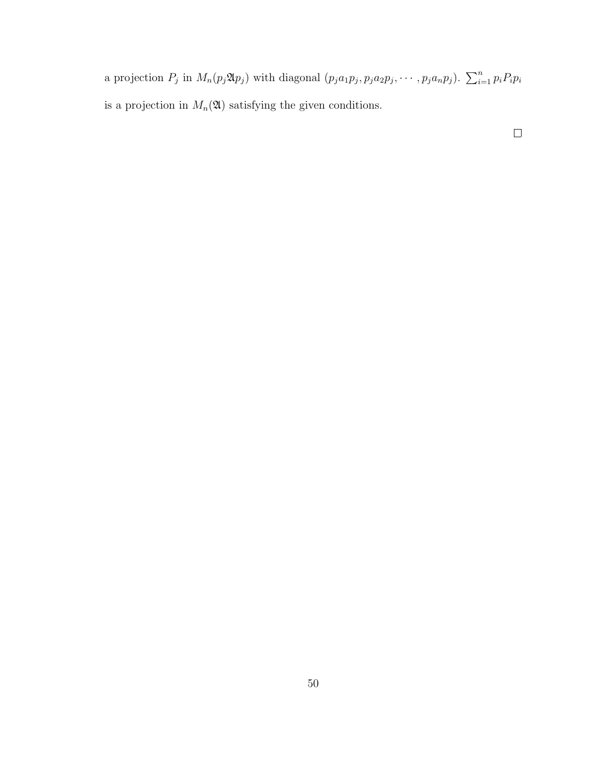a projection $P_j$ in $M_n(p_j\mathfrak{A}p_j)$ with diagonal $(p_ja_1p_j, p_ja_2p_j, \cdots, p_ja_np_j)$. $\sum_{i=1}^n p_iP_ip_i$ is a projection in $M_n(\mathfrak{A})$ satisfying the given conditions.

$\square$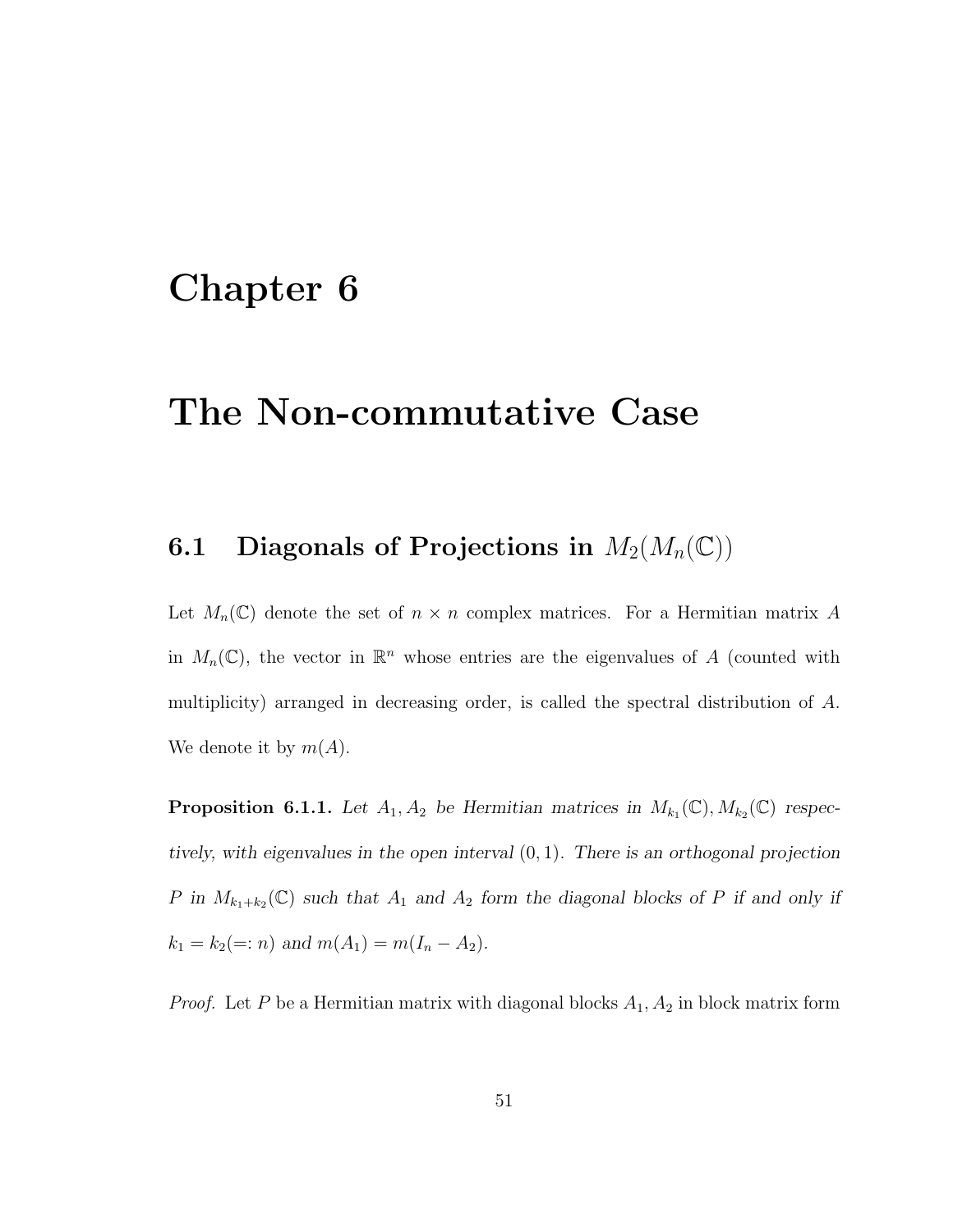# Chapter 6

# The Non-commutative Case

## 6.1 Diagonals of Projections in $M_2(M_n(\mathbb{C}))$

Let $M_n(\mathbb{C})$ denote the set of $n \times n$ complex matrices. For a Hermitian matrix $A$ in $M_n(\mathbb{C})$, the vector in $\mathbb{R}^n$ whose entries are the eigenvalues of $A$ (counted with multiplicity) arranged in decreasing order, is called the spectral distribution of $A$. We denote it by $m(A)$.

**Proposition 6.1.1.** *Let $A_1, A_2$ be Hermitian matrices in $M_{k_1}(\mathbb{C}), M_{k_2}(\mathbb{C})$ respectively, with eigenvalues in the open interval $(0, 1)$. There is an orthogonal projection $P$ in $M_{k_1+k_2}(\mathbb{C})$ such that $A_1$ and $A_2$ form the diagonal blocks of $P$ if and only if $k_1 = k_2(=: n)$ and $m(A_1) = m(I_n - A_2)$.*

*Proof.* Let $P$ be a Hermitian matrix with diagonal blocks $A_1, A_2$ in block matrix form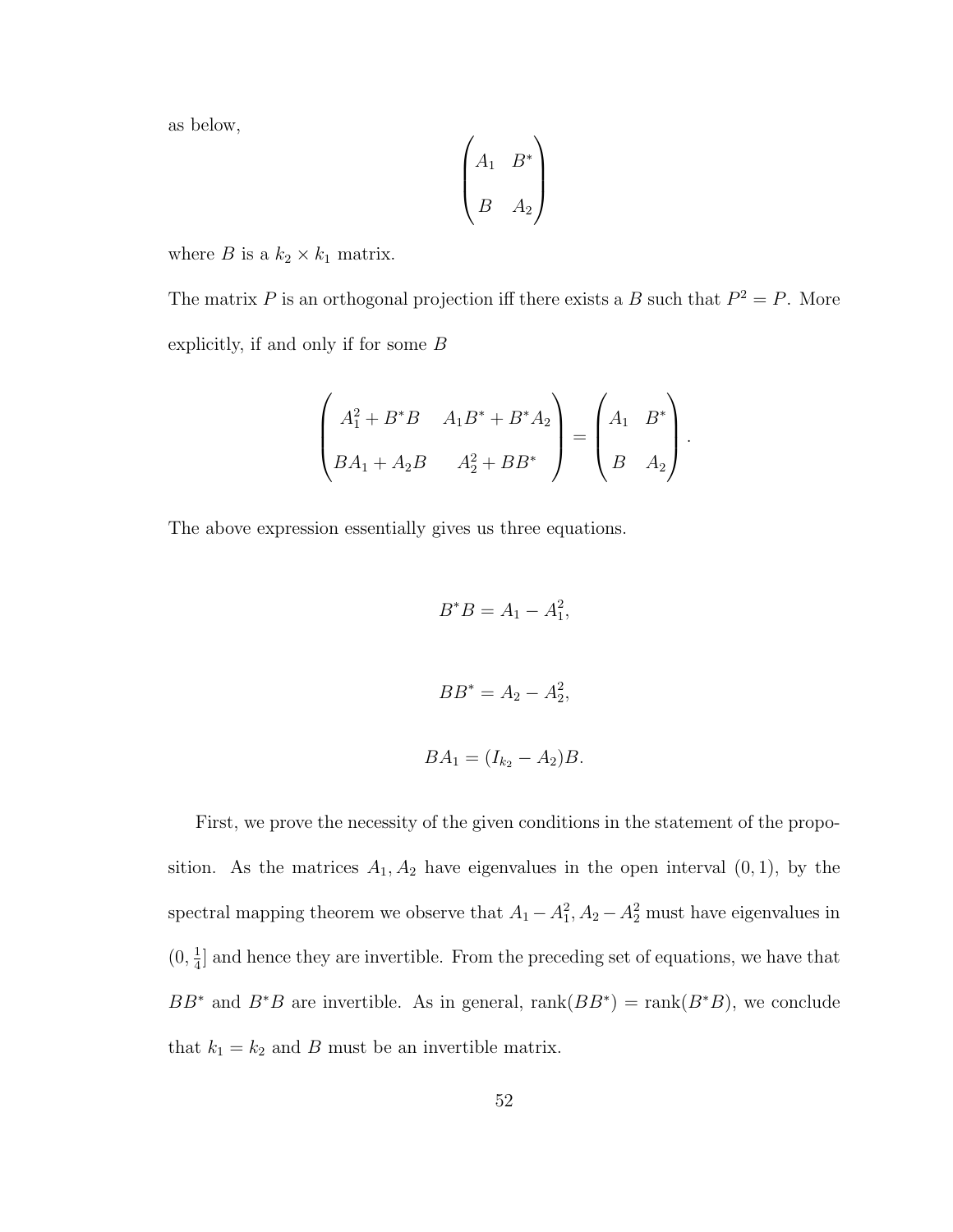as below,

$$\begin{pmatrix} A_1 & B^* \\ B & A_2 \end{pmatrix}$$

where $B$ is a $k_2 \times k_1$ matrix.

The matrix $P$ is an orthogonal projection iff there exists a $B$ such that $P^2 = P$. More explicitly, if and only if for some $B$

$$\begin{pmatrix} A_1^2 + B^*B & A_1B^* + B^*A_2 \\ BA_1 + A_2B & A_2^2 + BB^* \end{pmatrix} = \begin{pmatrix} A_1 & B^* \\ B & A_2 \end{pmatrix}.$$

The above expression essentially gives us three equations.

$$B^*B = A_1 - A_1^2,$$

$$BB^* = A_2 - A_2^2,$$

$$BA_1 = (I_{k_2} - A_2)B.$$

First, we prove the necessity of the given conditions in the statement of the proposition. As the matrices $A_1, A_2$ have eigenvalues in the open interval $(0, 1)$, by the spectral mapping theorem we observe that $A_1 - A_1^2, A_2 - A_2^2$ must have eigenvalues in $(0, \frac{1}{4}]$ and hence they are invertible. From the preceding set of equations, we have that $BB^*$ and $B^*B$ are invertible. As in general, $\text{rank}(BB^*) = \text{rank}(B^*B)$, we conclude that $k_1 = k_2$ and $B$ must be an invertible matrix.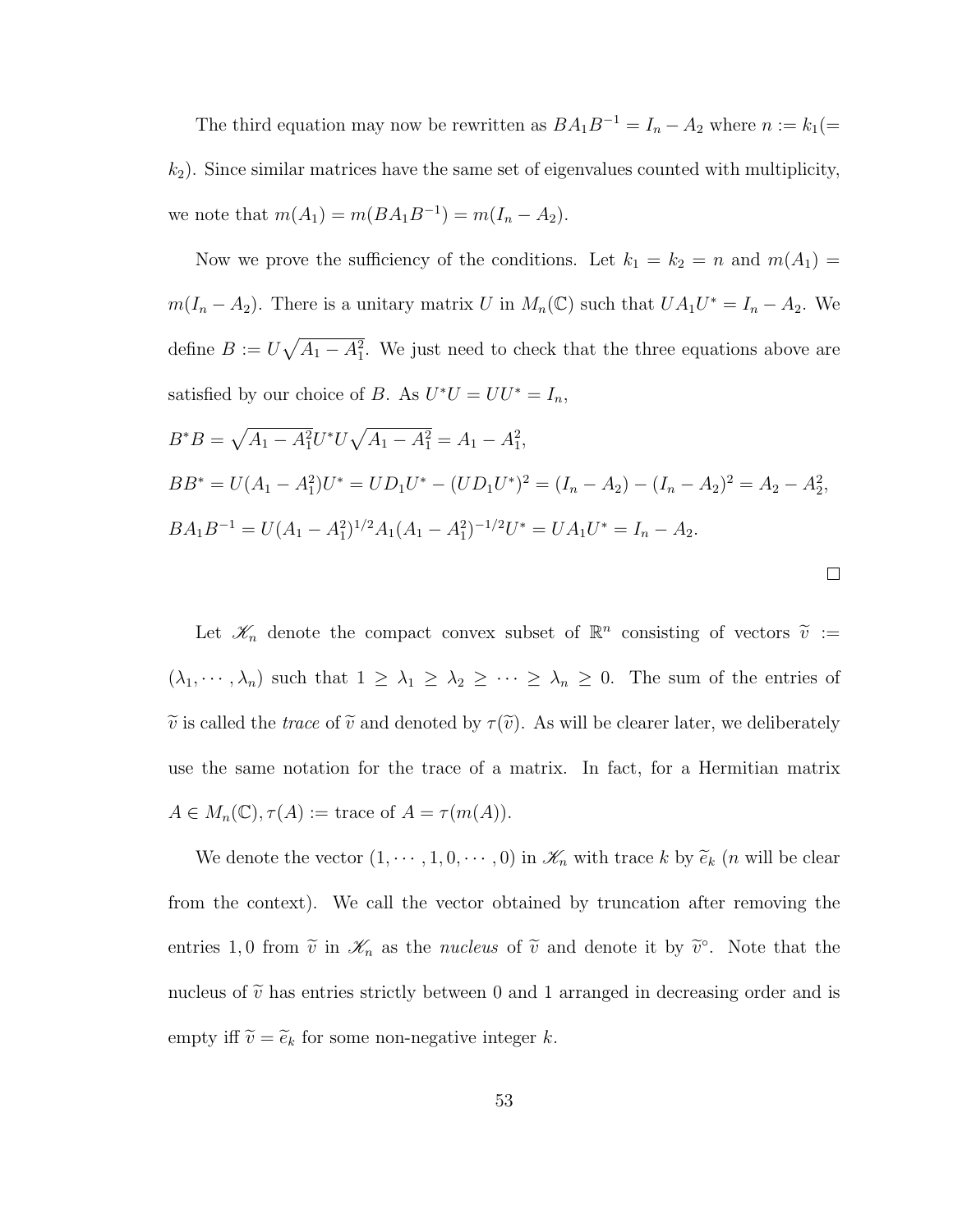The third equation may now be rewritten as $BA_1B^{-1} = I_n - A_2$ where $n := k_1 (= k_2)$. Since similar matrices have the same set of eigenvalues counted with multiplicity, we note that $m(A_1) = m(BA_1B^{-1}) = m(I_n - A_2)$.

Now we prove the sufficiency of the conditions. Let $k_1 = k_2 = n$ and $m(A_1) = m(I_n - A_2)$. There is a unitary matrix $U$ in $M_n(\mathbb{C})$ such that $UA_1U^* = I_n - A_2$. We define $B := U\sqrt{A_1 - A_1^2}$. We just need to check that the three equations above are satisfied by our choice of $B$. As $U^*U = UU^* = I_n$,

$B^*B = \sqrt{A_1 - A_1^2}U^*U\sqrt{A_1 - A_1^2} = A_1 - A_1^2$,

$BB^* = U(A_1 - A_1^2)U^* = UD_1U^* - (UD_1U^*)^2 = (I_n - A_2) - (I_n - A_2)^2 = A_2 - A_2^2$,

$BA_1B^{-1} = U(A_1 - A_1^2)^{1/2}A_1(A_1 - A_1^2)^{-1/2}U^* = UA_1U^* = I_n - A_2$.

□

Let $\mathscr{K}_n$ denote the compact convex subset of $\mathbb{R}^n$ consisting of vectors $\widetilde{v} := (\lambda_1, \cdots, \lambda_n)$ such that $1 \geq \lambda_1 \geq \lambda_2 \geq \cdots \geq \lambda_n \geq 0$. The sum of the entries of $\widetilde{v}$ is called the *trace* of $\widetilde{v}$ and denoted by $\tau(\widetilde{v})$. As will be clearer later, we deliberately use the same notation for the trace of a matrix. In fact, for a Hermitian matrix $A \in M_n(\mathbb{C}), \tau(A) :=$ trace of $A = \tau(m(A))$.

We denote the vector $(1, \cdots, 1, 0, \cdots, 0)$ in $\mathscr{K}_n$ with trace $k$ by $\widetilde{e}_k$ ($n$ will be clear from the context). We call the vector obtained by truncation after removing the entries $1, 0$ from $\widetilde{v}$ in $\mathscr{K}_n$ as the *nucleus* of $\widetilde{v}$ and denote it by $\widetilde{v}^\circ$. Note that the nucleus of $\widetilde{v}$ has entries strictly between 0 and 1 arranged in decreasing order and is empty iff $\widetilde{v} = \widetilde{e}_k$ for some non-negative integer $k$.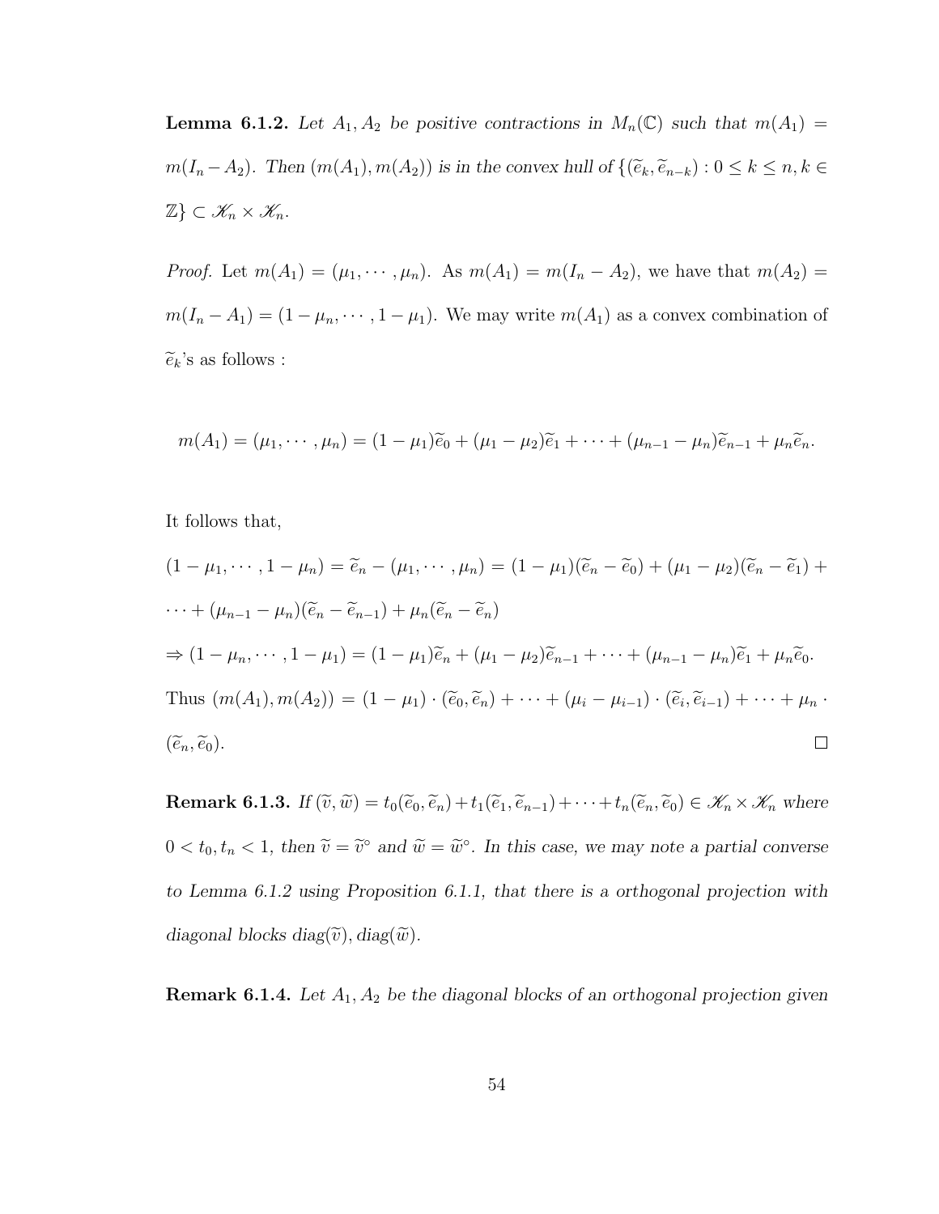**Lemma 6.1.2.** *Let $A_1, A_2$ be positive contractions in $M_n(\mathbb{C})$ such that $m(A_1) = m(I_n - A_2)$. Then $(m(A_1), m(A_2))$ is in the convex hull of $\{(\widetilde{e}_k, \widetilde{e}_{n-k}) : 0 \leq k \leq n, k \in \mathbb{Z}\} \subset \mathscr{K}_n \times \mathscr{K}_n$.*

*Proof.* Let $m(A_1) = (\mu_1, \cdots, \mu_n)$. As $m(A_1) = m(I_n - A_2)$, we have that $m(A_2) = m(I_n - A_1) = (1 - \mu_n, \cdots, 1 - \mu_1)$. We may write $m(A_1)$ as a convex combination of $\widetilde{e}_k$'s as follows :

$$m(A_1) = (\mu_1, \cdots, \mu_n) = (1 - \mu_1)\widetilde{e}_0 + (\mu_1 - \mu_2)\widetilde{e}_1 + \cdots + (\mu_{n-1} - \mu_n)\widetilde{e}_{n-1} + \mu_n \widetilde{e}_n.$$

It follows that,

$(1 - \mu_1, \cdots, 1 - \mu_n) = \widetilde{e}_n - (\mu_1, \cdots, \mu_n) = (1 - \mu_1)(\widetilde{e}_n - \widetilde{e}_0) + (\mu_1 - \mu_2)(\widetilde{e}_n - \widetilde{e}_1) + \cdots + (\mu_{n-1} - \mu_n)(\widetilde{e}_n - \widetilde{e}_{n-1}) + \mu_n(\widetilde{e}_n - \widetilde{e}_n)$

$\Rightarrow (1 - \mu_n, \cdots, 1 - \mu_1) = (1 - \mu_1)\widetilde{e}_n + (\mu_1 - \mu_2)\widetilde{e}_{n-1} + \cdots + (\mu_{n-1} - \mu_n)\widetilde{e}_1 + \mu_n \widetilde{e}_0$.

Thus $(m(A_1), m(A_2)) = (1 - \mu_1) \cdot (\widetilde{e}_0, \widetilde{e}_n) + \cdots + (\mu_i - \mu_{i-1}) \cdot (\widetilde{e}_i, \widetilde{e}_{i-1}) + \cdots + \mu_n \cdot (\widetilde{e}_n, \widetilde{e}_0)$. $\square$

**Remark 6.1.3.** *If $(\widetilde{v}, \widetilde{w}) = t_0(\widetilde{e}_0, \widetilde{e}_n) + t_1(\widetilde{e}_1, \widetilde{e}_{n-1}) + \cdots + t_n(\widetilde{e}_n, \widetilde{e}_0) \in \mathscr{K}_n \times \mathscr{K}_n$ where $0 < t_0, t_n < 1$, then $\widetilde{v} = \widetilde{v}^\circ$ and $\widetilde{w} = \widetilde{w}^\circ$. In this case, we may note a partial converse to Lemma 6.1.2 using Proposition 6.1.1, that there is a orthogonal projection with diagonal blocks $\text{diag}(\widetilde{v}), \text{diag}(\widetilde{w})$.*

**Remark 6.1.4.** *Let $A_1, A_2$ be the diagonal blocks of an orthogonal projection given*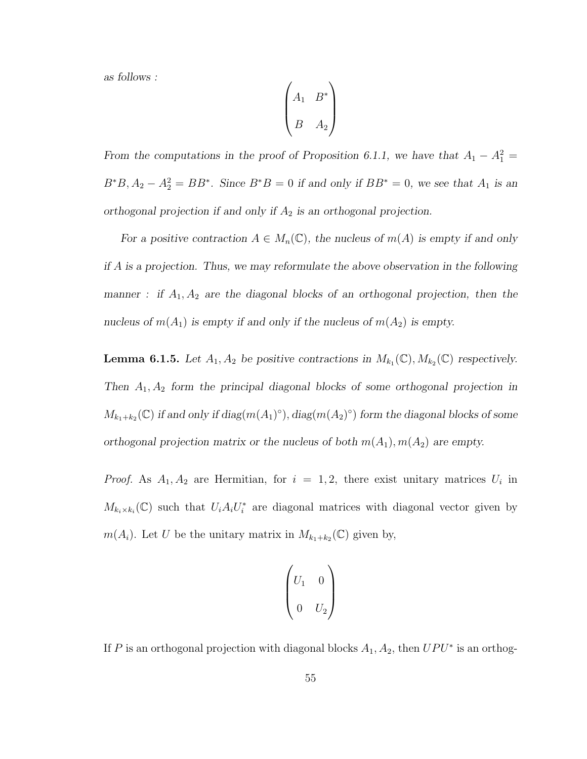*as follows :*

$$\begin{pmatrix} A_1 & B^* \\ B & A_2 \end{pmatrix}$$

*From the computations in the proof of Proposition 6.1.1, we have that* $A_1 - A_1^2 = B^*B, A_2 - A_2^2 = BB^*$. *Since* $B^*B = 0$ *if and only if* $BB^* = 0$, *we see that* $A_1$ *is an orthogonal projection if and only if* $A_2$ *is an orthogonal projection.*

*For a positive contraction* $A \in M_n(\mathbb{C})$, *the nucleus of* $m(A)$ *is empty if and only if* $A$ *is a projection. Thus, we may reformulate the above observation in the following manner : if* $A_1, A_2$ *are the diagonal blocks of an orthogonal projection, then the nucleus of* $m(A_1)$ *is empty if and only if the nucleus of* $m(A_2)$ *is empty.*

**Lemma 6.1.5.** *Let* $A_1, A_2$ *be positive contractions in* $M_{k_1}(\mathbb{C}), M_{k_2}(\mathbb{C})$ *respectively. Then* $A_1, A_2$ *form the principal diagonal blocks of some orthogonal projection in* $M_{k_1+k_2}(\mathbb{C})$ *if and only if* $diag(m(A_1)^\circ), diag(m(A_2)^\circ)$ *form the diagonal blocks of some orthogonal projection matrix or the nucleus of both* $m(A_1), m(A_2)$ *are empty.*

*Proof.* As $A_1, A_2$ are Hermitian, for $i = 1, 2$, there exist unitary matrices $U_i$ in $M_{k_i \times k_i}(\mathbb{C})$ such that $U_i A_i U_i^*$ are diagonal matrices with diagonal vector given by $m(A_i)$. Let $U$ be the unitary matrix in $M_{k_1+k_2}(\mathbb{C})$ given by,

$$\begin{pmatrix} U_1 & 0 \\ 0 & U_2 \end{pmatrix}$$

If $P$ is an orthogonal projection with diagonal blocks $A_1, A_2$, then $UPU^*$ is an orthog-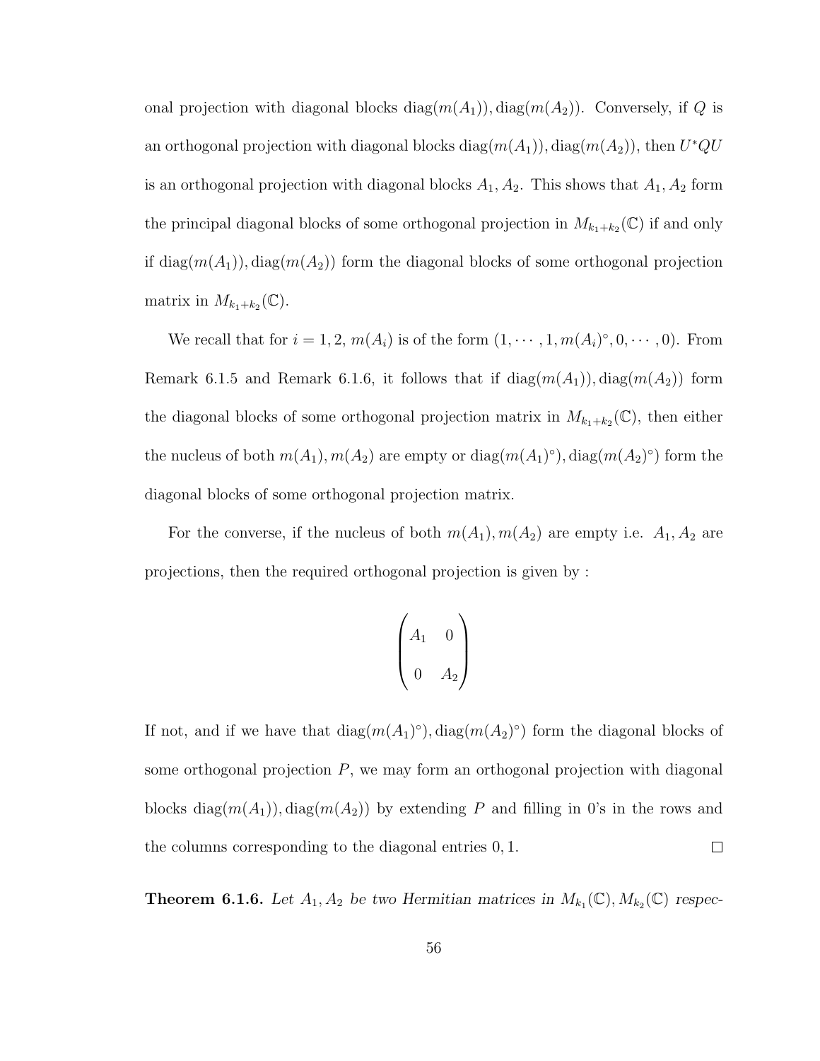onal projection with diagonal blocks $\operatorname{diag}(m(A_1)), \operatorname{diag}(m(A_2))$. Conversely, if $Q$ is an orthogonal projection with diagonal blocks $\operatorname{diag}(m(A_1)), \operatorname{diag}(m(A_2))$, then $U^*QU$ is an orthogonal projection with diagonal blocks $A_1, A_2$. This shows that $A_1, A_2$ form the principal diagonal blocks of some orthogonal projection in $M_{k_1+k_2}(\mathbb{C})$ if and only if $\operatorname{diag}(m(A_1)), \operatorname{diag}(m(A_2))$ form the diagonal blocks of some orthogonal projection matrix in $M_{k_1+k_2}(\mathbb{C})$.

We recall that for $i = 1, 2$, $m(A_i)$ is of the form $(1, \cdots, 1, m(A_i)^\circ, 0, \cdots, 0)$. From Remark 6.1.5 and Remark 6.1.6, it follows that if $\operatorname{diag}(m(A_1)), \operatorname{diag}(m(A_2))$ form the diagonal blocks of some orthogonal projection matrix in $M_{k_1+k_2}(\mathbb{C})$, then either the nucleus of both $m(A_1), m(A_2)$ are empty or $\operatorname{diag}(m(A_1)^\circ), \operatorname{diag}(m(A_2)^\circ)$ form the diagonal blocks of some orthogonal projection matrix.

For the converse, if the nucleus of both $m(A_1), m(A_2)$ are empty i.e. $A_1, A_2$ are projections, then the required orthogonal projection is given by :

$$\begin{pmatrix} A_1 & 0 \\ 0 & A_2 \end{pmatrix}$$

If not, and if we have that $\operatorname{diag}(m(A_1)^\circ), \operatorname{diag}(m(A_2)^\circ)$ form the diagonal blocks of some orthogonal projection $P$, we may form an orthogonal projection with diagonal blocks $\operatorname{diag}(m(A_1)), \operatorname{diag}(m(A_2))$ by extending $P$ and filling in 0's in the rows and the columns corresponding to the diagonal entries $0, 1$. □

**Theorem 6.1.6.** *Let $A_1, A_2$ be two Hermitian matrices in $M_{k_1}(\mathbb{C}), M_{k_2}(\mathbb{C})$ respec-*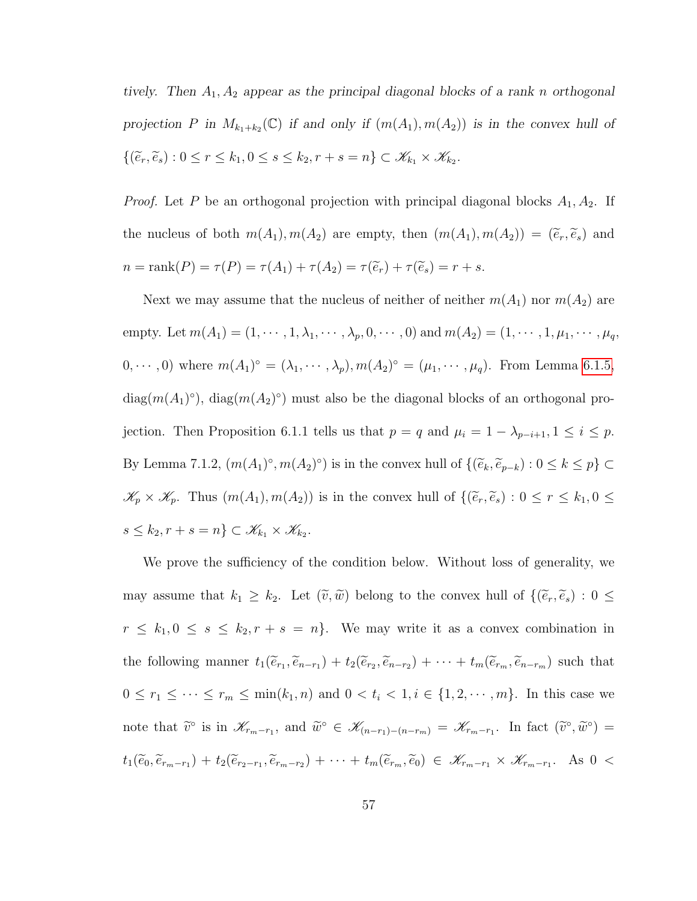*tively. Then $A_1, A_2$ appear as the principal diagonal blocks of a rank $n$ orthogonal projection $P$ in $M_{k_1+k_2}(\mathbb{C})$ if and only if $(m(A_1), m(A_2))$ is in the convex hull of $\{(\widetilde{e}_r, \widetilde{e}_s) : 0 \leq r \leq k_1, 0 \leq s \leq k_2, r+s=n\} \subset \mathscr{K}_{k_1} \times \mathscr{K}_{k_2}$.*

*Proof.* Let $P$ be an orthogonal projection with principal diagonal blocks $A_1, A_2$. If the nucleus of both $m(A_1), m(A_2)$ are empty, then $(m(A_1), m(A_2)) = (\widetilde{e}_r, \widetilde{e}_s)$ and $n = \text{rank}(P) = \tau(P) = \tau(A_1) + \tau(A_2) = \tau(\widetilde{e}_r) + \tau(\widetilde{e}_s) = r + s$.

Next we may assume that the nucleus of neither of neither $m(A_1)$ nor $m(A_2)$ are empty. Let $m(A_1) = (1, \cdots, 1, \lambda_1, \cdots, \lambda_p, 0, \cdots, 0)$ and $m(A_2) = (1, \cdots, 1, \mu_1, \cdots, \mu_q, 0, \cdots, 0)$ where $m(A_1)^\circ = (\lambda_1, \cdots, \lambda_p), m(A_2)^\circ = (\mu_1, \cdots, \mu_q)$. From Lemma 6.1.5, $\text{diag}(m(A_1)^\circ)$, $\text{diag}(m(A_2)^\circ)$ must also be the diagonal blocks of an orthogonal projection. Then Proposition 6.1.1 tells us that $p = q$ and $\mu_i = 1 - \lambda_{p-i+1}, 1 \leq i \leq p$. By Lemma 7.1.2, $(m(A_1)^\circ, m(A_2)^\circ)$ is in the convex hull of $\{(\widetilde{e}_k, \widetilde{e}_{p-k}) : 0 \leq k \leq p\} \subset \mathscr{K}_p \times \mathscr{K}_p$. Thus $(m(A_1), m(A_2))$ is in the convex hull of $\{(\widetilde{e}_r, \widetilde{e}_s) : 0 \leq r \leq k_1, 0 \leq s \leq k_2, r+s=n\} \subset \mathscr{K}_{k_1} \times \mathscr{K}_{k_2}$.

We prove the sufficiency of the condition below. Without loss of generality, we may assume that $k_1 \geq k_2$. Let $(\widetilde{v}, \widetilde{w})$ belong to the convex hull of $\{(\widetilde{e}_r, \widetilde{e}_s) : 0 \leq r \leq k_1, 0 \leq s \leq k_2, r+s=n\}$. We may write it as a convex combination in the following manner $t_1(\widetilde{e}_{r_1}, \widetilde{e}_{n-r_1}) + t_2(\widetilde{e}_{r_2}, \widetilde{e}_{n-r_2}) + \cdots + t_m(\widetilde{e}_{r_m}, \widetilde{e}_{n-r_m})$ such that $0 \leq r_1 \leq \cdots \leq r_m \leq \min(k_1, n)$ and $0 < t_i < 1, i \in \{1, 2, \cdots, m\}$. In this case we note that $\widetilde{v}^\circ$ is in $\mathscr{K}_{r_m - r_1}$, and $\widetilde{w}^\circ \in \mathscr{K}_{(n-r_1)-(n-r_m)} = \mathscr{K}_{r_m - r_1}$. In fact $(\widetilde{v}^\circ, \widetilde{w}^\circ) = t_1(\widetilde{e}_0, \widetilde{e}_{r_m - r_1}) + t_2(\widetilde{e}_{r_2 - r_1}, \widetilde{e}_{r_m - r_2}) + \cdots + t_m(\widetilde{e}_{r_m}, \widetilde{e}_0) \in \mathscr{K}_{r_m - r_1} \times \mathscr{K}_{r_m - r_1}$. As $0 <$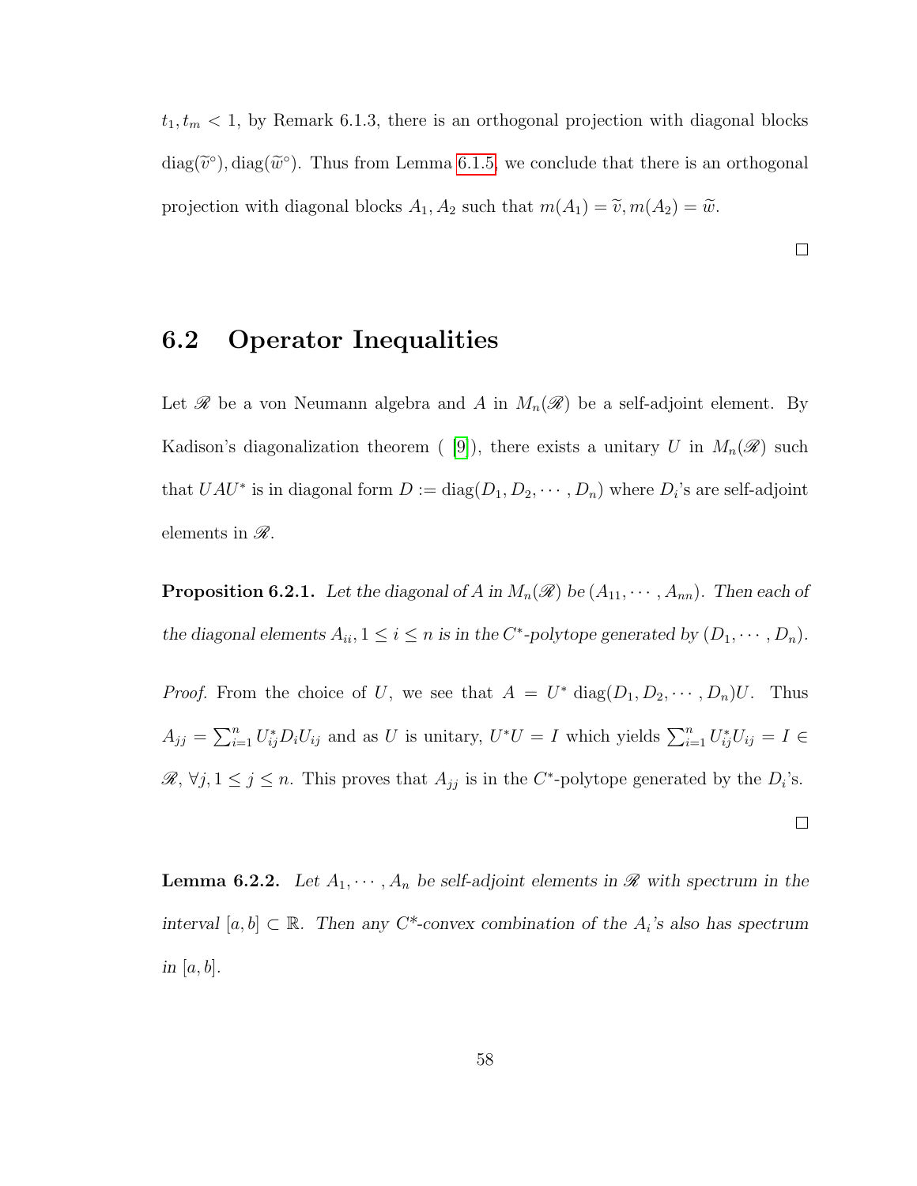$t_1, t_m < 1$, by Remark 6.1.3, there is an orthogonal projection with diagonal blocks $\text{diag}(\widetilde{v}^\circ), \text{diag}(\widetilde{w}^\circ)$. Thus from Lemma 6.1.5, we conclude that there is an orthogonal projection with diagonal blocks $A_1, A_2$ such that $m(A_1) = \widetilde{v}, m(A_2) = \widetilde{w}$.

□

## 6.2 Operator Inequalities

Let $\mathscr{R}$ be a von Neumann algebra and $A$ in $M_n(\mathscr{R})$ be a self-adjoint element. By Kadison's diagonalization theorem ( [9]), there exists a unitary $U$ in $M_n(\mathscr{R})$ such that $UAU^*$ is in diagonal form $D := \text{diag}(D_1, D_2, \cdots, D_n)$ where $D_i$'s are self-adjoint elements in $\mathscr{R}$.

**Proposition 6.2.1.** *Let the diagonal of $A$ in $M_n(\mathscr{R})$ be $(A_{11}, \cdots, A_{nn})$. Then each of the diagonal elements $A_{ii}, 1 \leq i \leq n$ is in the $C^*$-polytope generated by $(D_1, \cdots, D_n)$.*

*Proof.* From the choice of $U$, we see that $A = U^* \text{ diag}(D_1, D_2, \cdots, D_n)U$. Thus $A_{jj} = \sum_{i=1}^n U_{ij}^* D_i U_{ij}$ and as $U$ is unitary, $U^*U = I$ which yields $\sum_{i=1}^n U_{ij}^* U_{ij} = I \in \mathscr{R}, \forall j, 1 \leq j \leq n$. This proves that $A_{jj}$ is in the $C^*$-polytope generated by the $D_i$'s.

□

**Lemma 6.2.2.** *Let $A_1, \cdots, A_n$ be self-adjoint elements in $\mathscr{R}$ with spectrum in the interval $[a, b] \subset \mathbb{R}$. Then any $C^*$-convex combination of the $A_i$'s also has spectrum in $[a, b]$.*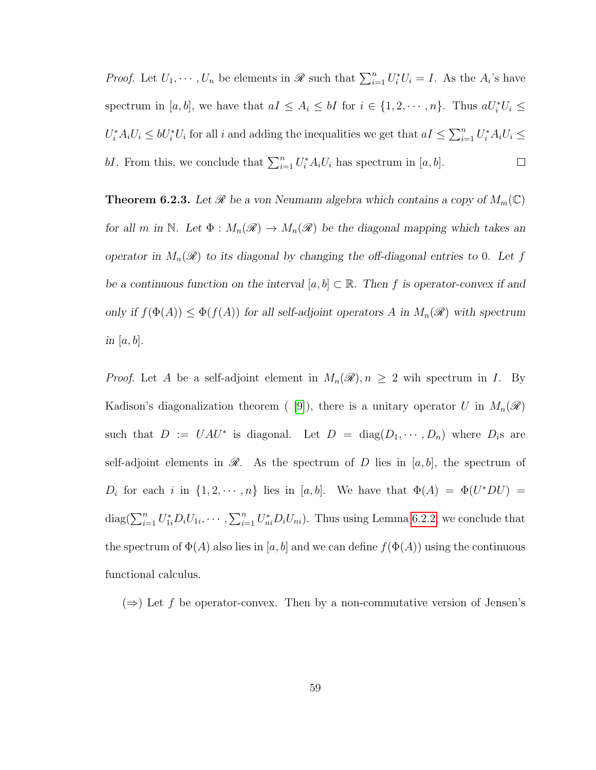*Proof.* Let $U_1, \cdots, U_n$ be elements in $\mathscr{R}$ such that $\sum_{i=1}^n U_i^* U_i = I$. As the $A_i$'s have spectrum in $[a, b]$, we have that $aI \leq A_i \leq bI$ for $i \in \{1, 2, \cdots, n\}$. Thus $aU_i^* U_i \leq U_i^* A_i U_i \leq bU_i^* U_i$ for all $i$ and adding the inequalities we get that $aI \leq \sum_{i=1}^n U_i^* A_i U_i \leq bI$. From this, we conclude that $\sum_{i=1}^n U_i^* A_i U_i$ has spectrum in $[a, b]$. $\square$

**Theorem 6.2.3.** *Let $\mathscr{R}$ be a von Neumann algebra which contains a copy of $M_m(\mathbb{C})$ for all $m$ in $\mathbb{N}$. Let $\Phi : M_n(\mathscr{R}) \to M_n(\mathscr{R})$ be the diagonal mapping which takes an operator in $M_n(\mathscr{R})$ to its diagonal by changing the off-diagonal entries to 0. Let $f$ be a continuous function on the interval $[a, b] \subset \mathbb{R}$. Then $f$ is operator-convex if and only if $f(\Phi(A)) \leq \Phi(f(A))$ for all self-adjoint operators $A$ in $M_n(\mathscr{R})$ with spectrum in $[a, b]$.*

*Proof.* Let $A$ be a self-adjoint element in $M_n(\mathscr{R}), n \geq 2$ wih spectrum in $I$. By Kadison's diagonalization theorem ( [9]), there is a unitary operator $U$ in $M_n(\mathscr{R})$ such that $D := UAU^*$ is diagonal. Let $D = \text{diag}(D_1, \cdots, D_n)$ where $D_i$s are self-adjoint elements in $\mathscr{R}$. As the spectrum of $D$ lies in $[a, b]$, the spectrum of $D_i$ for each $i$ in $\{1, 2, \cdots, n\}$ lies in $[a, b]$. We have that $\Phi(A) = \Phi(U^* D U) = \text{diag}(\sum_{i=1}^n U_{1i}^* D_i U_{1i}, \cdots, \sum_{i=1}^n U_{ni}^* D_i U_{ni})$. Thus using Lemma 6.2.2, we conclude that the spectrum of $\Phi(A)$ also lies in $[a, b]$ and we can define $f(\Phi(A))$ using the continuous functional calculus.

($\Rightarrow$) Let $f$ be operator-convex. Then by a non-commutative version of Jensen's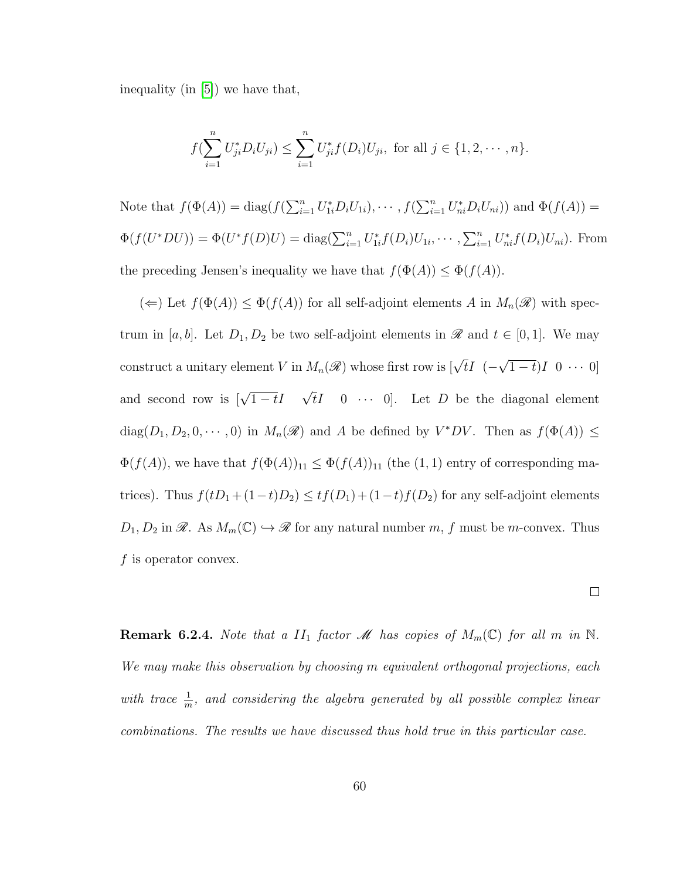inequality (in [5]) we have that,

$$f(\sum_{i=1}^{n} U_{ji}^* D_i U_{ji}) \leq \sum_{i=1}^{n} U_{ji}^* f(D_i) U_{ji}, \text{ for all } j \in \{1, 2, \cdots, n\}.$$

Note that $f(\Phi(A)) = \text{diag}(f(\sum_{i=1}^{n} U_{1i}^* D_i U_{1i}), \cdots, f(\sum_{i=1}^{n} U_{ni}^* D_i U_{ni}))$ and $\Phi(f(A)) = \Phi(f(U^*DU)) = \Phi(U^* f(D) U) = \text{diag}(\sum_{i=1}^{n} U_{1i}^* f(D_i) U_{1i}, \cdots, \sum_{i=1}^{n} U_{ni}^* f(D_i) U_{ni})$. From the preceding Jensen's inequality we have that $f(\Phi(A)) \leq \Phi(f(A))$.

($\Leftarrow$) Let $f(\Phi(A)) \leq \Phi(f(A))$ for all self-adjoint elements $A$ in $M_n(\mathscr{R})$ with spectrum in $[a, b]$. Let $D_1, D_2$ be two self-adjoint elements in $\mathscr{R}$ and $t \in [0, 1]$. We may construct a unitary element $V$ in $M_n(\mathscr{R})$ whose first row is $[\sqrt{t}I \ \ (-\sqrt{1-t})I \ \ 0 \ \cdots \ 0]$ and second row is $[\sqrt{1-t}I \quad \sqrt{t}I \quad 0 \quad \cdots \quad 0]$. Let $D$ be the diagonal element $\text{diag}(D_1, D_2, 0, \cdots, 0)$ in $M_n(\mathscr{R})$ and $A$ be defined by $V^*DV$. Then as $f(\Phi(A)) \leq \Phi(f(A))$, we have that $f(\Phi(A))_{11} \leq \Phi(f(A))_{11}$ (the $(1, 1)$ entry of corresponding matrices). Thus $f(tD_1 + (1-t)D_2) \leq tf(D_1) + (1-t)f(D_2)$ for any self-adjoint elements $D_1, D_2$ in $\mathscr{R}$. As $M_m(\mathbb{C}) \hookrightarrow \mathscr{R}$ for any natural number $m$, $f$ must be $m$-convex. Thus $f$ is operator convex.

$\square$

**Remark 6.2.4.** *Note that a $II_1$ factor $\mathscr{M}$ has copies of $M_m(\mathbb{C})$ for all $m$ in $\mathbb{N}$. We may make this observation by choosing m equivalent orthogonal projections, each with trace $\frac{1}{m}$, and considering the algebra generated by all possible complex linear combinations. The results we have discussed thus hold true in this particular case.*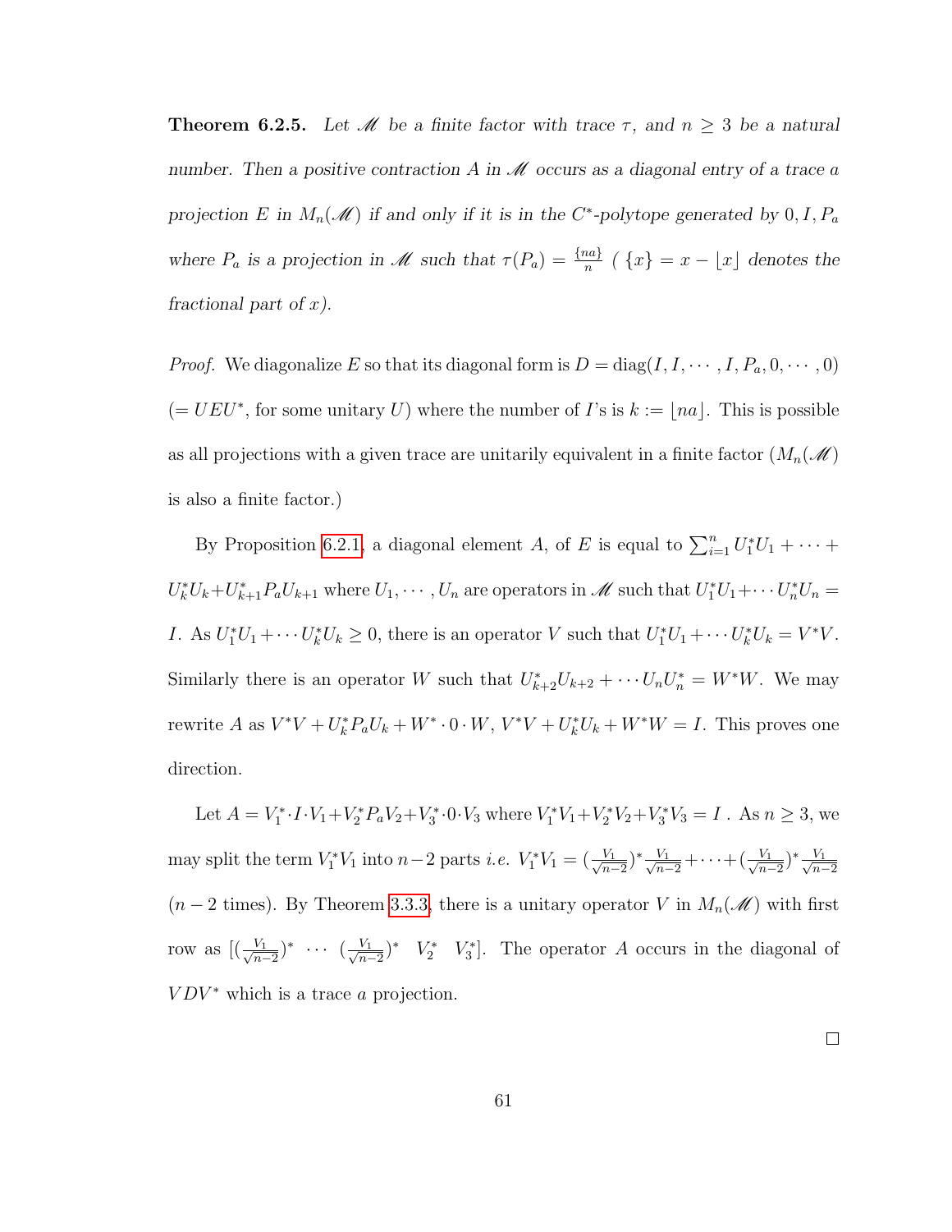**Theorem 6.2.5.** *Let $\mathscr{M}$ be a finite factor with trace $\tau$, and $n \geq 3$ be a natural number. Then a positive contraction $A$ in $\mathscr{M}$ occurs as a diagonal entry of a trace $a$ projection $E$ in $M_n(\mathscr{M})$ if and only if it is in the $C^*$-polytope generated by $0, I, P_a$ where $P_a$ is a projection in $\mathscr{M}$ such that $\tau(P_a) = \frac{\{na\}}{n}$ ( $\{x\} = x - \lfloor x \rfloor$ denotes the fractional part of $x$).*

*Proof.* We diagonalize $E$ so that its diagonal form is $D = \text{diag}(I, I, \cdots, I, P_a, 0, \cdots, 0)$ ($= UEU^*$, for some unitary $U$) where the number of $I$'s is $k := \lfloor na \rfloor$. This is possible as all projections with a given trace are unitarily equivalent in a finite factor ($M_n(\mathscr{M})$ is also a finite factor.)

By Proposition 6.2.1, a diagonal element $A$, of $E$ is equal to $\sum_{i=1}^n U_1^* U_1 + \cdots + U_k^* U_k + U_{k+1}^* P_a U_{k+1}$ where $U_1, \cdots, U_n$ are operators in $\mathscr{M}$ such that $U_1^* U_1 + \cdots U_n^* U_n = I$. As $U_1^* U_1 + \cdots U_k^* U_k \geq 0$, there is an operator $V$ such that $U_1^* U_1 + \cdots U_k^* U_k = V^* V$. Similarly there is an operator $W$ such that $U_{k+2}^* U_{k+2} + \cdots U_n U_n^* = W^* W$. We may rewrite $A$ as $V^* V + U_k^* P_a U_k + W^* \cdot 0 \cdot W$, $V^* V + U_k^* U_k + W^* W = I$. This proves one direction.

Let $A = V_1^* \cdot I \cdot V_1 + V_2^* P_a V_2 + V_3^* \cdot 0 \cdot V_3$ where $V_1^* V_1 + V_2^* V_2 + V_3^* V_3 = I$ . As $n \geq 3$, we may split the term $V_1^* V_1$ into $n-2$ parts *i.e.* $V_1^* V_1 = (\frac{V_1}{\sqrt{n-2}})^* \frac{V_1}{\sqrt{n-2}} + \cdots + (\frac{V_1}{\sqrt{n-2}})^* \frac{V_1}{\sqrt{n-2}}$ ($n-2$ times). By Theorem 3.3.3, there is a unitary operator $V$ in $M_n(\mathscr{M})$ with first row as $[(\frac{V_1}{\sqrt{n-2}})^* \ \cdots \ (\frac{V_1}{\sqrt{n-2}})^* \ \ V_2^* \ \ V_3^*]$. The operator $A$ occurs in the diagonal of $VDV^*$ which is a trace $a$ projection.

□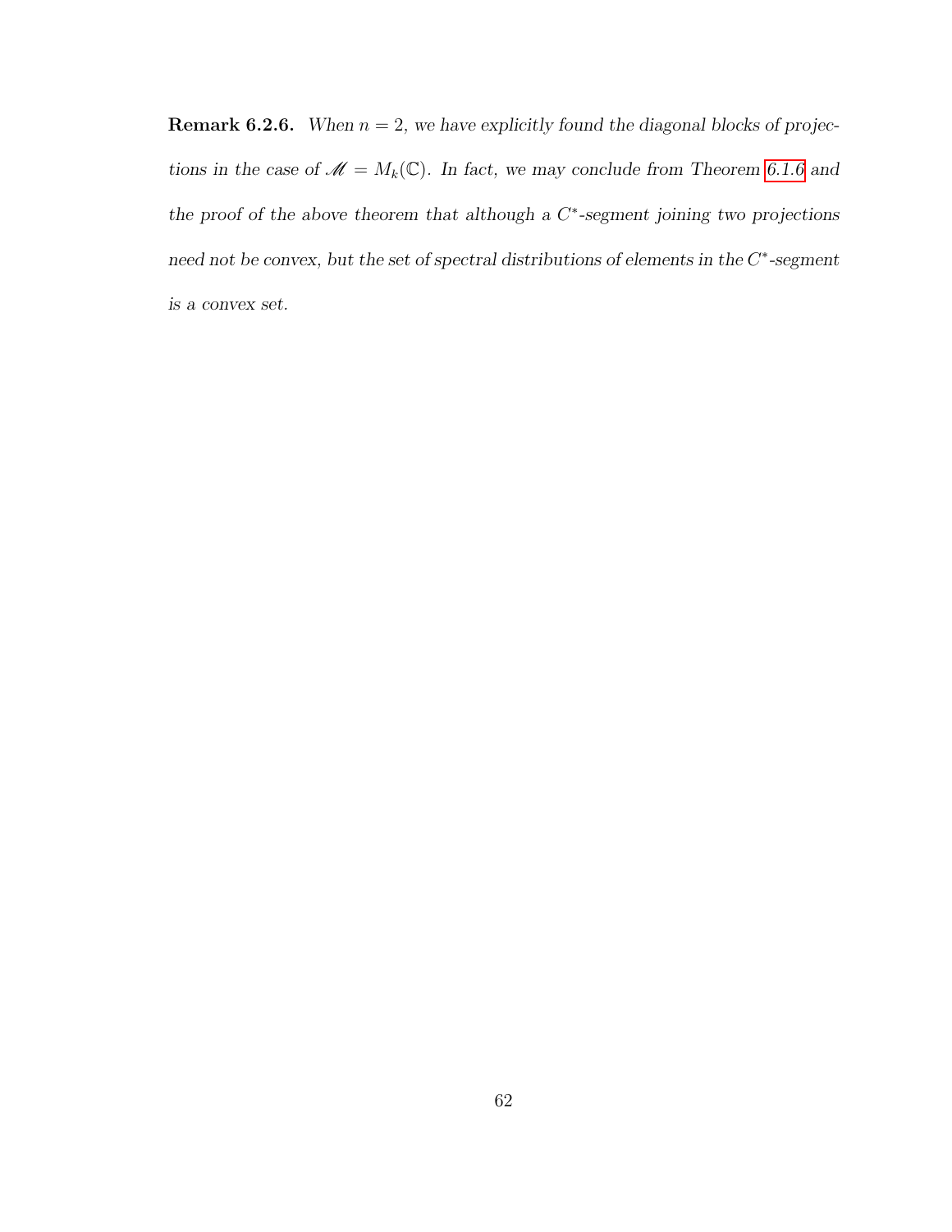**Remark 6.2.6.** *When $n = 2$, we have explicitly found the diagonal blocks of projections in the case of $\mathscr{M} = M_k(\mathbb{C})$. In fact, we may conclude from Theorem 6.1.6 and the proof of the above theorem that although a $C^*$-segment joining two projections need not be convex, but the set of spectral distributions of elements in the $C^*$-segment is a convex set.*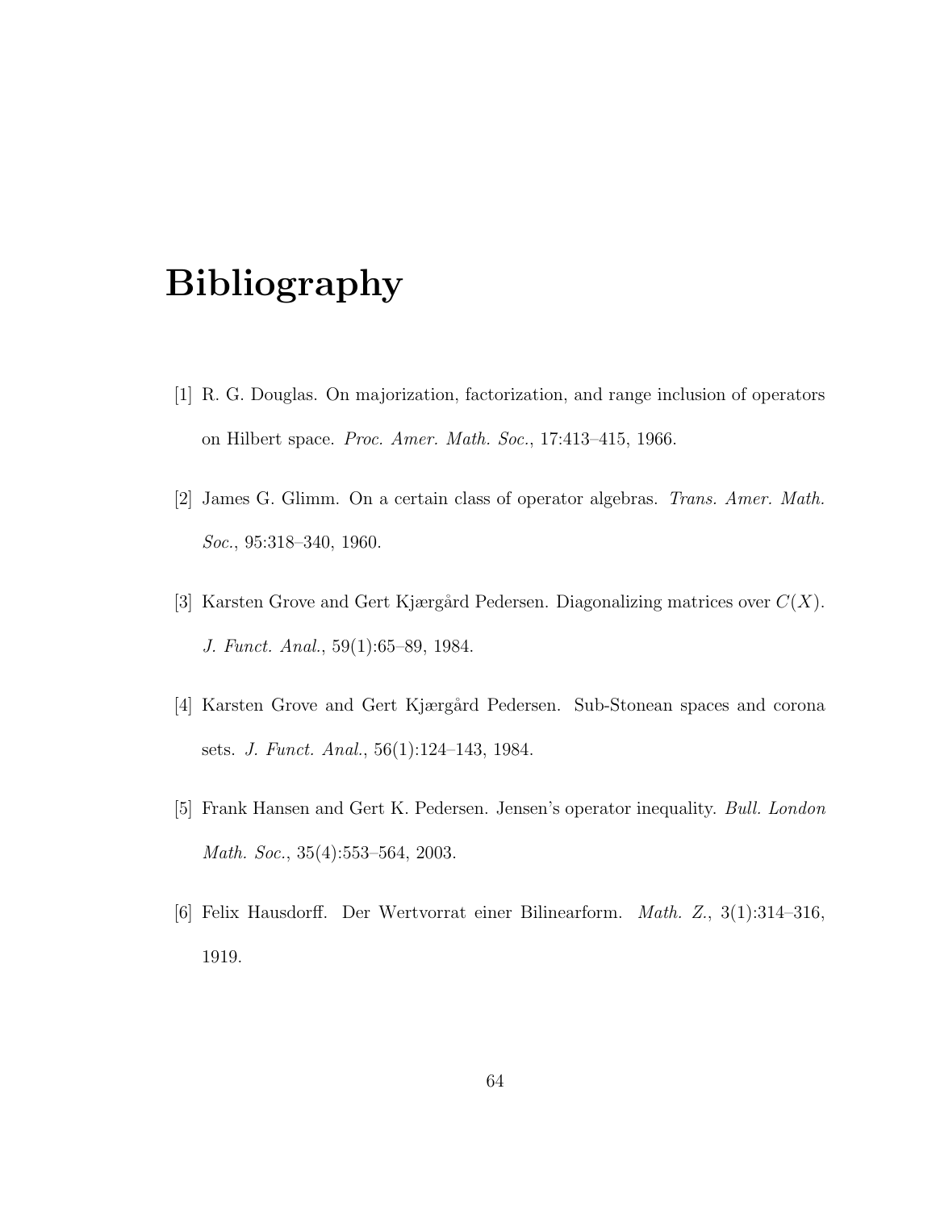# Bibliography

[1] R. G. Douglas. On majorization, factorization, and range inclusion of operators on Hilbert space. *Proc. Amer. Math. Soc.*, 17:413–415, 1966.

[2] James G. Glimm. On a certain class of operator algebras. *Trans. Amer. Math. Soc.*, 95:318–340, 1960.

[3] Karsten Grove and Gert Kjærgård Pedersen. Diagonalizing matrices over $C(X)$. *J. Funct. Anal.*, 59(1):65–89, 1984.

[4] Karsten Grove and Gert Kjærgård Pedersen. Sub-Stonean spaces and corona sets. *J. Funct. Anal.*, 56(1):124–143, 1984.

[5] Frank Hansen and Gert K. Pedersen. Jensen's operator inequality. *Bull. London Math. Soc.*, 35(4):553–564, 2003.

[6] Felix Hausdorff. Der Wertvorrat einer Bilinearform. *Math. Z.*, 3(1):314–316, 1919.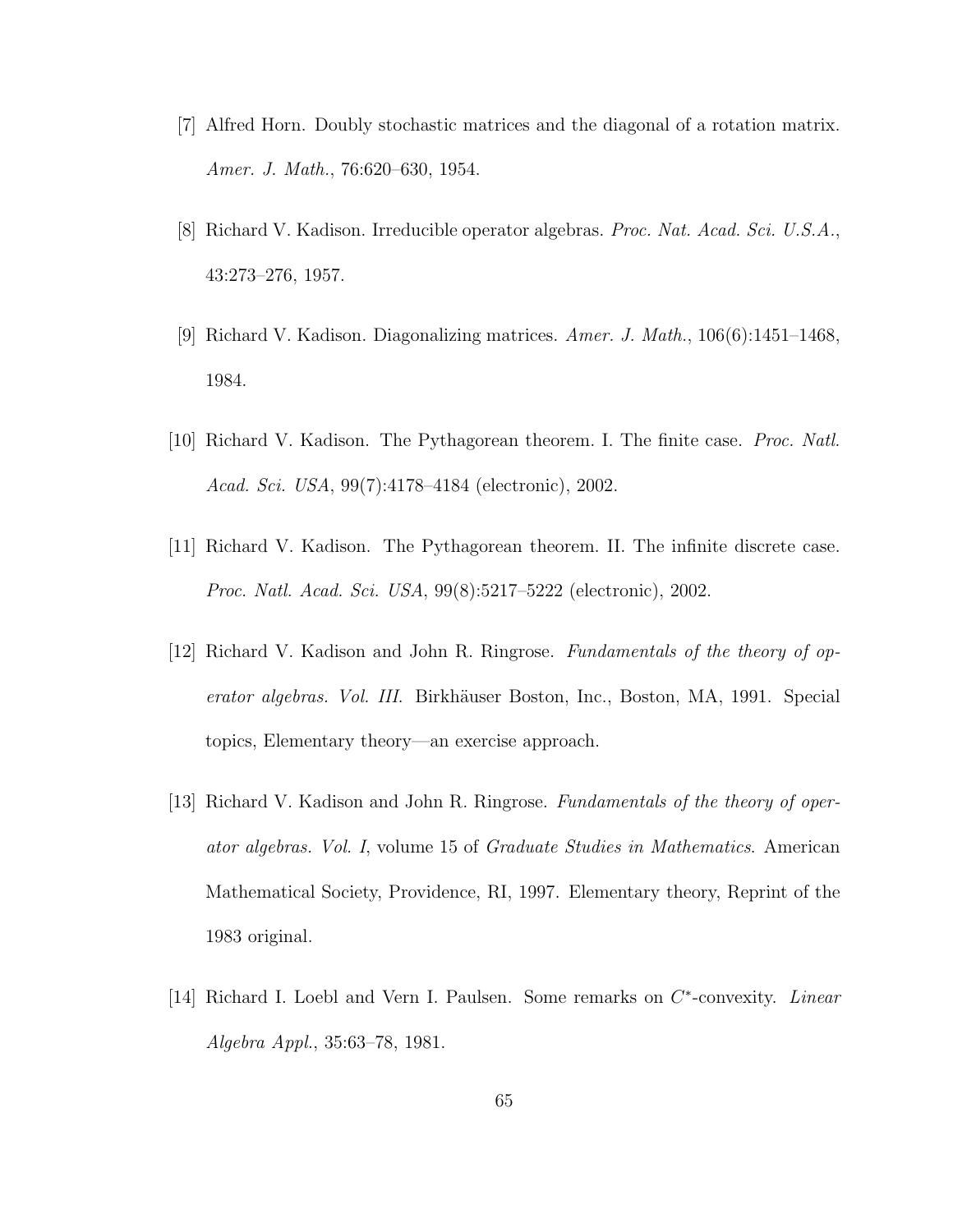[7] Alfred Horn. Doubly stochastic matrices and the diagonal of a rotation matrix. *Amer. J. Math.*, 76:620–630, 1954.

[8] Richard V. Kadison. Irreducible operator algebras. *Proc. Nat. Acad. Sci. U.S.A.*, 43:273–276, 1957.

[9] Richard V. Kadison. Diagonalizing matrices. *Amer. J. Math.*, 106(6):1451–1468, 1984.

[10] Richard V. Kadison. The Pythagorean theorem. I. The finite case. *Proc. Natl. Acad. Sci. USA*, 99(7):4178–4184 (electronic), 2002.

[11] Richard V. Kadison. The Pythagorean theorem. II. The infinite discrete case. *Proc. Natl. Acad. Sci. USA*, 99(8):5217–5222 (electronic), 2002.

[12] Richard V. Kadison and John R. Ringrose. *Fundamentals of the theory of operator algebras. Vol. III.* Birkhäuser Boston, Inc., Boston, MA, 1991. Special topics, Elementary theory—an exercise approach.

[13] Richard V. Kadison and John R. Ringrose. *Fundamentals of the theory of operator algebras. Vol. I*, volume 15 of *Graduate Studies in Mathematics*. American Mathematical Society, Providence, RI, 1997. Elementary theory, Reprint of the 1983 original.

[14] Richard I. Loebl and Vern I. Paulsen. Some remarks on $C^*$-convexity. *Linear Algebra Appl.*, 35:63–78, 1981.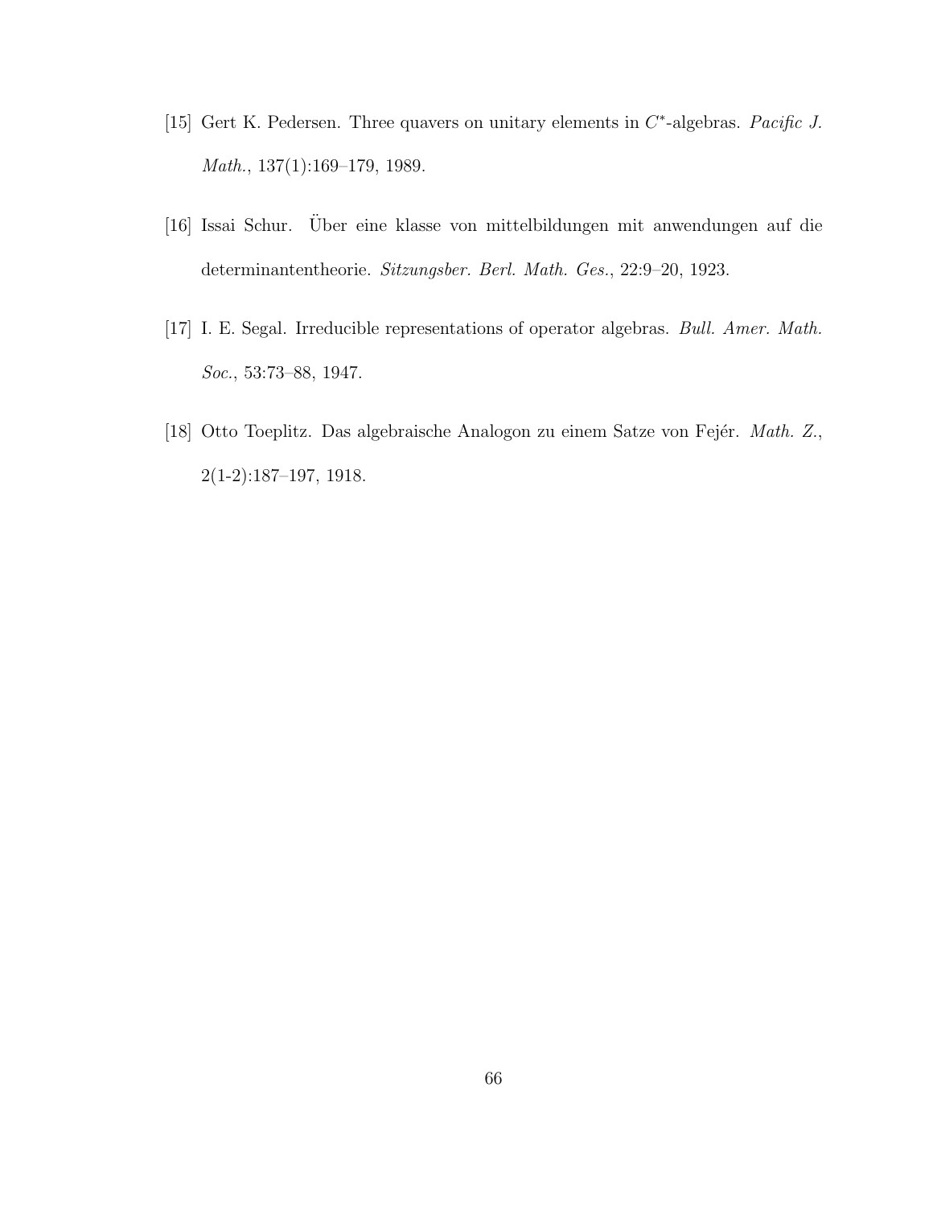[15] Gert K. Pedersen. Three quavers on unitary elements in $C^*$-algebras. *Pacific J. Math.*, 137(1):169–179, 1989.

[16] Issai Schur. Über eine klasse von mittelbildungen mit anwendungen auf die determinantentheorie. *Sitzungsber. Berl. Math. Ges.*, 22:9–20, 1923.

[17] I. E. Segal. Irreducible representations of operator algebras. *Bull. Amer. Math. Soc.*, 53:73–88, 1947.

[18] Otto Toeplitz. Das algebraische Analogon zu einem Satze von Fejér. *Math. Z.*, 2(1-2):187–197, 1918.